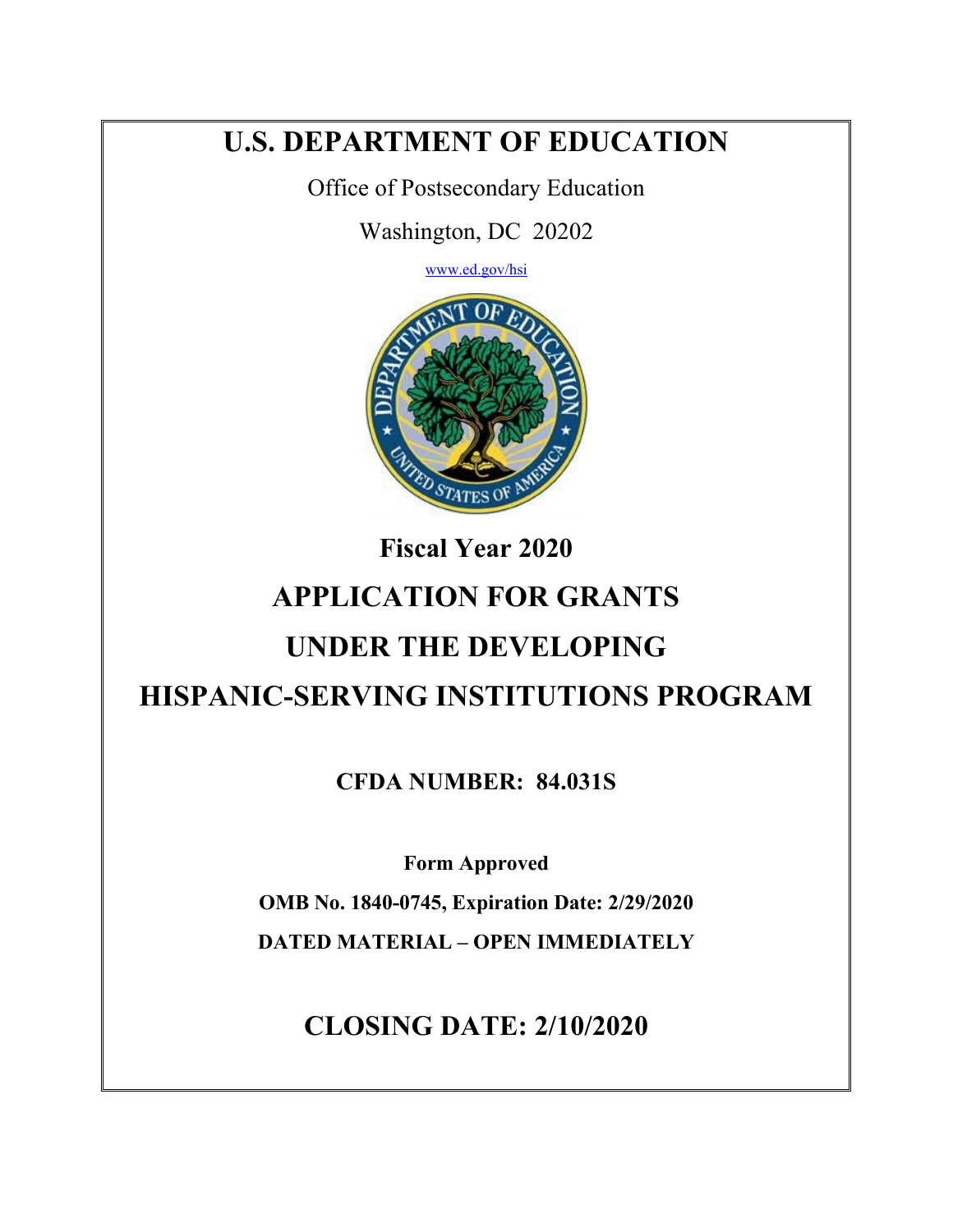# U.S. DEPARTMENT OF EDUCATION

Office of Postsecondary Education

Washington, DC 20202

www.ed.gov/hsi

## Fiscal Year 2020

# APPLICATION FOR GRANTS UNDER THE DEVELOPING HISPANIC-SERVING INSTITUTIONS PROGRAM

**CFDA NUMBER: 84.031S**

**Form Approved**

**OMB No. 1840-0745, Expiration Date: 2/29/2020**

**DATED MATERIAL – OPEN IMMEDIATELY**

## CLOSING DATE: 2/10/2020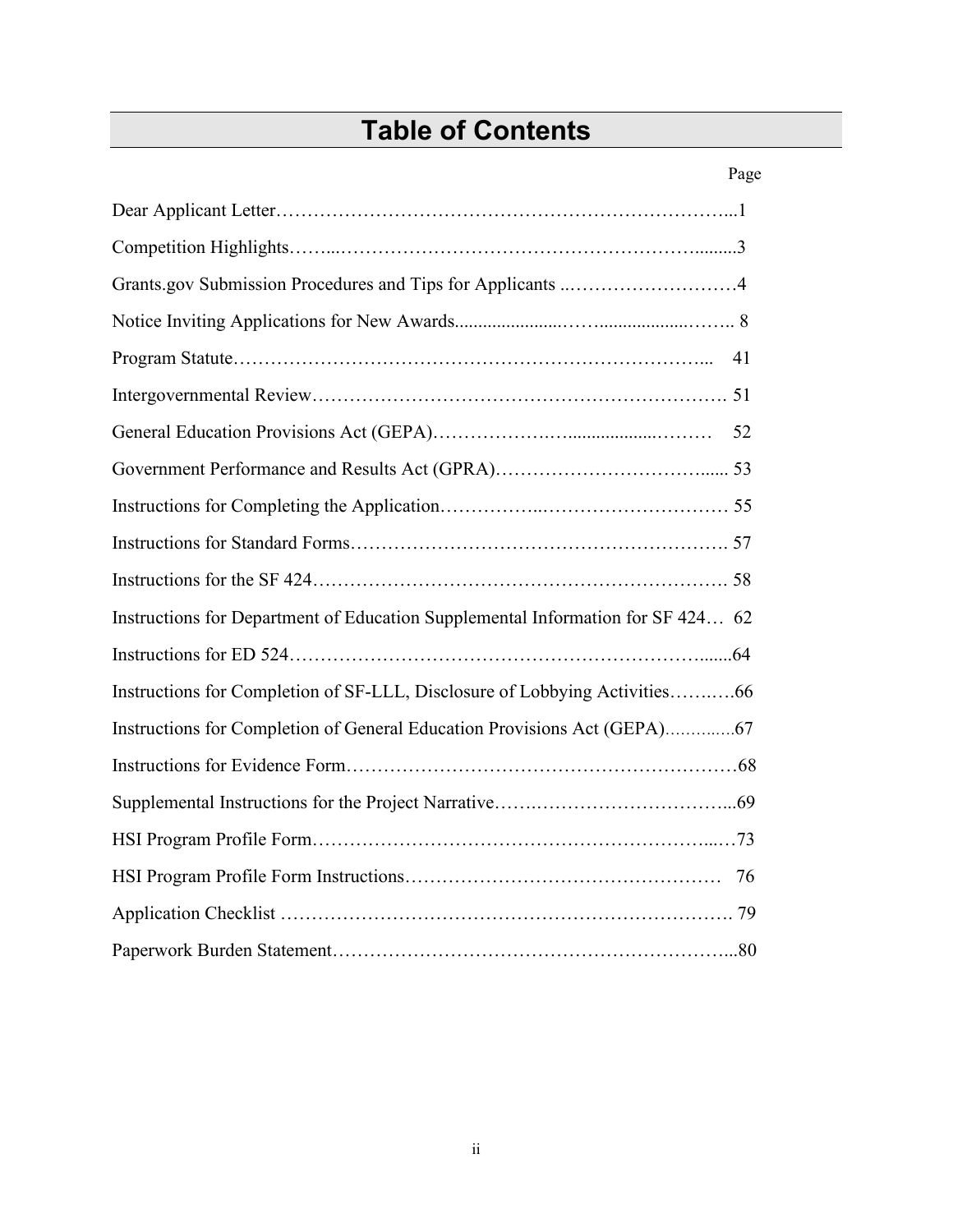# Table of Contents

| | Page |
|---|---|
| Dear Applicant Letter | 1 |
| Competition Highlights | 3 |
| Grants.gov Submission Procedures and Tips for Applicants | 4 |
| Notice Inviting Applications for New Awards | 8 |
| Program Statute | 41 |
| Intergovernmental Review | 51 |
| General Education Provisions Act (GEPA) | 52 |
| Government Performance and Results Act (GPRA) | 53 |
| Instructions for Completing the Application | 55 |
| Instructions for Standard Forms | 57 |
| Instructions for the SF 424 | 58 |
| Instructions for Department of Education Supplemental Information for SF 424 | 62 |
| Instructions for ED 524 | 64 |
| Instructions for Completion of SF-LLL, Disclosure of Lobbying Activities | 66 |
| Instructions for Completion of General Education Provisions Act (GEPA) | 67 |
| Instructions for Evidence Form | 68 |
| Supplemental Instructions for the Project Narrative | 69 |
| HSI Program Profile Form | 73 |
| HSI Program Profile Form Instructions | 76 |
| Application Checklist | 79 |
| Paperwork Burden Statement | 80 |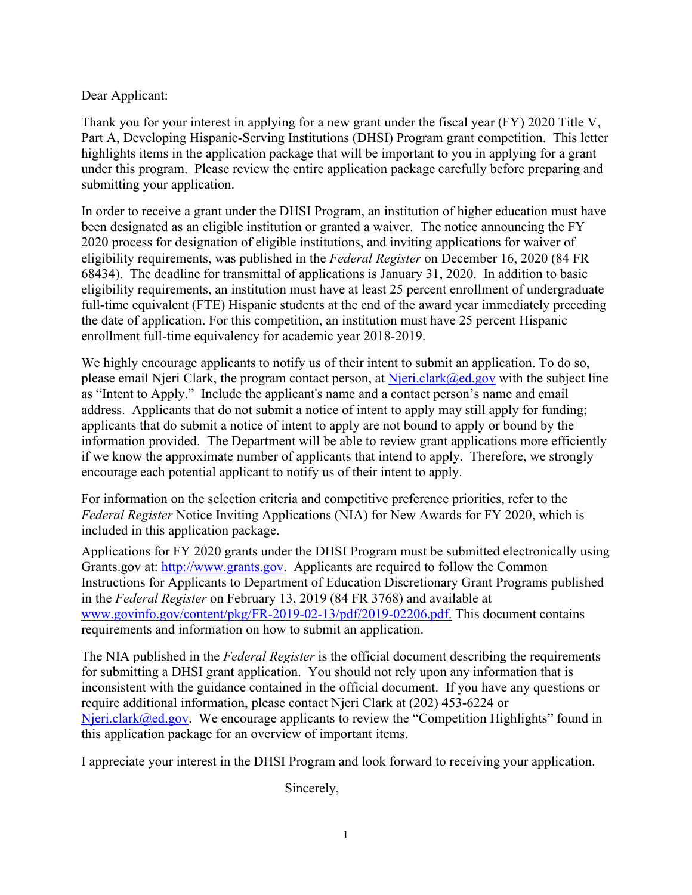Dear Applicant:

Thank you for your interest in applying for a new grant under the fiscal year (FY) 2020 Title V, Part A, Developing Hispanic-Serving Institutions (DHSI) Program grant competition. This letter highlights items in the application package that will be important to you in applying for a grant under this program. Please review the entire application package carefully before preparing and submitting your application.

In order to receive a grant under the DHSI Program, an institution of higher education must have been designated as an eligible institution or granted a waiver. The notice announcing the FY 2020 process for designation of eligible institutions, and inviting applications for waiver of eligibility requirements, was published in the *Federal Register* on December 16, 2020 (84 FR 68434). The deadline for transmittal of applications is January 31, 2020. In addition to basic eligibility requirements, an institution must have at least 25 percent enrollment of undergraduate full-time equivalent (FTE) Hispanic students at the end of the award year immediately preceding the date of application. For this competition, an institution must have 25 percent Hispanic enrollment full-time equivalency for academic year 2018-2019.

We highly encourage applicants to notify us of their intent to submit an application. To do so, please email Njeri Clark, the program contact person, at Njeri.clark@ed.gov with the subject line as "Intent to Apply." Include the applicant's name and a contact person's name and email address. Applicants that do not submit a notice of intent to apply may still apply for funding; applicants that do submit a notice of intent to apply are not bound to apply or bound by the information provided. The Department will be able to review grant applications more efficiently if we know the approximate number of applicants that intend to apply. Therefore, we strongly encourage each potential applicant to notify us of their intent to apply.

For information on the selection criteria and competitive preference priorities, refer to the *Federal Register* Notice Inviting Applications (NIA) for New Awards for FY 2020, which is included in this application package.

Applications for FY 2020 grants under the DHSI Program must be submitted electronically using Grants.gov at: http://www.grants.gov. Applicants are required to follow the Common Instructions for Applicants to Department of Education Discretionary Grant Programs published in the *Federal Register* on February 13, 2019 (84 FR 3768) and available at www.govinfo.gov/content/pkg/FR-2019-02-13/pdf/2019-02206.pdf. This document contains requirements and information on how to submit an application.

The NIA published in the *Federal Register* is the official document describing the requirements for submitting a DHSI grant application. You should not rely upon any information that is inconsistent with the guidance contained in the official document. If you have any questions or require additional information, please contact Njeri Clark at (202) 453-6224 or Njeri.clark@ed.gov. We encourage applicants to review the "Competition Highlights" found in this application package for an overview of important items.

I appreciate your interest in the DHSI Program and look forward to receiving your application.

Sincerely,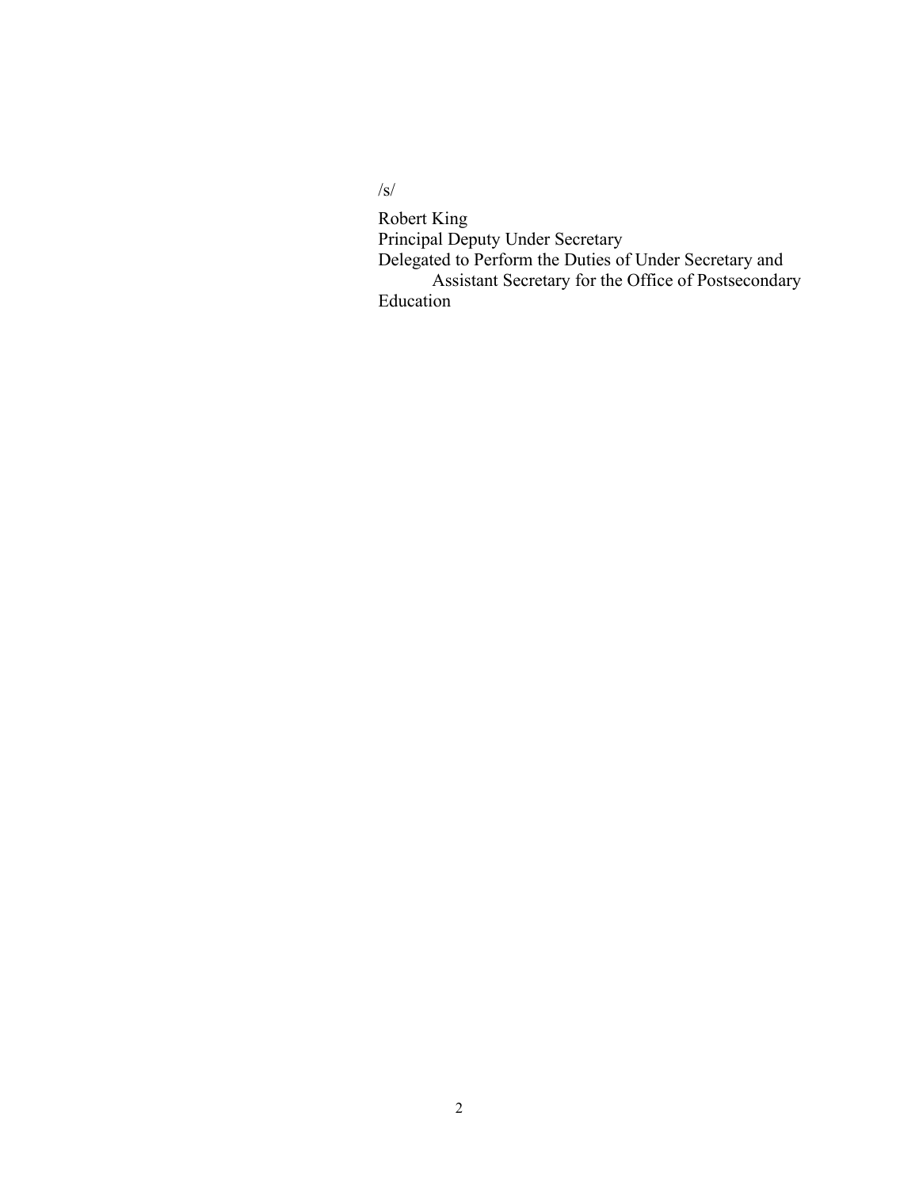/s/

Robert King
Principal Deputy Under Secretary
Delegated to Perform the Duties of Under Secretary and
Assistant Secretary for the Office of Postsecondary
Education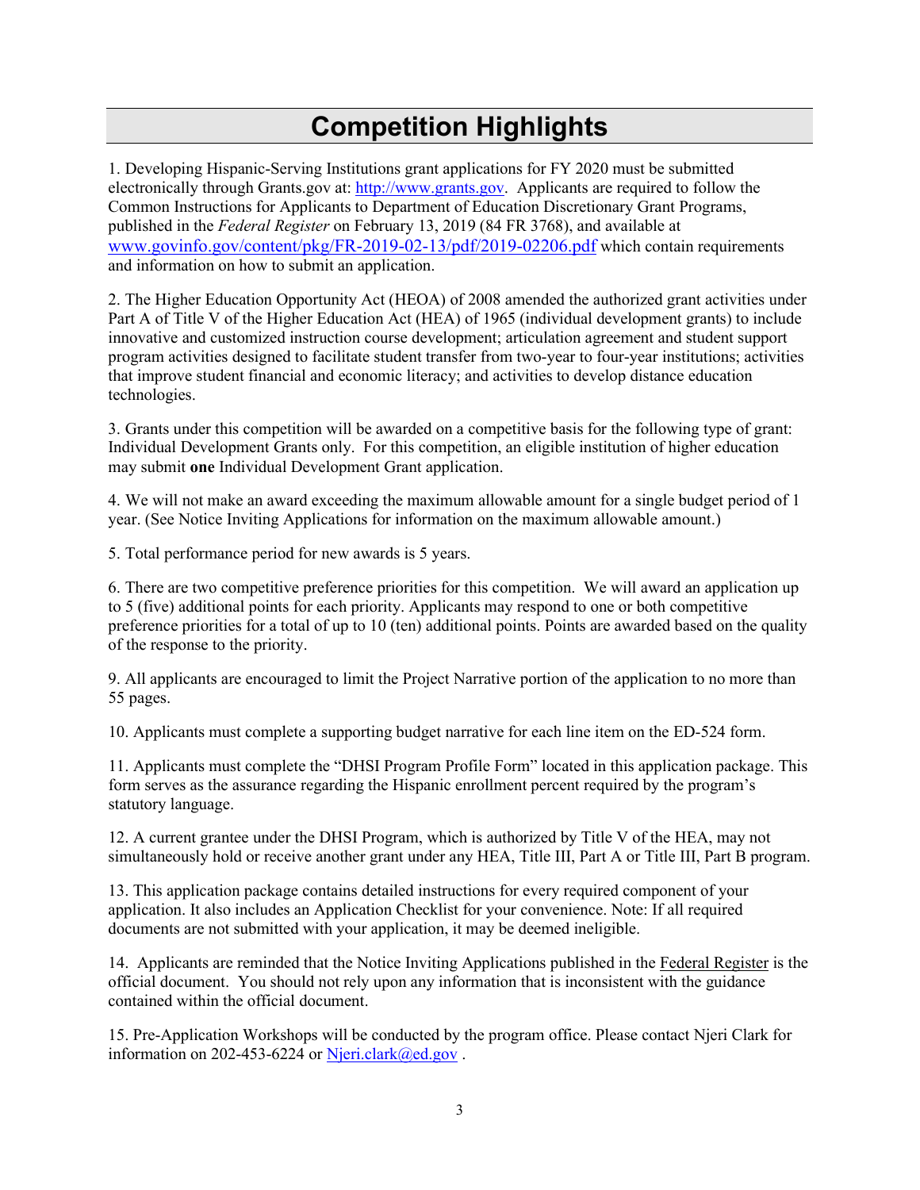# Competition Highlights

1. Developing Hispanic-Serving Institutions grant applications for FY 2020 must be submitted electronically through Grants.gov at: http://www.grants.gov. Applicants are required to follow the Common Instructions for Applicants to Department of Education Discretionary Grant Programs, published in the *Federal Register* on February 13, 2019 (84 FR 3768), and available at www.govinfo.gov/content/pkg/FR-2019-02-13/pdf/2019-02206.pdf which contain requirements and information on how to submit an application.

2. The Higher Education Opportunity Act (HEOA) of 2008 amended the authorized grant activities under Part A of Title V of the Higher Education Act (HEA) of 1965 (individual development grants) to include innovative and customized instruction course development; articulation agreement and student support program activities designed to facilitate student transfer from two-year to four-year institutions; activities that improve student financial and economic literacy; and activities to develop distance education technologies.

3. Grants under this competition will be awarded on a competitive basis for the following type of grant: Individual Development Grants only. For this competition, an eligible institution of higher education may submit **one** Individual Development Grant application.

4. We will not make an award exceeding the maximum allowable amount for a single budget period of 1 year. (See Notice Inviting Applications for information on the maximum allowable amount.)

5. Total performance period for new awards is 5 years.

6. There are two competitive preference priorities for this competition. We will award an application up to 5 (five) additional points for each priority. Applicants may respond to one or both competitive preference priorities for a total of up to 10 (ten) additional points. Points are awarded based on the quality of the response to the priority.

9. All applicants are encouraged to limit the Project Narrative portion of the application to no more than 55 pages.

10. Applicants must complete a supporting budget narrative for each line item on the ED-524 form.

11. Applicants must complete the "DHSI Program Profile Form" located in this application package. This form serves as the assurance regarding the Hispanic enrollment percent required by the program's statutory language.

12. A current grantee under the DHSI Program, which is authorized by Title V of the HEA, may not simultaneously hold or receive another grant under any HEA, Title III, Part A or Title III, Part B program.

13. This application package contains detailed instructions for every required component of your application. It also includes an Application Checklist for your convenience. Note: If all required documents are not submitted with your application, it may be deemed ineligible.

14. Applicants are reminded that the Notice Inviting Applications published in the Federal Register is the official document. You should not rely upon any information that is inconsistent with the guidance contained within the official document.

15. Pre-Application Workshops will be conducted by the program office. Please contact Njeri Clark for information on 202-453-6224 or Njeri.clark@ed.gov .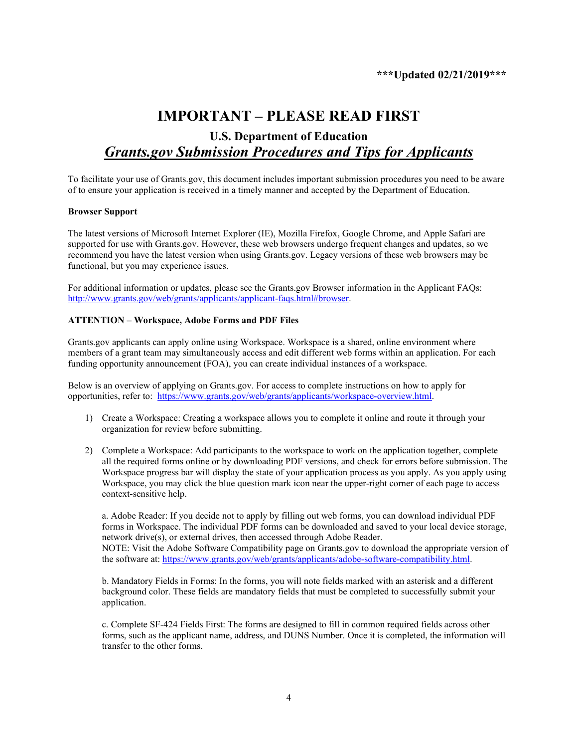**\*\*\*Updated 02/21/2019\*\*\***

# IMPORTANT – PLEASE READ FIRST

## U.S. Department of Education

## ***Grants.gov Submission Procedures and Tips for Applicants***

To facilitate your use of Grants.gov, this document includes important submission procedures you need to be aware of to ensure your application is received in a timely manner and accepted by the Department of Education.

**Browser Support**

The latest versions of Microsoft Internet Explorer (IE), Mozilla Firefox, Google Chrome, and Apple Safari are supported for use with Grants.gov. However, these web browsers undergo frequent changes and updates, so we recommend you have the latest version when using Grants.gov. Legacy versions of these web browsers may be functional, but you may experience issues.

For additional information or updates, please see the Grants.gov Browser information in the Applicant FAQs: http://www.grants.gov/web/grants/applicants/applicant-faqs.html#browser.

**ATTENTION – Workspace, Adobe Forms and PDF Files**

Grants.gov applicants can apply online using Workspace. Workspace is a shared, online environment where members of a grant team may simultaneously access and edit different web forms within an application. For each funding opportunity announcement (FOA), you can create individual instances of a workspace.

Below is an overview of applying on Grants.gov. For access to complete instructions on how to apply for opportunities, refer to: https://www.grants.gov/web/grants/applicants/workspace-overview.html.

1) Create a Workspace: Creating a workspace allows you to complete it online and route it through your organization for review before submitting.

2) Complete a Workspace: Add participants to the workspace to work on the application together, complete all the required forms online or by downloading PDF versions, and check for errors before submission. The Workspace progress bar will display the state of your application process as you apply. As you apply using Workspace, you may click the blue question mark icon near the upper-right corner of each page to access context-sensitive help.

   a. Adobe Reader: If you decide not to apply by filling out web forms, you can download individual PDF forms in Workspace. The individual PDF forms can be downloaded and saved to your local device storage, network drive(s), or external drives, then accessed through Adobe Reader.
   NOTE: Visit the Adobe Software Compatibility page on Grants.gov to download the appropriate version of the software at: https://www.grants.gov/web/grants/applicants/adobe-software-compatibility.html.

   b. Mandatory Fields in Forms: In the forms, you will note fields marked with an asterisk and a different background color. These fields are mandatory fields that must be completed to successfully submit your application.

   c. Complete SF-424 Fields First: The forms are designed to fill in common required fields across other forms, such as the applicant name, address, and DUNS Number. Once it is completed, the information will transfer to the other forms.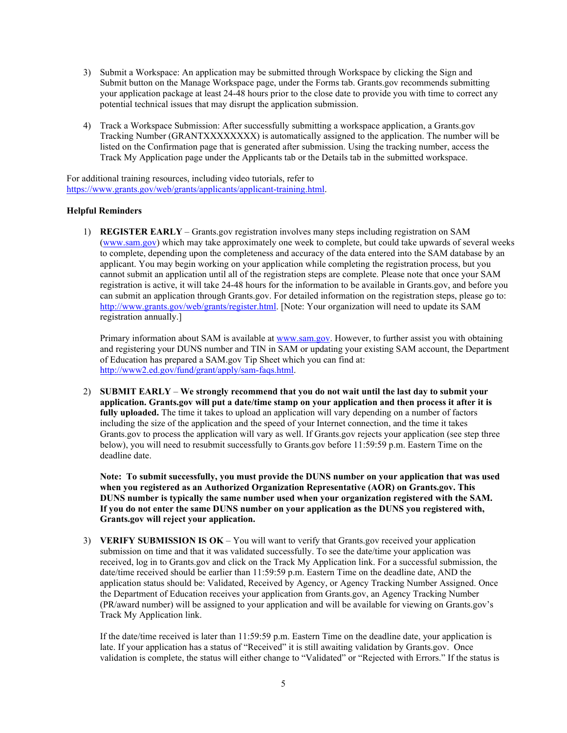3) Submit a Workspace: An application may be submitted through Workspace by clicking the Sign and Submit button on the Manage Workspace page, under the Forms tab. Grants.gov recommends submitting your application package at least 24-48 hours prior to the close date to provide you with time to correct any potential technical issues that may disrupt the application submission.

4) Track a Workspace Submission: After successfully submitting a workspace application, a Grants.gov Tracking Number (GRANTXXXXXXXX) is automatically assigned to the application. The number will be listed on the Confirmation page that is generated after submission. Using the tracking number, access the Track My Application page under the Applicants tab or the Details tab in the submitted workspace.

For additional training resources, including video tutorials, refer to https://www.grants.gov/web/grants/applicants/applicant-training.html.

**Helpful Reminders**

1) **REGISTER EARLY** – Grants.gov registration involves many steps including registration on SAM (www.sam.gov) which may take approximately one week to complete, but could take upwards of several weeks to complete, depending upon the completeness and accuracy of the data entered into the SAM database by an applicant. You may begin working on your application while completing the registration process, but you cannot submit an application until all of the registration steps are complete. Please note that once your SAM registration is active, it will take 24-48 hours for the information to be available in Grants.gov, and before you can submit an application through Grants.gov. For detailed information on the registration steps, please go to: http://www.grants.gov/web/grants/register.html. [Note: Your organization will need to update its SAM registration annually.]

   Primary information about SAM is available at www.sam.gov. However, to further assist you with obtaining and registering your DUNS number and TIN in SAM or updating your existing SAM account, the Department of Education has prepared a SAM.gov Tip Sheet which you can find at: http://www2.ed.gov/fund/grant/apply/sam-faqs.html.

2) **SUBMIT EARLY** – **We strongly recommend that you do not wait until the last day to submit your application. Grants.gov will put a date/time stamp on your application and then process it after it is fully uploaded.** The time it takes to upload an application will vary depending on a number of factors including the size of the application and the speed of your Internet connection, and the time it takes Grants.gov to process the application will vary as well. If Grants.gov rejects your application (see step three below), you will need to resubmit successfully to Grants.gov before 11:59:59 p.m. Eastern Time on the deadline date.

   **Note: To submit successfully, you must provide the DUNS number on your application that was used when you registered as an Authorized Organization Representative (AOR) on Grants.gov. This DUNS number is typically the same number used when your organization registered with the SAM. If you do not enter the same DUNS number on your application as the DUNS you registered with, Grants.gov will reject your application.**

3) **VERIFY SUBMISSION IS OK** – You will want to verify that Grants.gov received your application submission on time and that it was validated successfully. To see the date/time your application was received, log in to Grants.gov and click on the Track My Application link. For a successful submission, the date/time received should be earlier than 11:59:59 p.m. Eastern Time on the deadline date, AND the application status should be: Validated, Received by Agency, or Agency Tracking Number Assigned. Once the Department of Education receives your application from Grants.gov, an Agency Tracking Number (PR/award number) will be assigned to your application and will be available for viewing on Grants.gov's Track My Application link.

   If the date/time received is later than 11:59:59 p.m. Eastern Time on the deadline date, your application is late. If your application has a status of "Received" it is still awaiting validation by Grants.gov. Once validation is complete, the status will either change to "Validated" or "Rejected with Errors." If the status is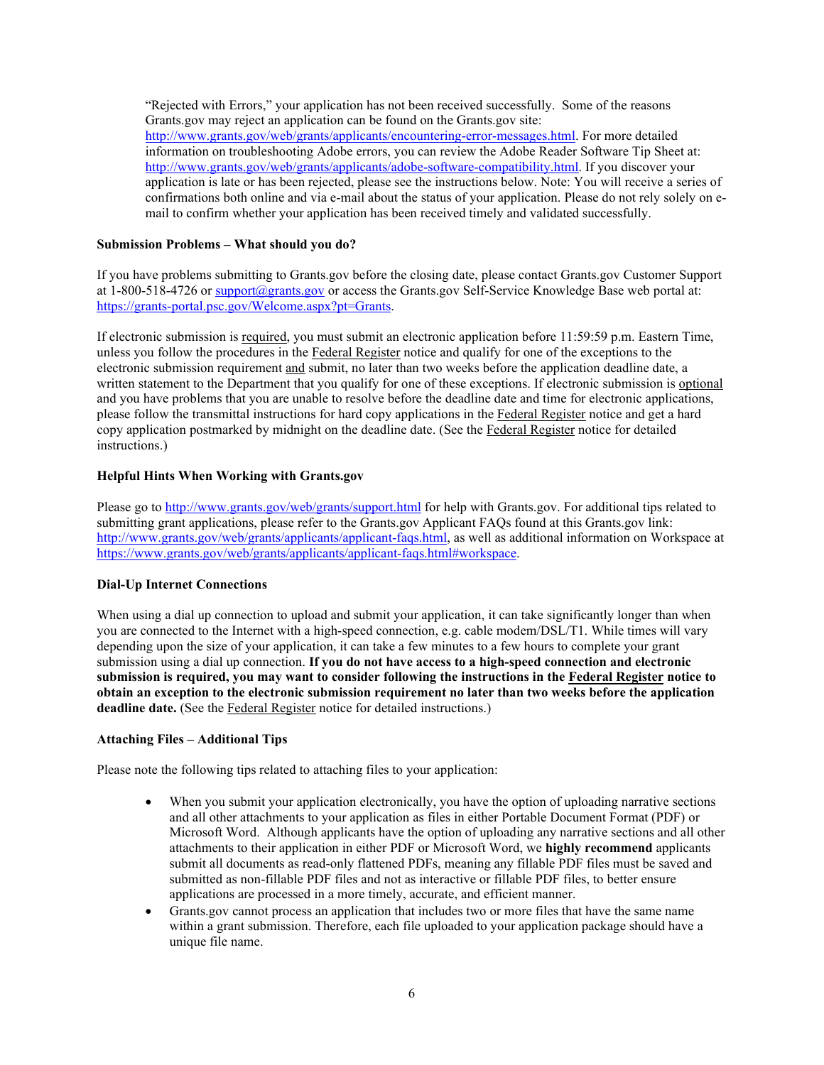"Rejected with Errors," your application has not been received successfully. Some of the reasons Grants.gov may reject an application can be found on the Grants.gov site: http://www.grants.gov/web/grants/applicants/encountering-error-messages.html. For more detailed information on troubleshooting Adobe errors, you can review the Adobe Reader Software Tip Sheet at: http://www.grants.gov/web/grants/applicants/adobe-software-compatibility.html. If you discover your application is late or has been rejected, please see the instructions below. Note: You will receive a series of confirmations both online and via e-mail about the status of your application. Please do not rely solely on e-mail to confirm whether your application has been received timely and validated successfully.

**Submission Problems – What should you do?**

If you have problems submitting to Grants.gov before the closing date, please contact Grants.gov Customer Support at 1-800-518-4726 or support@grants.gov or access the Grants.gov Self-Service Knowledge Base web portal at: https://grants-portal.psc.gov/Welcome.aspx?pt=Grants.

If electronic submission is required, you must submit an electronic application before 11:59:59 p.m. Eastern Time, unless you follow the procedures in the Federal Register notice and qualify for one of the exceptions to the electronic submission requirement and submit, no later than two weeks before the application deadline date, a written statement to the Department that you qualify for one of these exceptions. If electronic submission is optional and you have problems that you are unable to resolve before the deadline date and time for electronic applications, please follow the transmittal instructions for hard copy applications in the Federal Register notice and get a hard copy application postmarked by midnight on the deadline date. (See the Federal Register notice for detailed instructions.)

**Helpful Hints When Working with Grants.gov**

Please go to http://www.grants.gov/web/grants/support.html for help with Grants.gov. For additional tips related to submitting grant applications, please refer to the Grants.gov Applicant FAQs found at this Grants.gov link: http://www.grants.gov/web/grants/applicants/applicant-faqs.html, as well as additional information on Workspace at https://www.grants.gov/web/grants/applicants/applicant-faqs.html#workspace.

**Dial-Up Internet Connections**

When using a dial up connection to upload and submit your application, it can take significantly longer than when you are connected to the Internet with a high-speed connection, e.g. cable modem/DSL/T1. While times will vary depending upon the size of your application, it can take a few minutes to a few hours to complete your grant submission using a dial up connection. **If you do not have access to a high-speed connection and electronic submission is required, you may want to consider following the instructions in the Federal Register notice to obtain an exception to the electronic submission requirement no later than two weeks before the application deadline date.** (See the Federal Register notice for detailed instructions.)

**Attaching Files – Additional Tips**

Please note the following tips related to attaching files to your application:

- When you submit your application electronically, you have the option of uploading narrative sections and all other attachments to your application as files in either Portable Document Format (PDF) or Microsoft Word. Although applicants have the option of uploading any narrative sections and all other attachments to their application in either PDF or Microsoft Word, we **highly recommend** applicants submit all documents as read-only flattened PDFs, meaning any fillable PDF files must be saved and submitted as non-fillable PDF files and not as interactive or fillable PDF files, to better ensure applications are processed in a more timely, accurate, and efficient manner.
- Grants.gov cannot process an application that includes two or more files that have the same name within a grant submission. Therefore, each file uploaded to your application package should have a unique file name.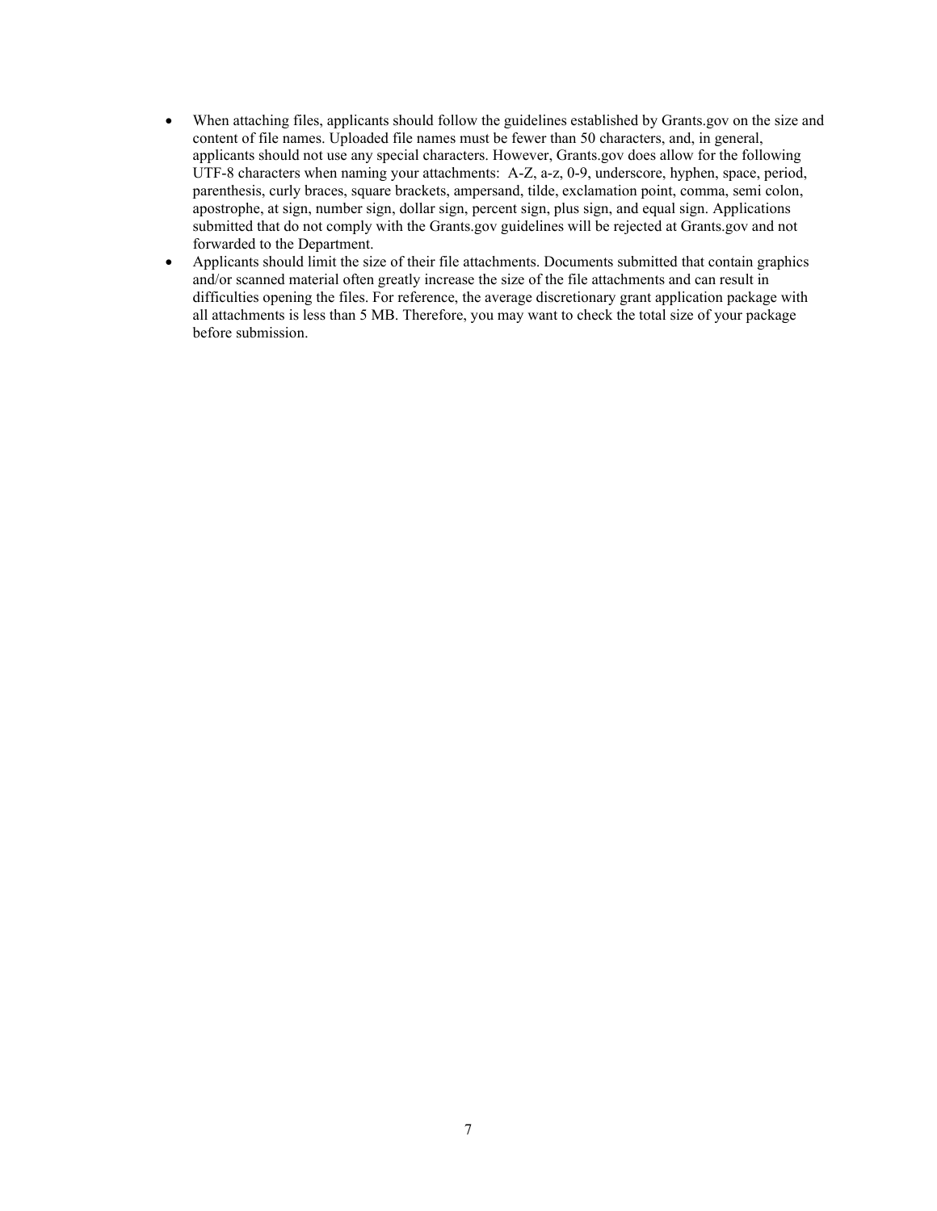- When attaching files, applicants should follow the guidelines established by Grants.gov on the size and content of file names. Uploaded file names must be fewer than 50 characters, and, in general, applicants should not use any special characters. However, Grants.gov does allow for the following UTF-8 characters when naming your attachments: A-Z, a-z, 0-9, underscore, hyphen, space, period, parenthesis, curly braces, square brackets, ampersand, tilde, exclamation point, comma, semi colon, apostrophe, at sign, number sign, dollar sign, percent sign, plus sign, and equal sign. Applications submitted that do not comply with the Grants.gov guidelines will be rejected at Grants.gov and not forwarded to the Department.
- Applicants should limit the size of their file attachments. Documents submitted that contain graphics and/or scanned material often greatly increase the size of the file attachments and can result in difficulties opening the files. For reference, the average discretionary grant application package with all attachments is less than 5 MB. Therefore, you may want to check the total size of your package before submission.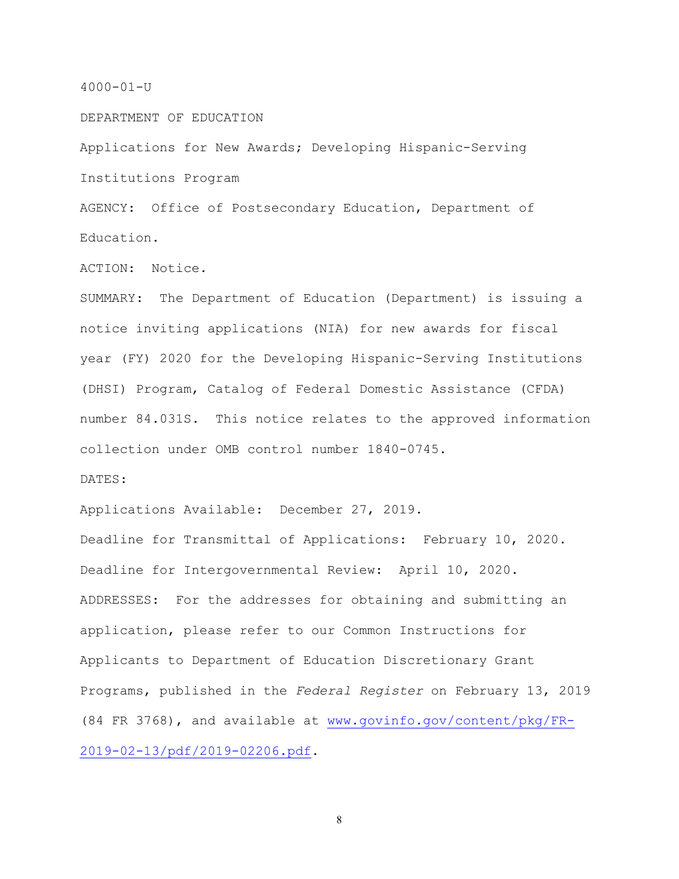4000-01-U

DEPARTMENT OF EDUCATION

Applications for New Awards; Developing Hispanic-Serving Institutions Program

AGENCY: Office of Postsecondary Education, Department of Education.

ACTION: Notice.

SUMMARY: The Department of Education (Department) is issuing a notice inviting applications (NIA) for new awards for fiscal year (FY) 2020 for the Developing Hispanic-Serving Institutions (DHSI) Program, Catalog of Federal Domestic Assistance (CFDA) number 84.031S. This notice relates to the approved information collection under OMB control number 1840-0745.

DATES:

Applications Available: December 27, 2019.

Deadline for Transmittal of Applications: February 10, 2020.

Deadline for Intergovernmental Review: April 10, 2020.

ADDRESSES: For the addresses for obtaining and submitting an application, please refer to our Common Instructions for Applicants to Department of Education Discretionary Grant Programs, published in the *Federal Register* on February 13, 2019 (84 FR 3768), and available at www.govinfo.gov/content/pkg/FR-2019-02-13/pdf/2019-02206.pdf.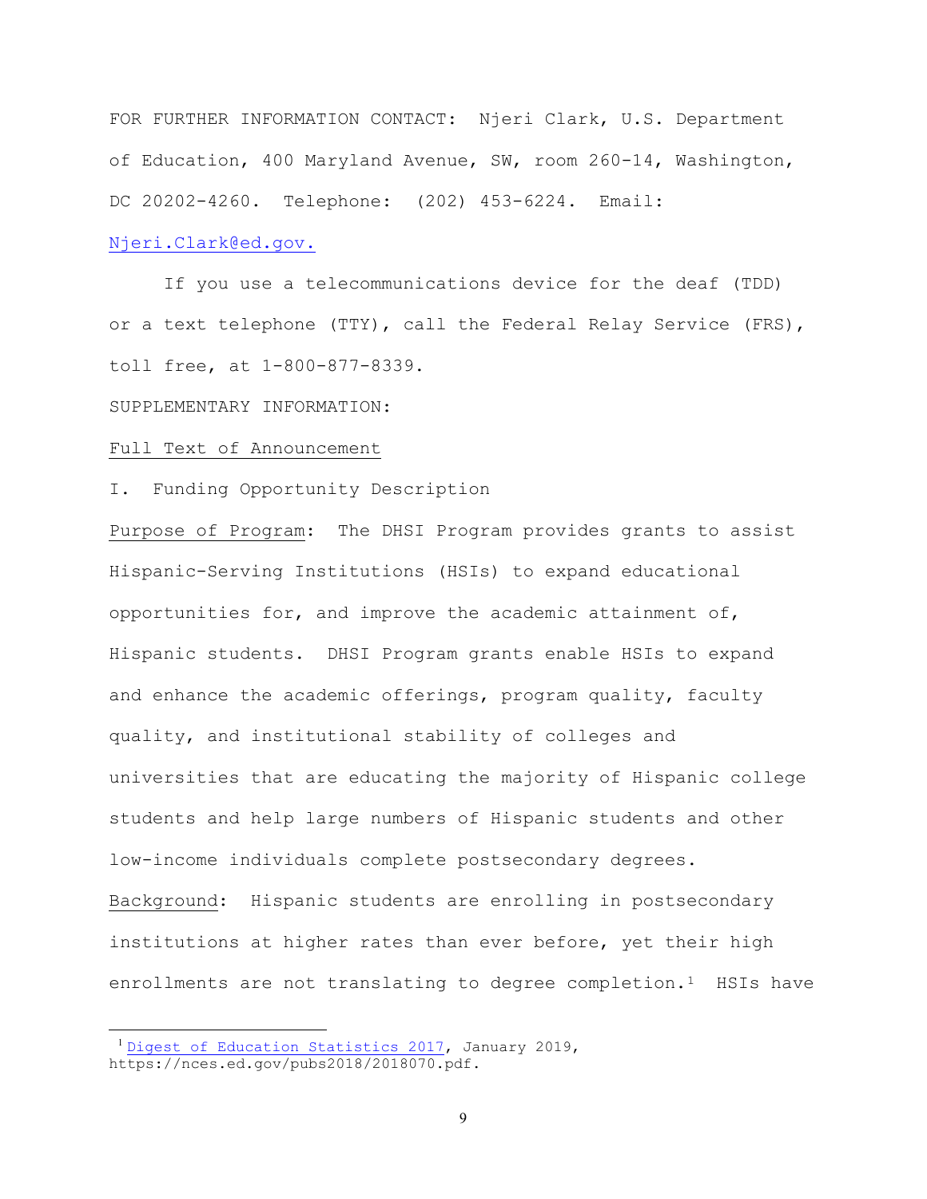FOR FURTHER INFORMATION CONTACT: Njeri Clark, U.S. Department of Education, 400 Maryland Avenue, SW, room 260-14, Washington, DC 20202-4260. Telephone: (202) 453-6224. Email: [Njeri.Clark@ed.gov.](mailto:Njeri.Clark@ed.gov)

If you use a telecommunications device for the deaf (TDD) or a text telephone (TTY), call the Federal Relay Service (FRS), toll free, at 1-800-877-8339.

SUPPLEMENTARY INFORMATION:

Full Text of Announcement

I. Funding Opportunity Description

Purpose of Program: The DHSI Program provides grants to assist Hispanic-Serving Institutions (HSIs) to expand educational opportunities for, and improve the academic attainment of, Hispanic students. DHSI Program grants enable HSIs to expand and enhance the academic offerings, program quality, faculty quality, and institutional stability of colleges and universities that are educating the majority of Hispanic college students and help large numbers of Hispanic students and other low-income individuals complete postsecondary degrees.

Background: Hispanic students are enrolling in postsecondary institutions at higher rates than ever before, yet their high enrollments are not translating to degree completion.[1] HSIs have

[1] Digest of Education Statistics 2017, January 2019, https://nces.ed.gov/pubs2018/2018070.pdf.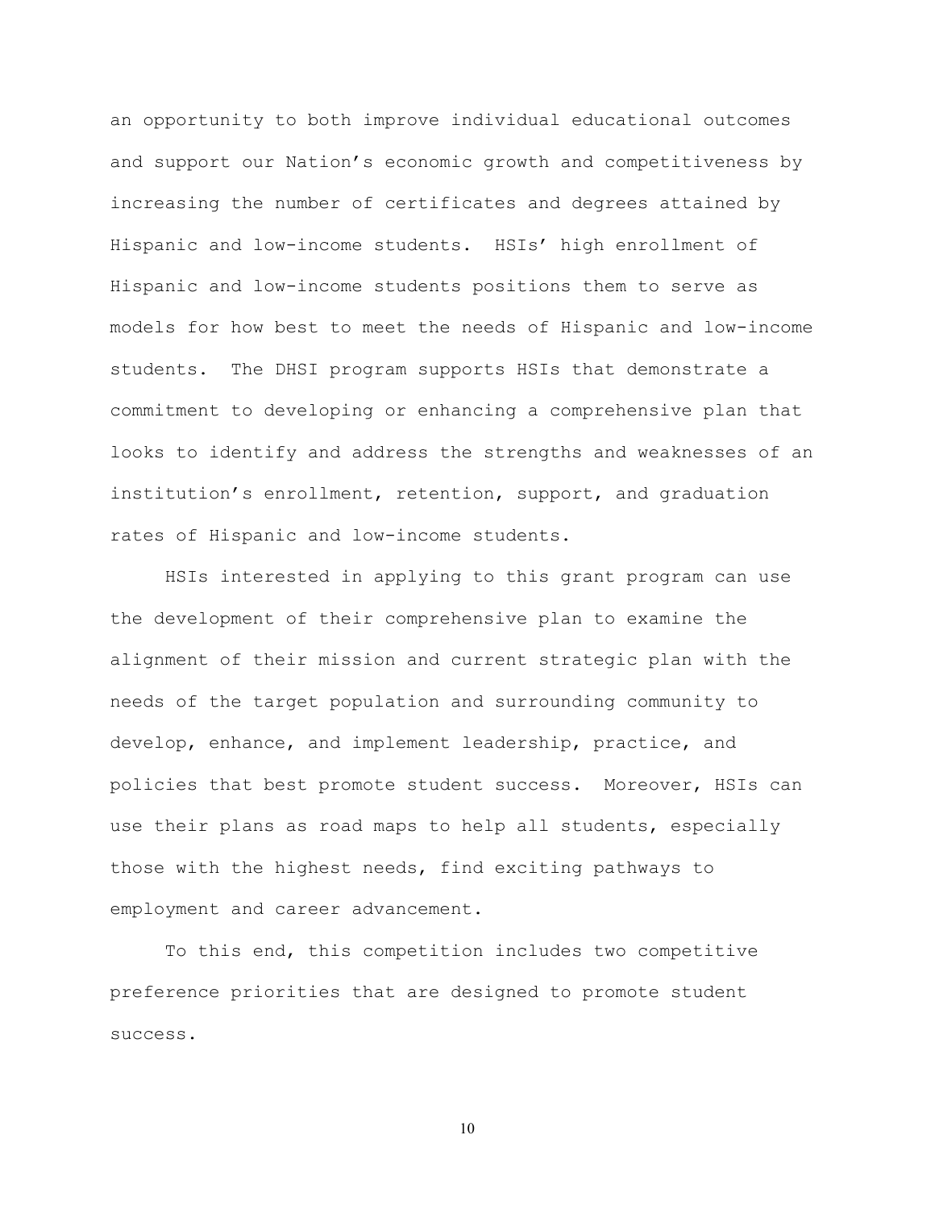an opportunity to both improve individual educational outcomes and support our Nation's economic growth and competitiveness by increasing the number of certificates and degrees attained by Hispanic and low-income students. HSIs' high enrollment of Hispanic and low-income students positions them to serve as models for how best to meet the needs of Hispanic and low-income students. The DHSI program supports HSIs that demonstrate a commitment to developing or enhancing a comprehensive plan that looks to identify and address the strengths and weaknesses of an institution's enrollment, retention, support, and graduation rates of Hispanic and low-income students.

HSIs interested in applying to this grant program can use the development of their comprehensive plan to examine the alignment of their mission and current strategic plan with the needs of the target population and surrounding community to develop, enhance, and implement leadership, practice, and policies that best promote student success. Moreover, HSIs can use their plans as road maps to help all students, especially those with the highest needs, find exciting pathways to employment and career advancement.

To this end, this competition includes two competitive preference priorities that are designed to promote student success.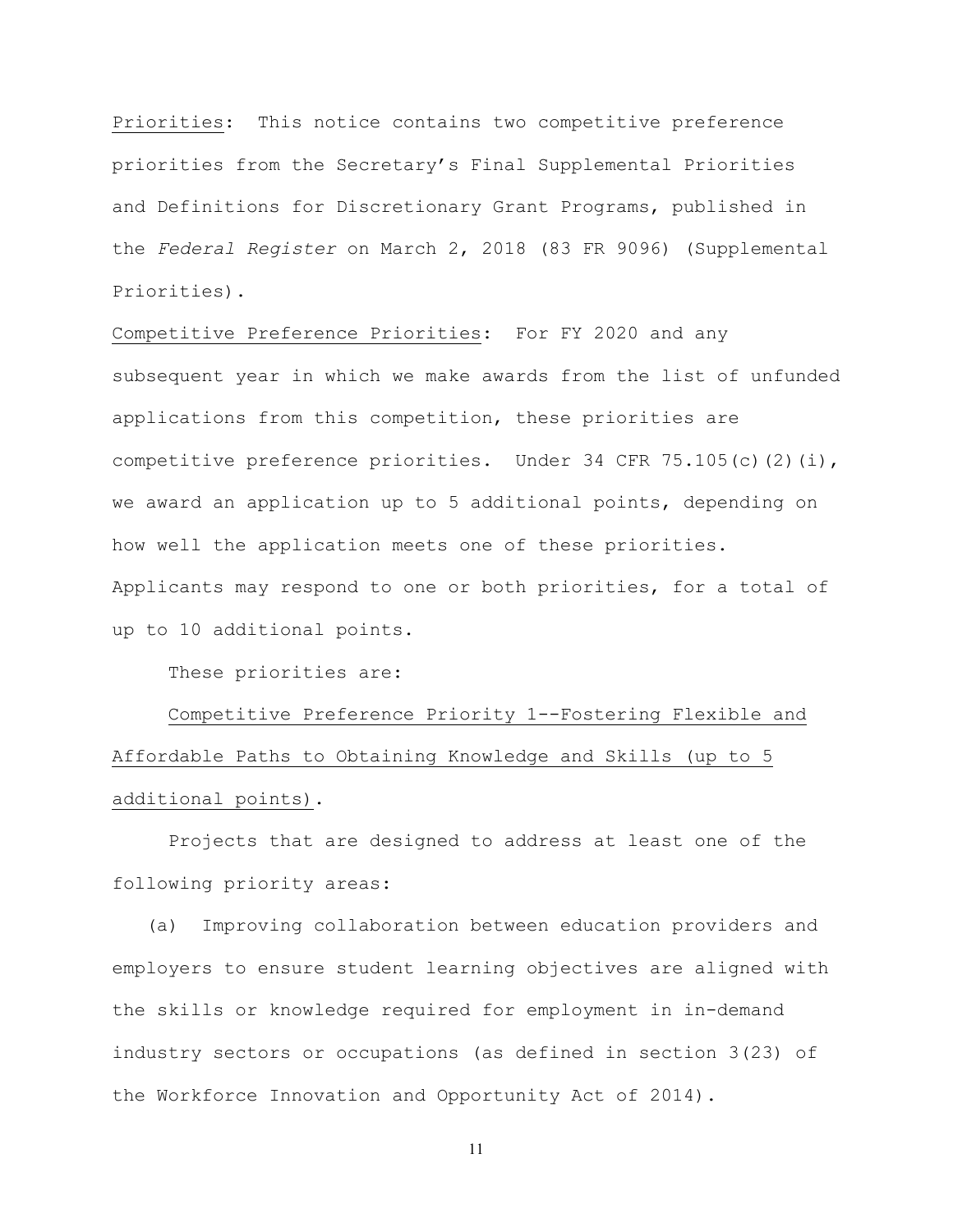Priorities: This notice contains two competitive preference priorities from the Secretary's Final Supplemental Priorities and Definitions for Discretionary Grant Programs, published in the *Federal Register* on March 2, 2018 (83 FR 9096) (Supplemental Priorities).

Competitive Preference Priorities: For FY 2020 and any subsequent year in which we make awards from the list of unfunded applications from this competition, these priorities are competitive preference priorities. Under 34 CFR 75.105(c)(2)(i), we award an application up to 5 additional points, depending on how well the application meets one of these priorities. Applicants may respond to one or both priorities, for a total of up to 10 additional points.

These priorities are:

Competitive Preference Priority 1--Fostering Flexible and Affordable Paths to Obtaining Knowledge and Skills (up to 5 additional points).

Projects that are designed to address at least one of the following priority areas:

(a) Improving collaboration between education providers and employers to ensure student learning objectives are aligned with the skills or knowledge required for employment in in-demand industry sectors or occupations (as defined in section 3(23) of the Workforce Innovation and Opportunity Act of 2014).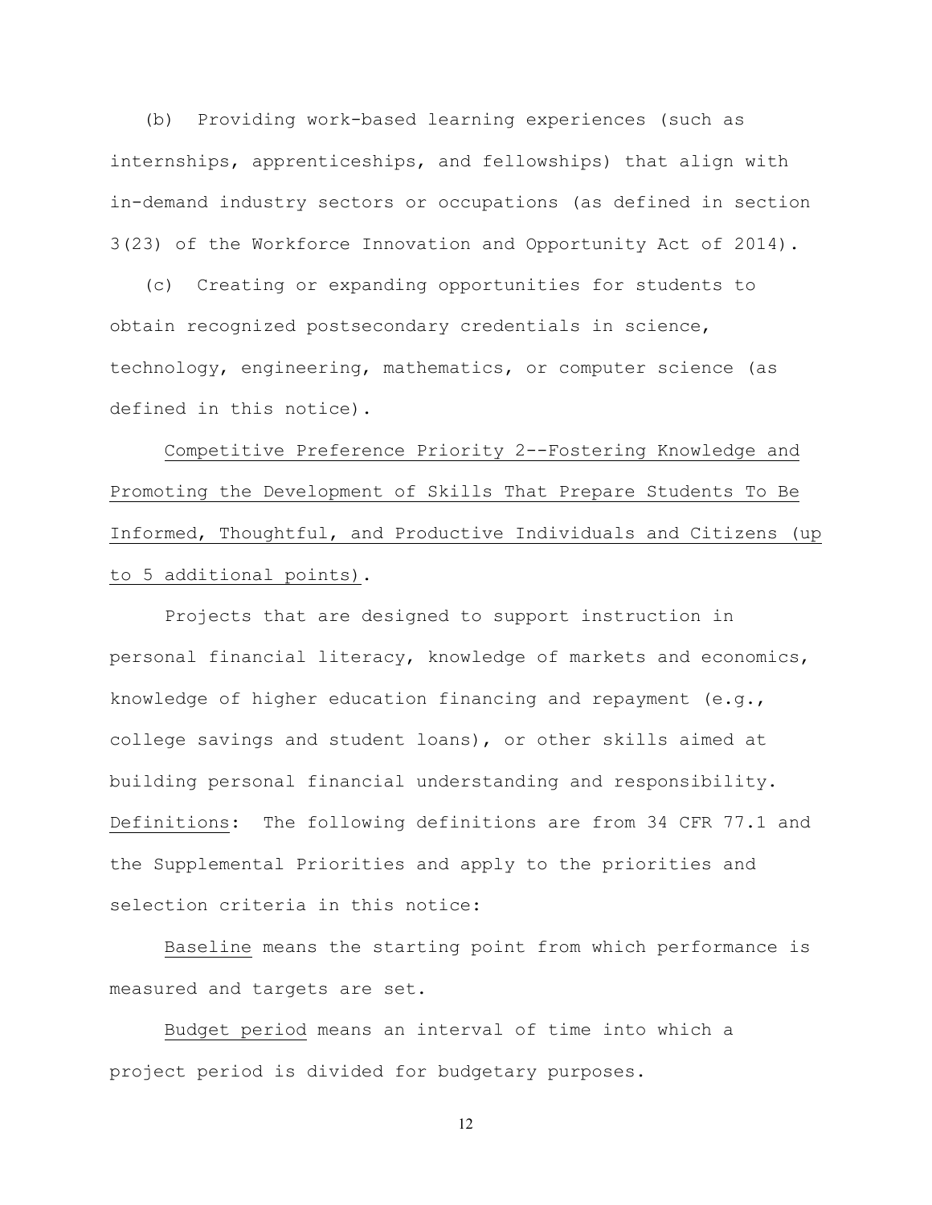(b) Providing work-based learning experiences (such as internships, apprenticeships, and fellowships) that align with in-demand industry sectors or occupations (as defined in section 3(23) of the Workforce Innovation and Opportunity Act of 2014).

(c) Creating or expanding opportunities for students to obtain recognized postsecondary credentials in science, technology, engineering, mathematics, or computer science (as defined in this notice).

Competitive Preference Priority 2--Fostering Knowledge and Promoting the Development of Skills That Prepare Students To Be Informed, Thoughtful, and Productive Individuals and Citizens (up to 5 additional points).

Projects that are designed to support instruction in personal financial literacy, knowledge of markets and economics, knowledge of higher education financing and repayment (e.g., college savings and student loans), or other skills aimed at building personal financial understanding and responsibility.

Definitions: The following definitions are from 34 CFR 77.1 and the Supplemental Priorities and apply to the priorities and selection criteria in this notice:

Baseline means the starting point from which performance is measured and targets are set.

Budget period means an interval of time into which a project period is divided for budgetary purposes.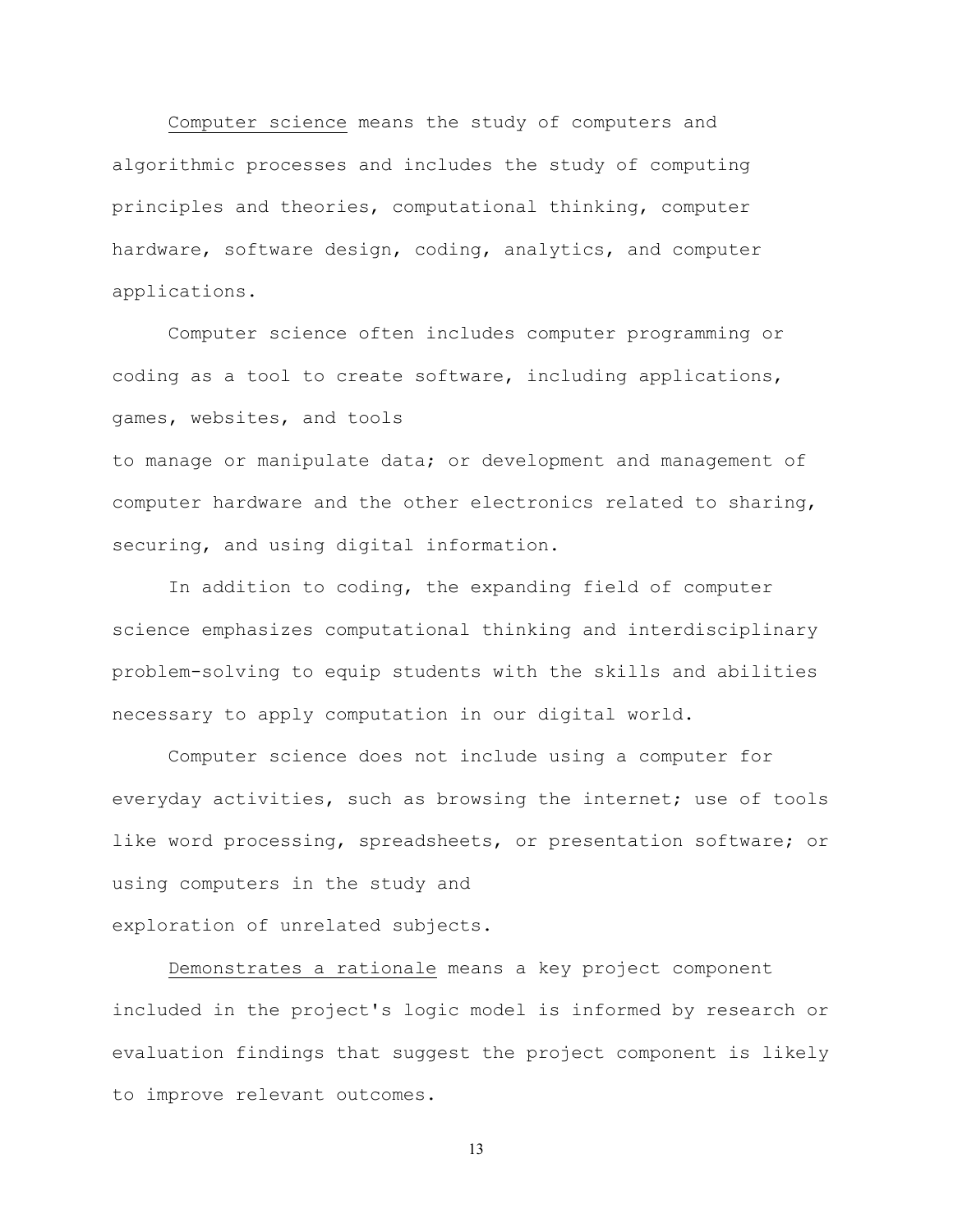Computer science means the study of computers and algorithmic processes and includes the study of computing principles and theories, computational thinking, computer hardware, software design, coding, analytics, and computer applications.

Computer science often includes computer programming or coding as a tool to create software, including applications, games, websites, and tools to manage or manipulate data; or development and management of computer hardware and the other electronics related to sharing, securing, and using digital information.

In addition to coding, the expanding field of computer science emphasizes computational thinking and interdisciplinary problem-solving to equip students with the skills and abilities necessary to apply computation in our digital world.

Computer science does not include using a computer for everyday activities, such as browsing the internet; use of tools like word processing, spreadsheets, or presentation software; or using computers in the study and exploration of unrelated subjects.

Demonstrates a rationale means a key project component included in the project's logic model is informed by research or evaluation findings that suggest the project component is likely to improve relevant outcomes.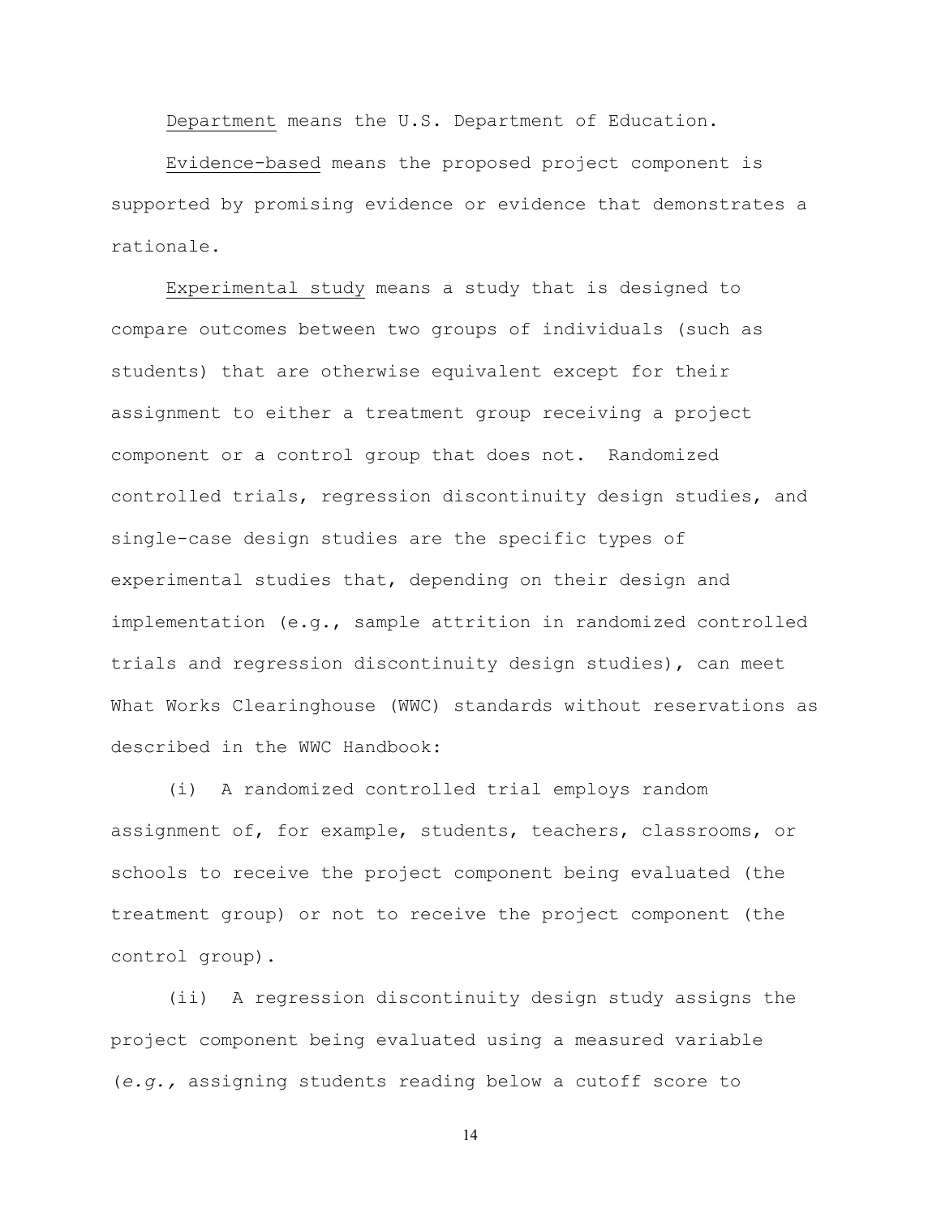Department means the U.S. Department of Education.

Evidence-based means the proposed project component is supported by promising evidence or evidence that demonstrates a rationale.

Experimental study means a study that is designed to compare outcomes between two groups of individuals (such as students) that are otherwise equivalent except for their assignment to either a treatment group receiving a project component or a control group that does not. Randomized controlled trials, regression discontinuity design studies, and single-case design studies are the specific types of experimental studies that, depending on their design and implementation (e.g., sample attrition in randomized controlled trials and regression discontinuity design studies), can meet What Works Clearinghouse (WWC) standards without reservations as described in the WWC Handbook:

(i) A randomized controlled trial employs random assignment of, for example, students, teachers, classrooms, or schools to receive the project component being evaluated (the treatment group) or not to receive the project component (the control group).

(ii) A regression discontinuity design study assigns the project component being evaluated using a measured variable (*e.g.*, assigning students reading below a cutoff score to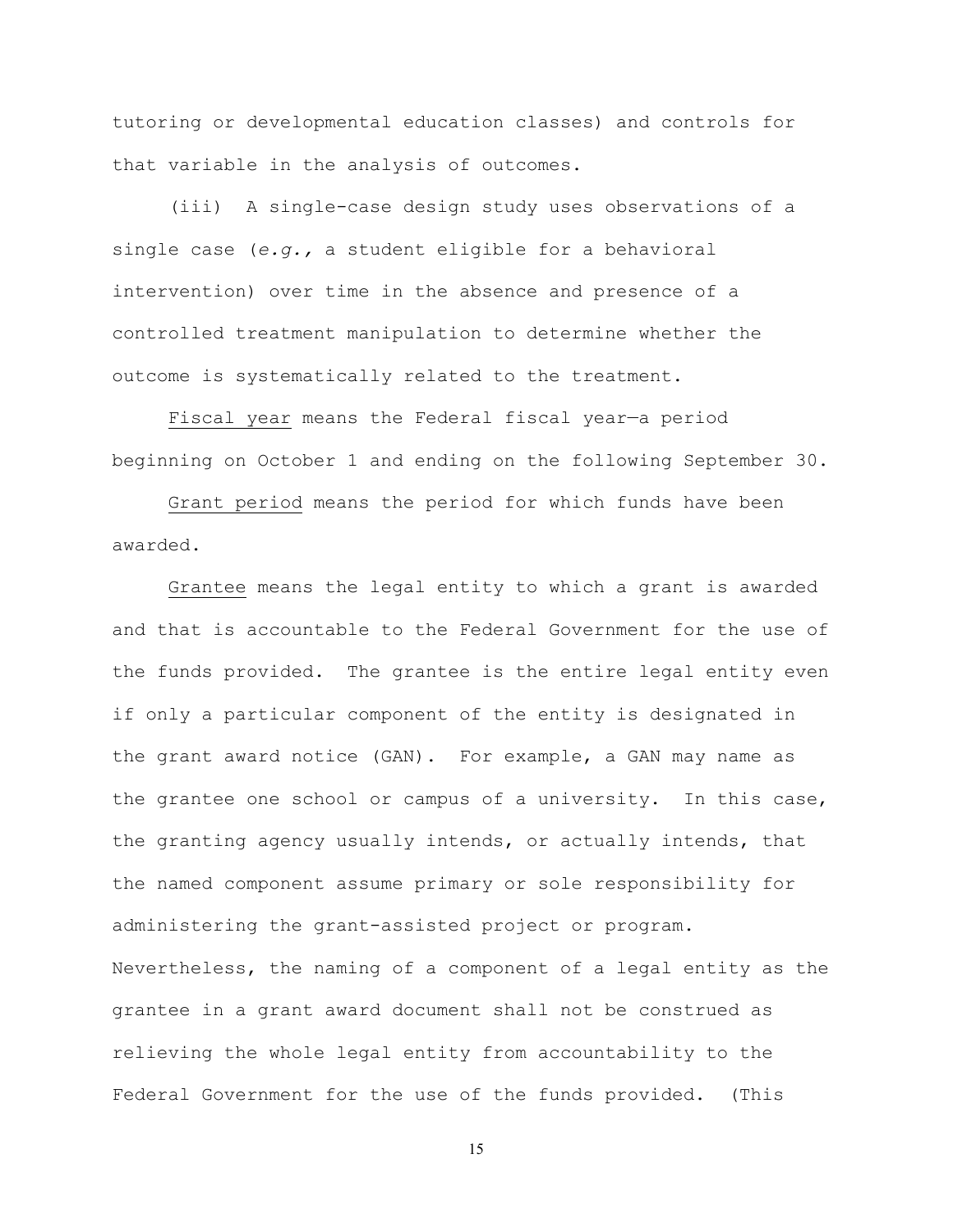tutoring or developmental education classes) and controls for that variable in the analysis of outcomes.

(iii) A single-case design study uses observations of a single case (*e.g.*, a student eligible for a behavioral intervention) over time in the absence and presence of a controlled treatment manipulation to determine whether the outcome is systematically related to the treatment.

Fiscal year means the Federal fiscal year—a period beginning on October 1 and ending on the following September 30.

Grant period means the period for which funds have been awarded.

Grantee means the legal entity to which a grant is awarded and that is accountable to the Federal Government for the use of the funds provided. The grantee is the entire legal entity even if only a particular component of the entity is designated in the grant award notice (GAN). For example, a GAN may name as the grantee one school or campus of a university. In this case, the granting agency usually intends, or actually intends, that the named component assume primary or sole responsibility for administering the grant-assisted project or program. Nevertheless, the naming of a component of a legal entity as the grantee in a grant award document shall not be construed as relieving the whole legal entity from accountability to the Federal Government for the use of the funds provided. (This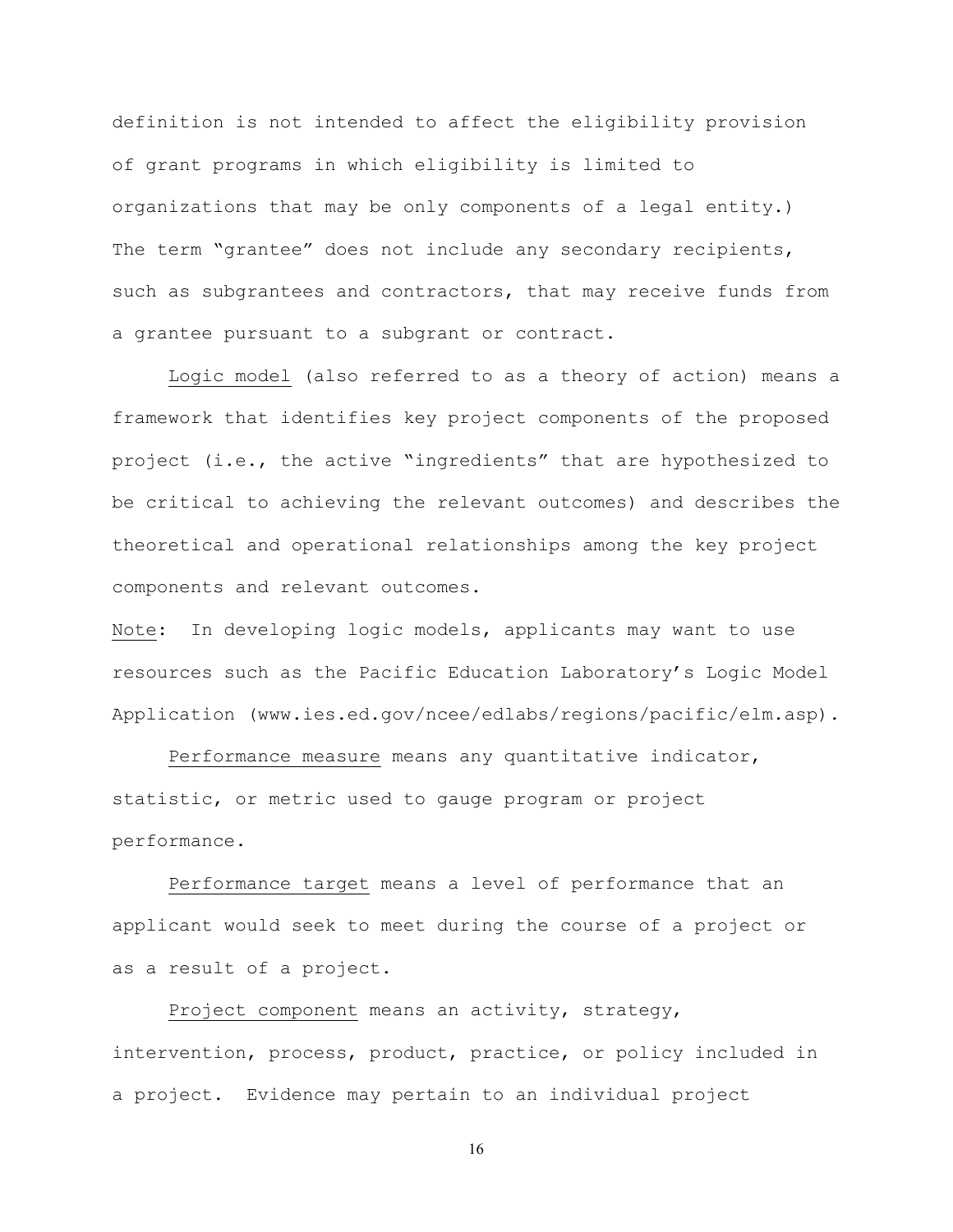definition is not intended to affect the eligibility provision of grant programs in which eligibility is limited to organizations that may be only components of a legal entity.) The term "grantee" does not include any secondary recipients, such as subgrantees and contractors, that may receive funds from a grantee pursuant to a subgrant or contract.

Logic model (also referred to as a theory of action) means a framework that identifies key project components of the proposed project (i.e., the active "ingredients" that are hypothesized to be critical to achieving the relevant outcomes) and describes the theoretical and operational relationships among the key project components and relevant outcomes.

Note: In developing logic models, applicants may want to use resources such as the Pacific Education Laboratory's Logic Model Application (www.ies.ed.gov/ncee/edlabs/regions/pacific/elm.asp).

Performance measure means any quantitative indicator, statistic, or metric used to gauge program or project performance.

Performance target means a level of performance that an applicant would seek to meet during the course of a project or as a result of a project.

Project component means an activity, strategy, intervention, process, product, practice, or policy included in a project. Evidence may pertain to an individual project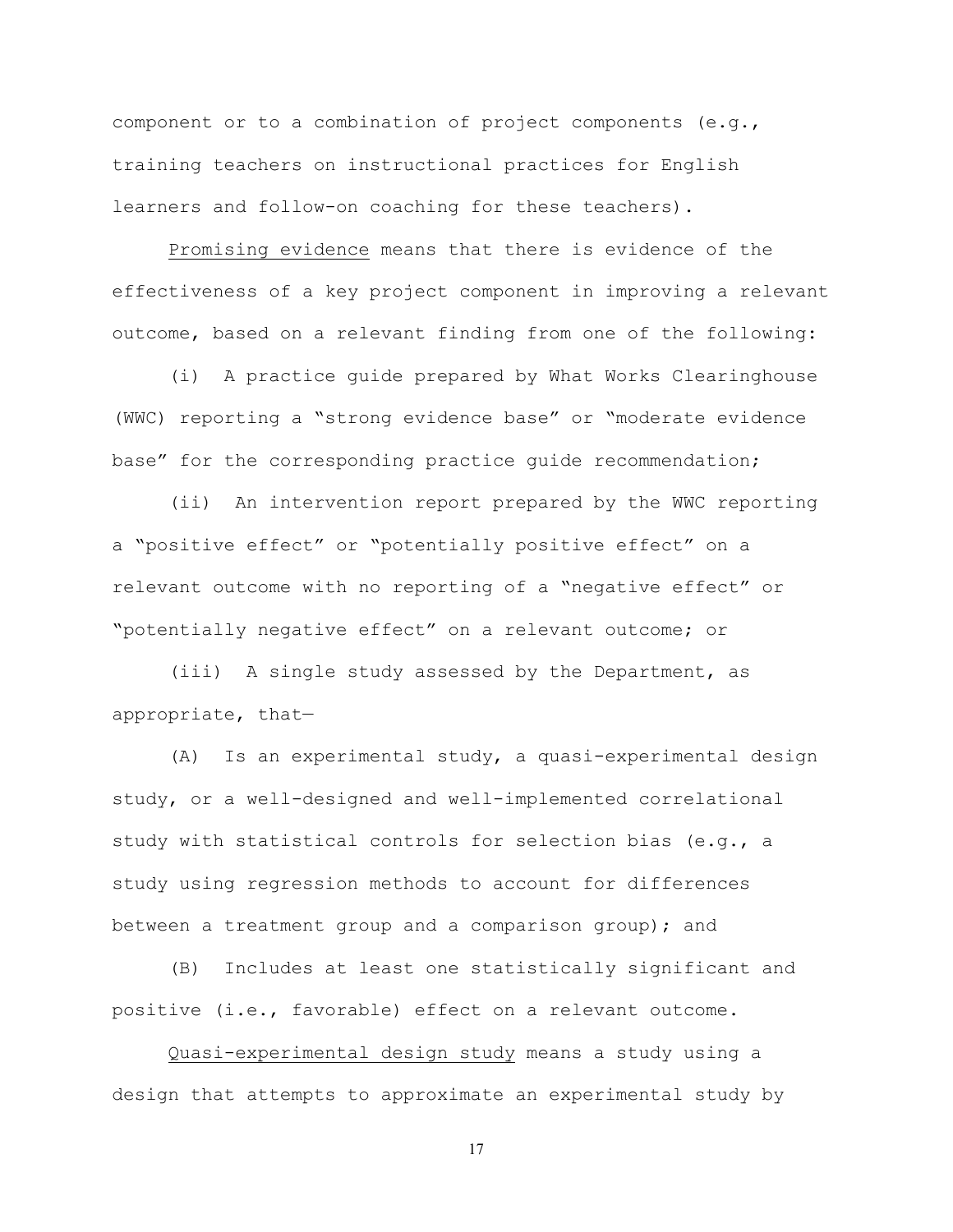component or to a combination of project components (e.g., training teachers on instructional practices for English learners and follow-on coaching for these teachers).

<u>Promising evidence</u> means that there is evidence of the effectiveness of a key project component in improving a relevant outcome, based on a relevant finding from one of the following:

(i) A practice guide prepared by What Works Clearinghouse (WWC) reporting a "strong evidence base" or "moderate evidence base" for the corresponding practice guide recommendation;

(ii) An intervention report prepared by the WWC reporting a "positive effect" or "potentially positive effect" on a relevant outcome with no reporting of a "negative effect" or "potentially negative effect" on a relevant outcome; or

(iii) A single study assessed by the Department, as appropriate, that—

(A) Is an experimental study, a quasi-experimental design study, or a well-designed and well-implemented correlational study with statistical controls for selection bias (e.g., a study using regression methods to account for differences between a treatment group and a comparison group); and

(B) Includes at least one statistically significant and positive (i.e., favorable) effect on a relevant outcome.

<u>Quasi-experimental design study</u> means a study using a design that attempts to approximate an experimental study by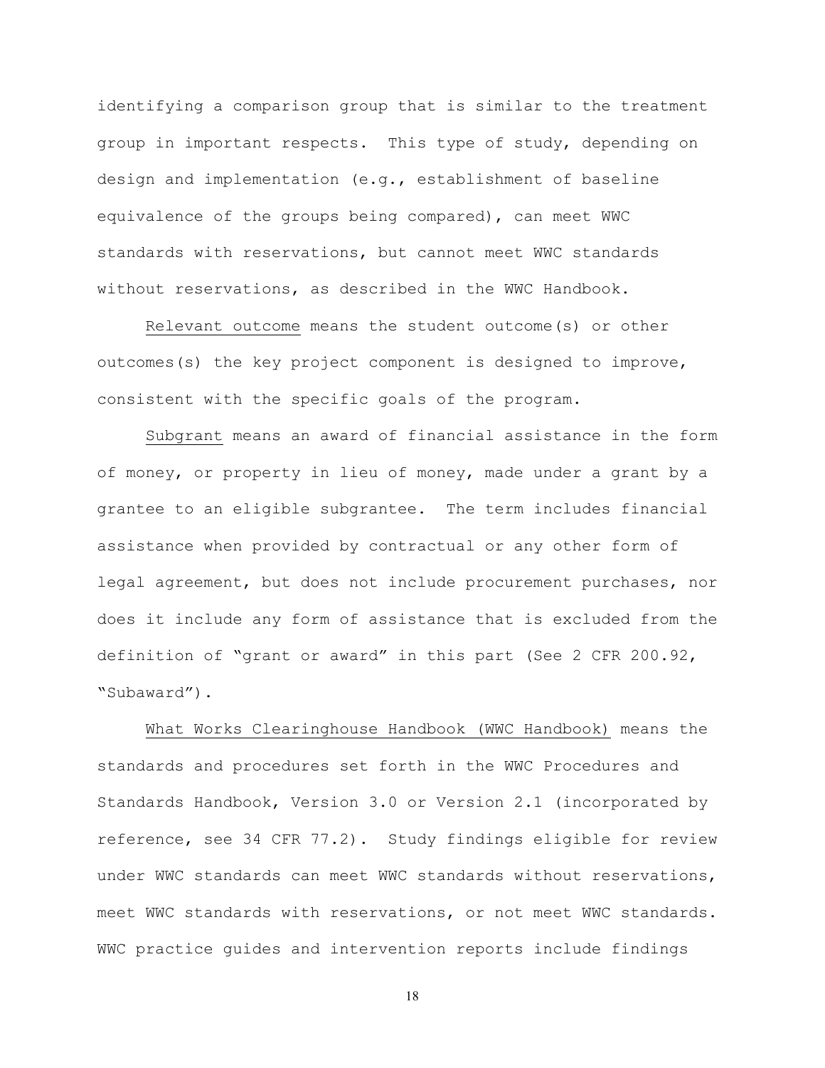identifying a comparison group that is similar to the treatment group in important respects. This type of study, depending on design and implementation (e.g., establishment of baseline equivalence of the groups being compared), can meet WWC standards with reservations, but cannot meet WWC standards without reservations, as described in the WWC Handbook.

Relevant outcome means the student outcome(s) or other outcomes(s) the key project component is designed to improve, consistent with the specific goals of the program.

Subgrant means an award of financial assistance in the form of money, or property in lieu of money, made under a grant by a grantee to an eligible subgrantee. The term includes financial assistance when provided by contractual or any other form of legal agreement, but does not include procurement purchases, nor does it include any form of assistance that is excluded from the definition of "grant or award" in this part (See 2 CFR 200.92, "Subaward").

What Works Clearinghouse Handbook (WWC Handbook) means the standards and procedures set forth in the WWC Procedures and Standards Handbook, Version 3.0 or Version 2.1 (incorporated by reference, see 34 CFR 77.2). Study findings eligible for review under WWC standards can meet WWC standards without reservations, meet WWC standards with reservations, or not meet WWC standards. WWC practice guides and intervention reports include findings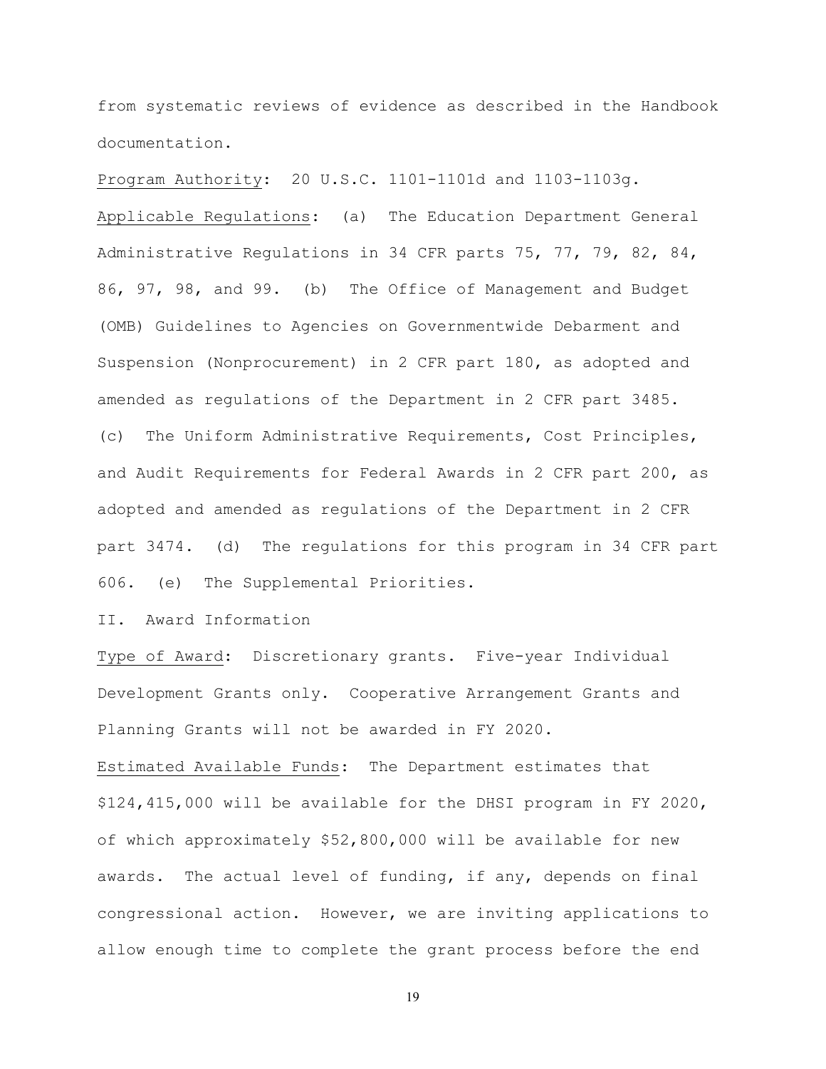from systematic reviews of evidence as described in the Handbook documentation.

Program Authority: 20 U.S.C. 1101-1101d and 1103-1103g.

Applicable Regulations: (a) The Education Department General Administrative Regulations in 34 CFR parts 75, 77, 79, 82, 84, 86, 97, 98, and 99. (b) The Office of Management and Budget (OMB) Guidelines to Agencies on Governmentwide Debarment and Suspension (Nonprocurement) in 2 CFR part 180, as adopted and amended as regulations of the Department in 2 CFR part 3485. (c) The Uniform Administrative Requirements, Cost Principles, and Audit Requirements for Federal Awards in 2 CFR part 200, as adopted and amended as regulations of the Department in 2 CFR part 3474. (d) The regulations for this program in 34 CFR part 606. (e) The Supplemental Priorities.

II. Award Information

Type of Award: Discretionary grants. Five-year Individual Development Grants only. Cooperative Arrangement Grants and Planning Grants will not be awarded in FY 2020.

Estimated Available Funds: The Department estimates that $124,415,000 will be available for the DHSI program in FY 2020, of which approximately $52,800,000 will be available for new awards. The actual level of funding, if any, depends on final congressional action. However, we are inviting applications to allow enough time to complete the grant process before the end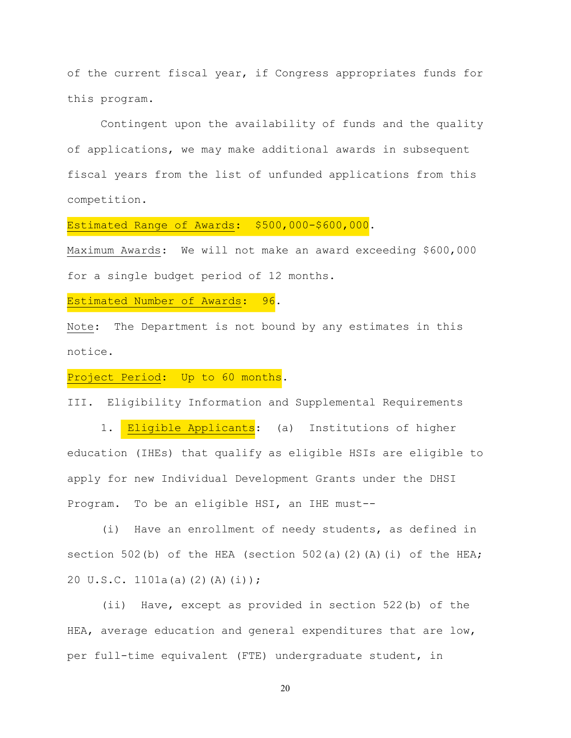of the current fiscal year, if Congress appropriates funds for this program.

Contingent upon the availability of funds and the quality of applications, we may make additional awards in subsequent fiscal years from the list of unfunded applications from this competition.

Estimated Range of Awards: $500,000-$600,000.

Maximum Awards: We will not make an award exceeding $600,000 for a single budget period of 12 months.

Estimated Number of Awards: 96.

Note: The Department is not bound by any estimates in this notice.

Project Period: Up to 60 months.

III. Eligibility Information and Supplemental Requirements

1. Eligible Applicants: (a) Institutions of higher education (IHEs) that qualify as eligible HSIs are eligible to apply for new Individual Development Grants under the DHSI Program. To be an eligible HSI, an IHE must--

(i) Have an enrollment of needy students, as defined in section 502(b) of the HEA (section 502(a)(2)(A)(i) of the HEA; 20 U.S.C. 1101a(a)(2)(A)(i));

(ii) Have, except as provided in section 522(b) of the HEA, average education and general expenditures that are low, per full-time equivalent (FTE) undergraduate student, in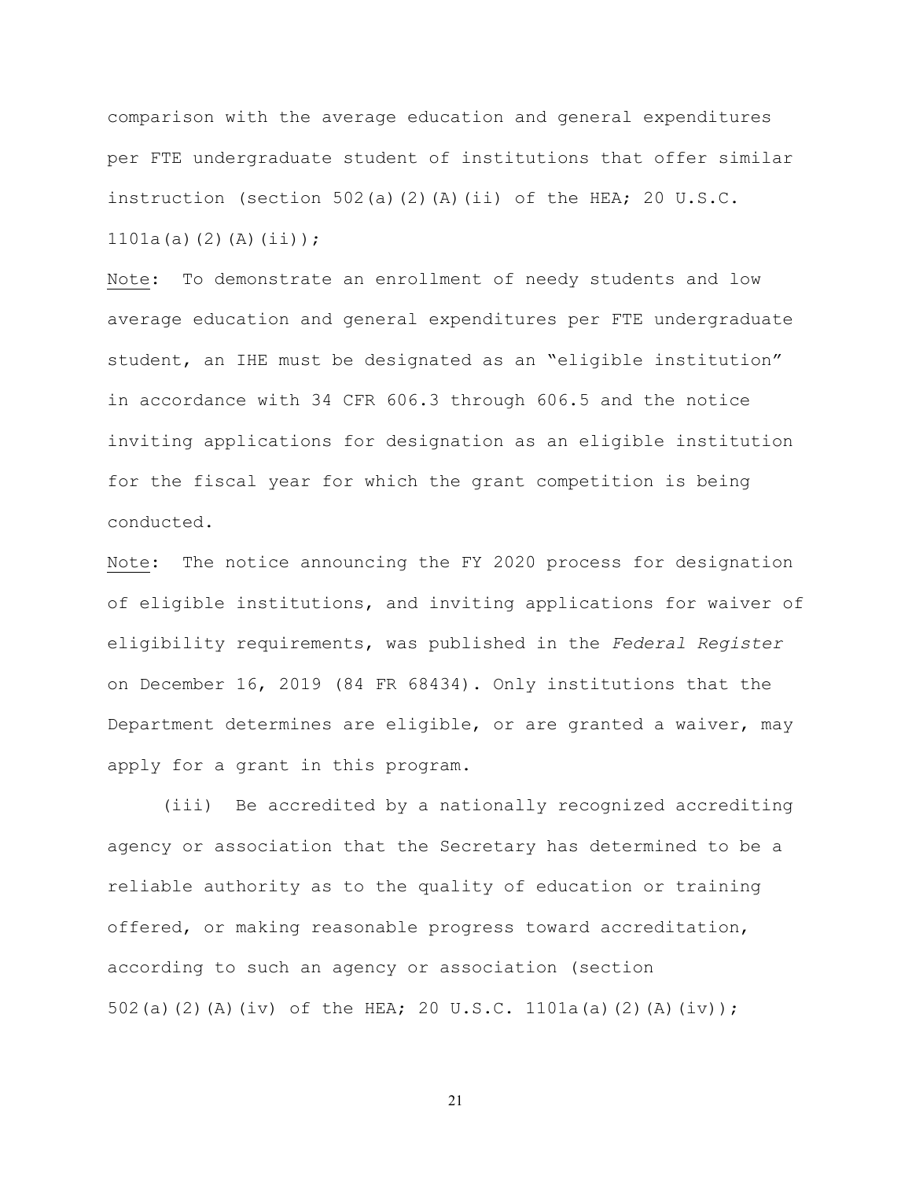comparison with the average education and general expenditures per FTE undergraduate student of institutions that offer similar instruction (section 502(a)(2)(A)(ii) of the HEA; 20 U.S.C. 1101a(a)(2)(A)(ii));

Note: To demonstrate an enrollment of needy students and low average education and general expenditures per FTE undergraduate student, an IHE must be designated as an "eligible institution" in accordance with 34 CFR 606.3 through 606.5 and the notice inviting applications for designation as an eligible institution for the fiscal year for which the grant competition is being conducted.

Note: The notice announcing the FY 2020 process for designation of eligible institutions, and inviting applications for waiver of eligibility requirements, was published in the *Federal Register* on December 16, 2019 (84 FR 68434). Only institutions that the Department determines are eligible, or are granted a waiver, may apply for a grant in this program.

(iii) Be accredited by a nationally recognized accrediting agency or association that the Secretary has determined to be a reliable authority as to the quality of education or training offered, or making reasonable progress toward accreditation, according to such an agency or association (section 502(a)(2)(A)(iv) of the HEA; 20 U.S.C. 1101a(a)(2)(A)(iv));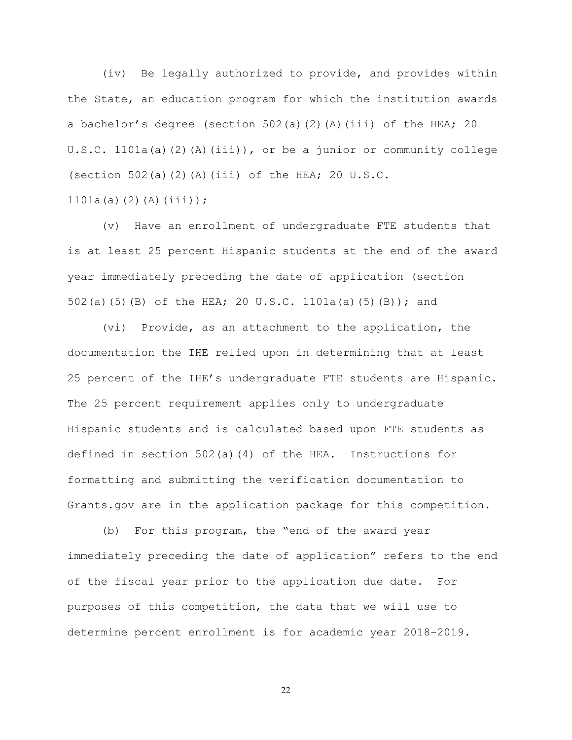(iv) Be legally authorized to provide, and provides within the State, an education program for which the institution awards a bachelor's degree (section 502(a)(2)(A)(iii) of the HEA; 20 U.S.C. 1101a(a)(2)(A)(iii)), or be a junior or community college (section 502(a)(2)(A)(iii) of the HEA; 20 U.S.C. 1101a(a)(2)(A)(iii));

(v) Have an enrollment of undergraduate FTE students that is at least 25 percent Hispanic students at the end of the award year immediately preceding the date of application (section 502(a)(5)(B) of the HEA; 20 U.S.C. 1101a(a)(5)(B)); and

(vi) Provide, as an attachment to the application, the documentation the IHE relied upon in determining that at least 25 percent of the IHE's undergraduate FTE students are Hispanic. The 25 percent requirement applies only to undergraduate Hispanic students and is calculated based upon FTE students as defined in section 502(a)(4) of the HEA. Instructions for formatting and submitting the verification documentation to Grants.gov are in the application package for this competition.

(b) For this program, the "end of the award year immediately preceding the date of application" refers to the end of the fiscal year prior to the application due date. For purposes of this competition, the data that we will use to determine percent enrollment is for academic year 2018-2019.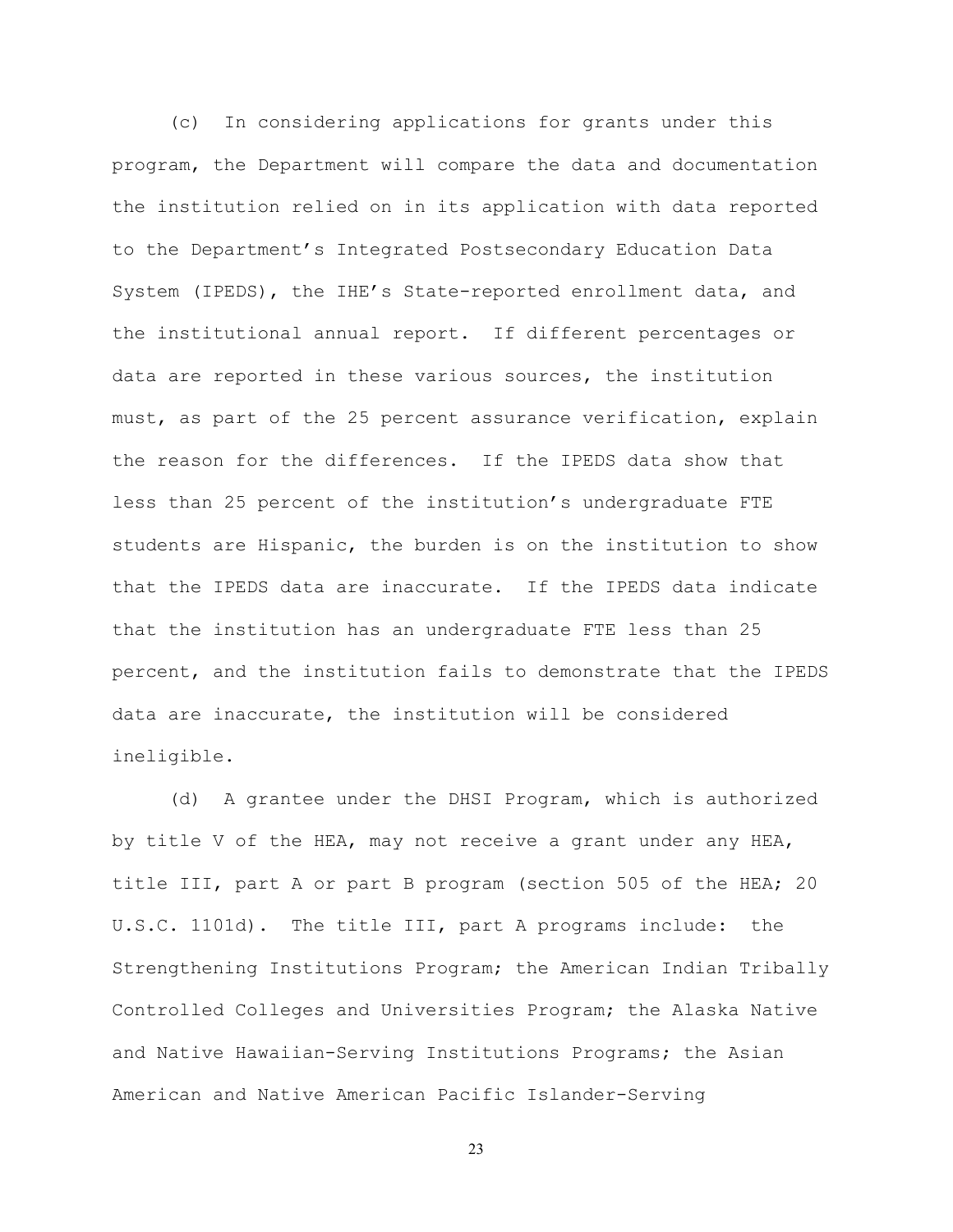(c) In considering applications for grants under this program, the Department will compare the data and documentation the institution relied on in its application with data reported to the Department's Integrated Postsecondary Education Data System (IPEDS), the IHE's State-reported enrollment data, and the institutional annual report. If different percentages or data are reported in these various sources, the institution must, as part of the 25 percent assurance verification, explain the reason for the differences. If the IPEDS data show that less than 25 percent of the institution's undergraduate FTE students are Hispanic, the burden is on the institution to show that the IPEDS data are inaccurate. If the IPEDS data indicate that the institution has an undergraduate FTE less than 25 percent, and the institution fails to demonstrate that the IPEDS data are inaccurate, the institution will be considered ineligible.

(d) A grantee under the DHSI Program, which is authorized by title V of the HEA, may not receive a grant under any HEA, title III, part A or part B program (section 505 of the HEA; 20 U.S.C. 1101d). The title III, part A programs include: the Strengthening Institutions Program; the American Indian Tribally Controlled Colleges and Universities Program; the Alaska Native and Native Hawaiian-Serving Institutions Programs; the Asian American and Native American Pacific Islander-Serving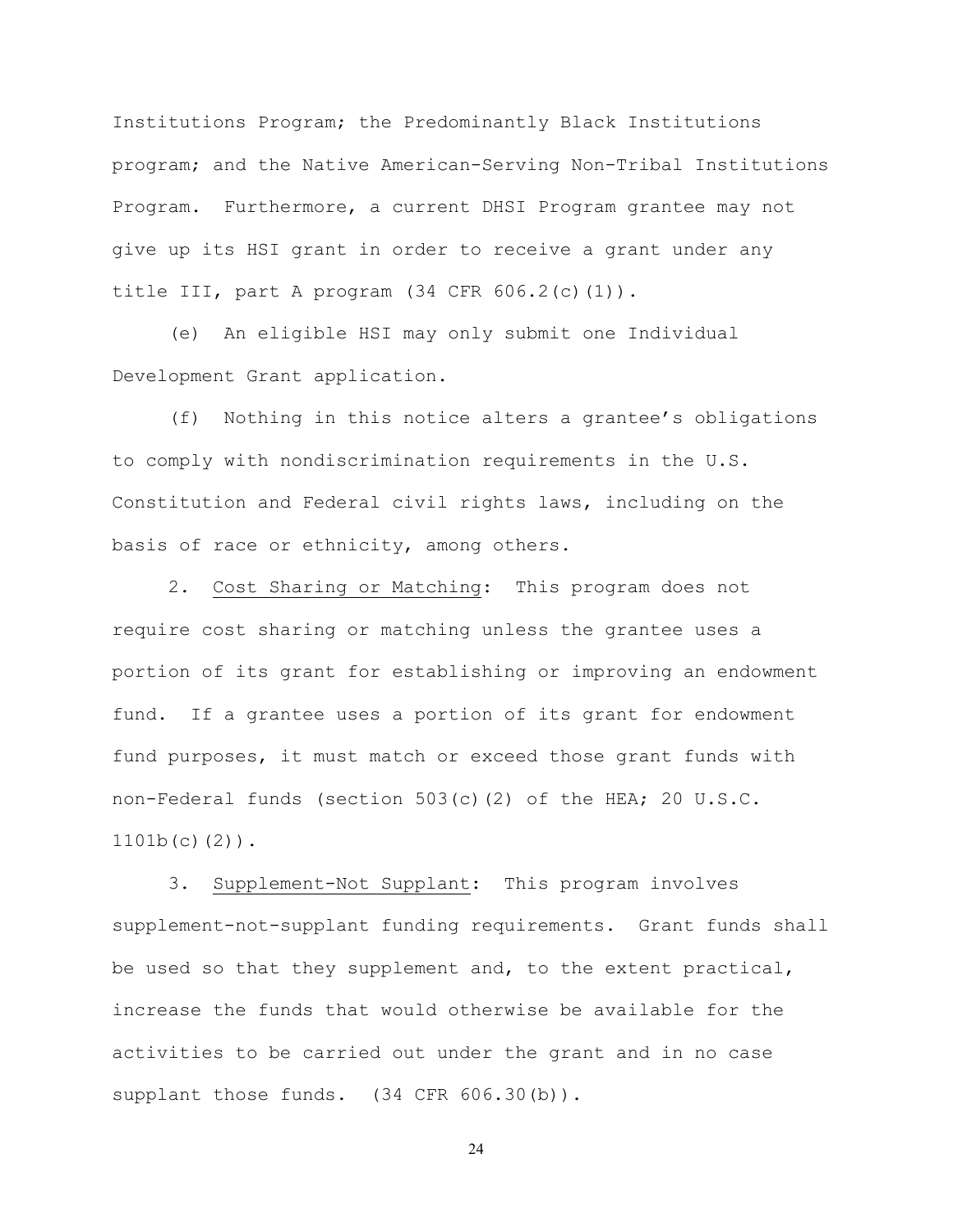Institutions Program; the Predominantly Black Institutions program; and the Native American-Serving Non-Tribal Institutions Program. Furthermore, a current DHSI Program grantee may not give up its HSI grant in order to receive a grant under any title III, part A program (34 CFR 606.2(c)(1)).

(e) An eligible HSI may only submit one Individual Development Grant application.

(f) Nothing in this notice alters a grantee's obligations to comply with nondiscrimination requirements in the U.S. Constitution and Federal civil rights laws, including on the basis of race or ethnicity, among others.

2. Cost Sharing or Matching: This program does not require cost sharing or matching unless the grantee uses a portion of its grant for establishing or improving an endowment fund. If a grantee uses a portion of its grant for endowment fund purposes, it must match or exceed those grant funds with non-Federal funds (section 503(c)(2) of the HEA; 20 U.S.C. 1101b(c)(2)).

3. Supplement-Not Supplant: This program involves supplement-not-supplant funding requirements. Grant funds shall be used so that they supplement and, to the extent practical, increase the funds that would otherwise be available for the activities to be carried out under the grant and in no case supplant those funds. (34 CFR 606.30(b)).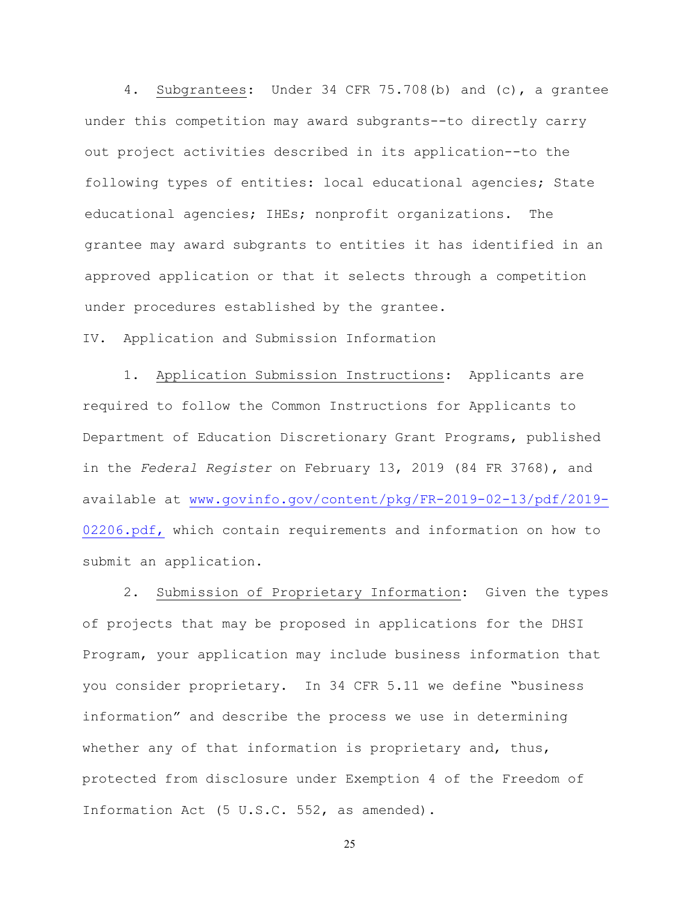4. Subgrantees: Under 34 CFR 75.708(b) and (c), a grantee under this competition may award subgrants--to directly carry out project activities described in its application--to the following types of entities: local educational agencies; State educational agencies; IHEs; nonprofit organizations. The grantee may award subgrants to entities it has identified in an approved application or that it selects through a competition under procedures established by the grantee.

## IV. Application and Submission Information

1. Application Submission Instructions: Applicants are required to follow the Common Instructions for Applicants to Department of Education Discretionary Grant Programs, published in the *Federal Register* on February 13, 2019 (84 FR 3768), and available at www.govinfo.gov/content/pkg/FR-2019-02-13/pdf/2019-02206.pdf, which contain requirements and information on how to submit an application.

2. Submission of Proprietary Information: Given the types of projects that may be proposed in applications for the DHSI Program, your application may include business information that you consider proprietary. In 34 CFR 5.11 we define "business information" and describe the process we use in determining whether any of that information is proprietary and, thus, protected from disclosure under Exemption 4 of the Freedom of Information Act (5 U.S.C. 552, as amended).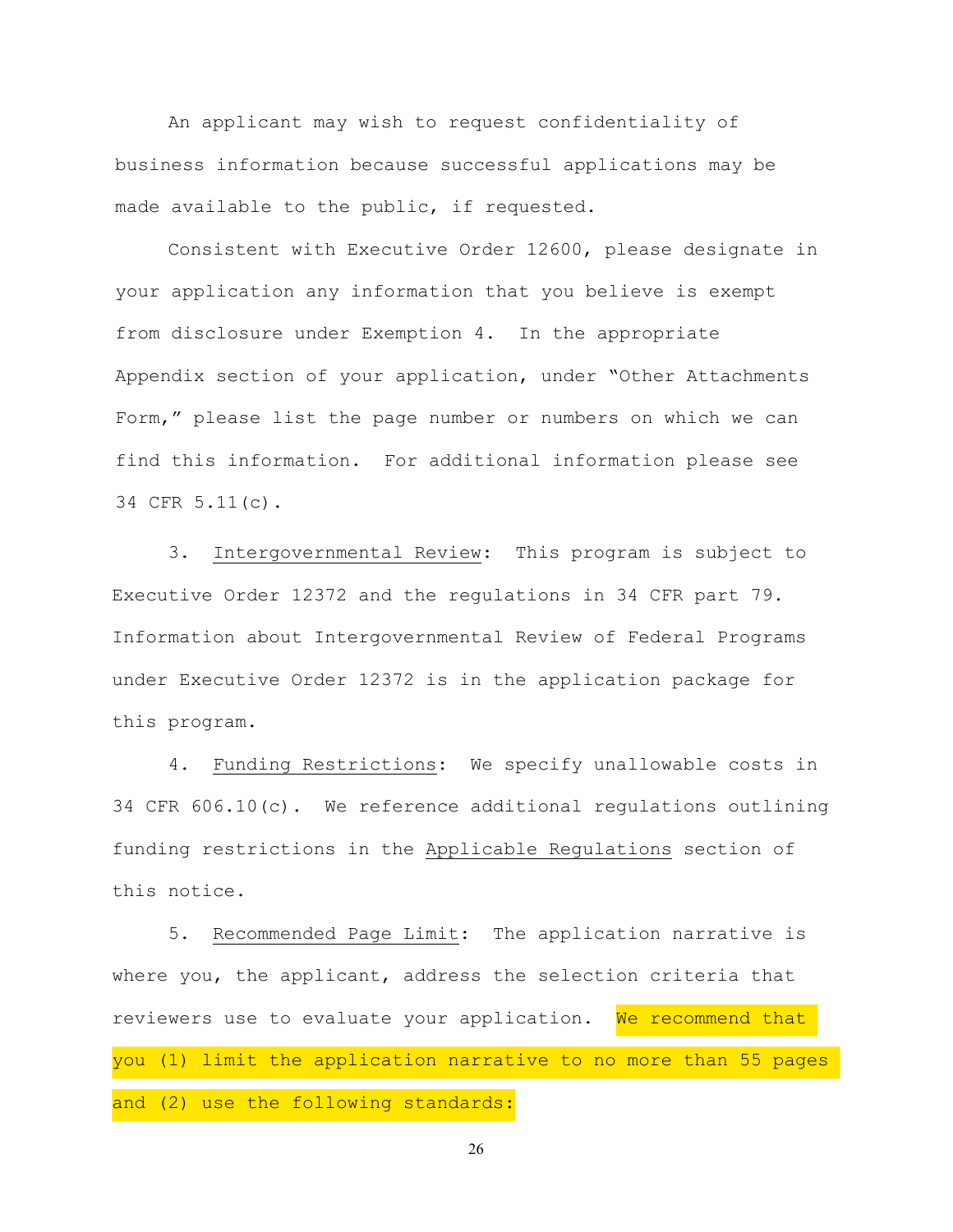An applicant may wish to request confidentiality of business information because successful applications may be made available to the public, if requested.

Consistent with Executive Order 12600, please designate in your application any information that you believe is exempt from disclosure under Exemption 4. In the appropriate Appendix section of your application, under "Other Attachments Form," please list the page number or numbers on which we can find this information. For additional information please see 34 CFR 5.11(c).

3. Intergovernmental Review: This program is subject to Executive Order 12372 and the regulations in 34 CFR part 79. Information about Intergovernmental Review of Federal Programs under Executive Order 12372 is in the application package for this program.

4. Funding Restrictions: We specify unallowable costs in 34 CFR 606.10(c). We reference additional regulations outlining funding restrictions in the Applicable Regulations section of this notice.

5. Recommended Page Limit: The application narrative is where you, the applicant, address the selection criteria that reviewers use to evaluate your application. We recommend that you (1) limit the application narrative to no more than 55 pages and (2) use the following standards: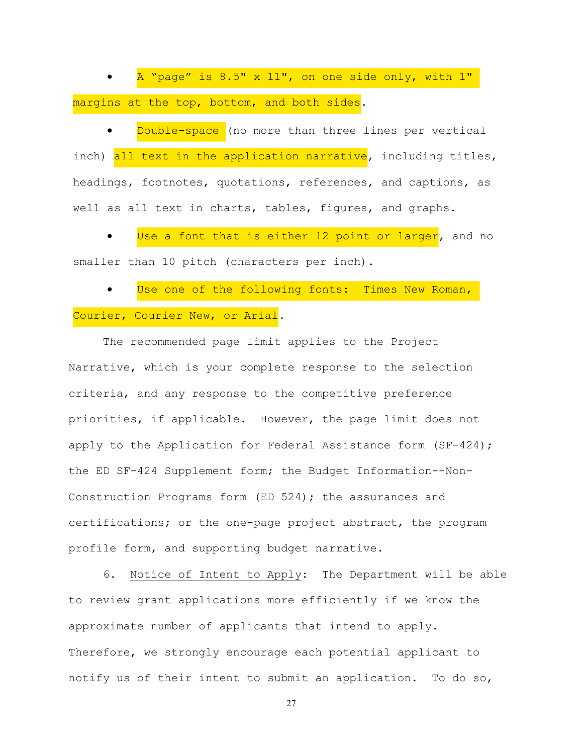- A "page" is 8.5" x 11", on one side only, with 1" margins at the top, bottom, and both sides.
- Double-space (no more than three lines per vertical inch) all text in the application narrative, including titles, headings, footnotes, quotations, references, and captions, as well as all text in charts, tables, figures, and graphs.
- Use a font that is either 12 point or larger, and no smaller than 10 pitch (characters per inch).
- Use one of the following fonts: Times New Roman, Courier, Courier New, or Arial.

The recommended page limit applies to the Project Narrative, which is your complete response to the selection criteria, and any response to the competitive preference priorities, if applicable. However, the page limit does not apply to the Application for Federal Assistance form (SF-424); the ED SF-424 Supplement form; the Budget Information--Non-Construction Programs form (ED 524); the assurances and certifications; or the one-page project abstract, the program profile form, and supporting budget narrative.

6. Notice of Intent to Apply: The Department will be able to review grant applications more efficiently if we know the approximate number of applicants that intend to apply. Therefore, we strongly encourage each potential applicant to notify us of their intent to submit an application. To do so,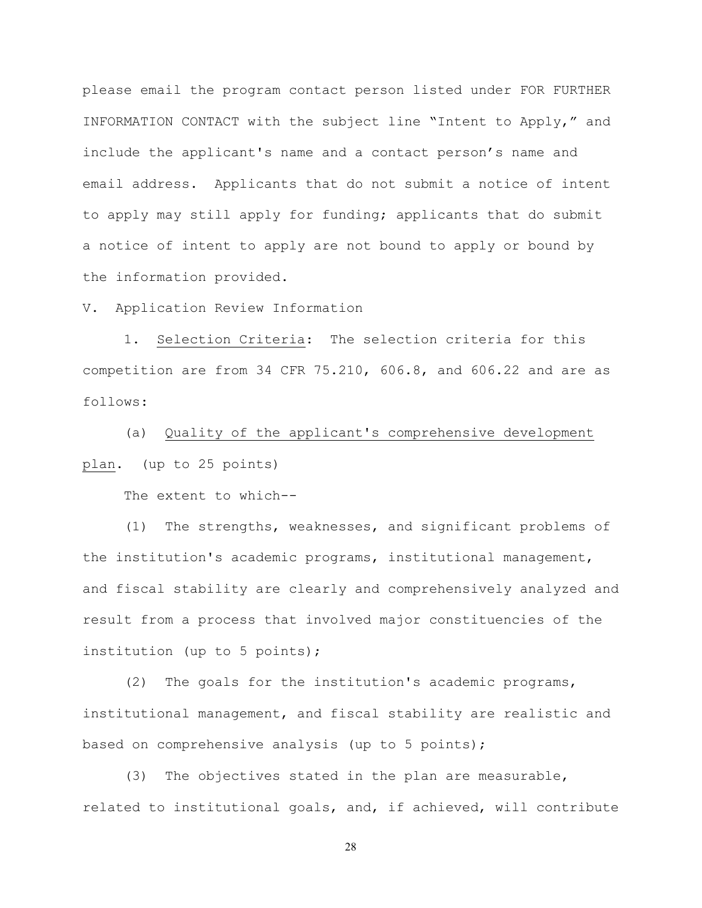please email the program contact person listed under FOR FURTHER INFORMATION CONTACT with the subject line "Intent to Apply," and include the applicant's name and a contact person's name and email address. Applicants that do not submit a notice of intent to apply may still apply for funding; applicants that do submit a notice of intent to apply are not bound to apply or bound by the information provided.

V. Application Review Information

1. Selection Criteria: The selection criteria for this competition are from 34 CFR 75.210, 606.8, and 606.22 and are as follows:

(a) Quality of the applicant's comprehensive development plan. (up to 25 points)

The extent to which--

(1) The strengths, weaknesses, and significant problems of the institution's academic programs, institutional management, and fiscal stability are clearly and comprehensively analyzed and result from a process that involved major constituencies of the institution (up to 5 points);

(2) The goals for the institution's academic programs, institutional management, and fiscal stability are realistic and based on comprehensive analysis (up to 5 points);

(3) The objectives stated in the plan are measurable, related to institutional goals, and, if achieved, will contribute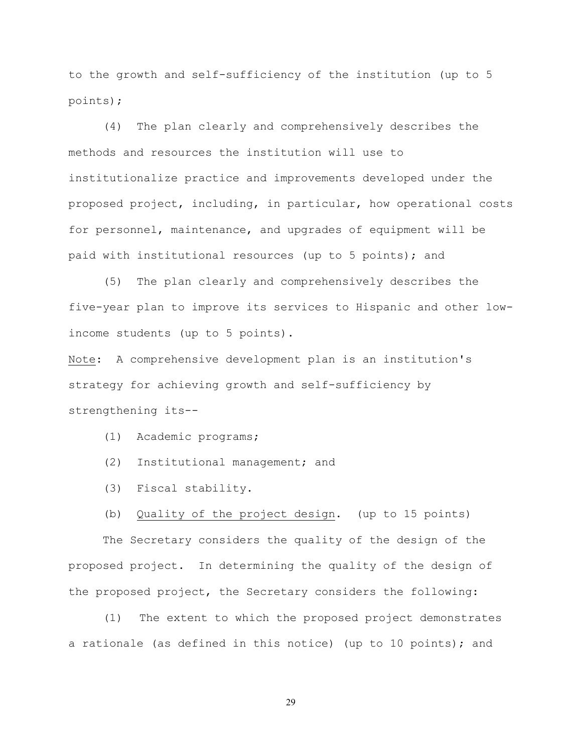to the growth and self-sufficiency of the institution (up to 5 points);

(4) The plan clearly and comprehensively describes the methods and resources the institution will use to institutionalize practice and improvements developed under the proposed project, including, in particular, how operational costs for personnel, maintenance, and upgrades of equipment will be paid with institutional resources (up to 5 points); and

(5) The plan clearly and comprehensively describes the five-year plan to improve its services to Hispanic and other low-income students (up to 5 points).

Note: A comprehensive development plan is an institution's strategy for achieving growth and self-sufficiency by strengthening its--

(1) Academic programs;

(2) Institutional management; and

(3) Fiscal stability.

(b) Quality of the project design. (up to 15 points)

The Secretary considers the quality of the design of the proposed project. In determining the quality of the design of the proposed project, the Secretary considers the following:

(1) The extent to which the proposed project demonstrates a rationale (as defined in this notice) (up to 10 points); and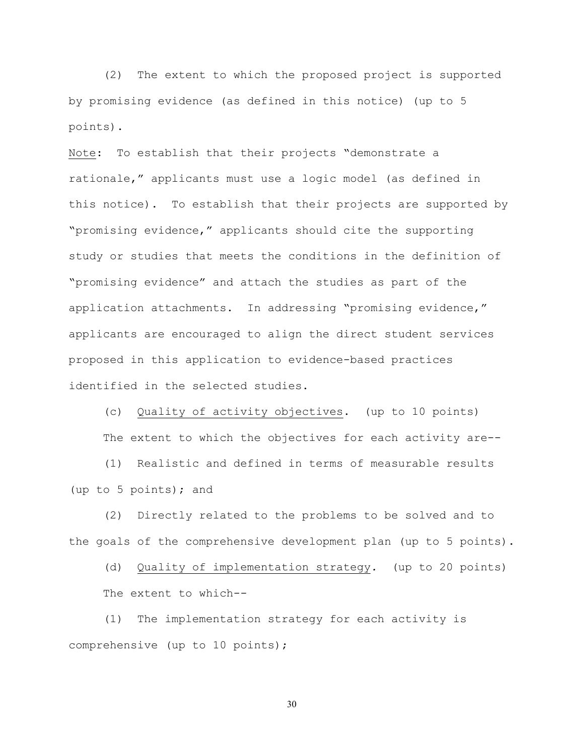(2) The extent to which the proposed project is supported by promising evidence (as defined in this notice) (up to 5 points).

<u>Note</u>: To establish that their projects "demonstrate a rationale," applicants must use a logic model (as defined in this notice). To establish that their projects are supported by "promising evidence," applicants should cite the supporting study or studies that meets the conditions in the definition of "promising evidence" and attach the studies as part of the application attachments. In addressing "promising evidence," applicants are encouraged to align the direct student services proposed in this application to evidence-based practices identified in the selected studies.

(c) <u>Quality of activity objectives</u>. (up to 10 points)

The extent to which the objectives for each activity are--

(1) Realistic and defined in terms of measurable results (up to 5 points); and

(2) Directly related to the problems to be solved and to the goals of the comprehensive development plan (up to 5 points).

(d) <u>Quality of implementation strategy</u>. (up to 20 points)

The extent to which--

(1) The implementation strategy for each activity is comprehensive (up to 10 points);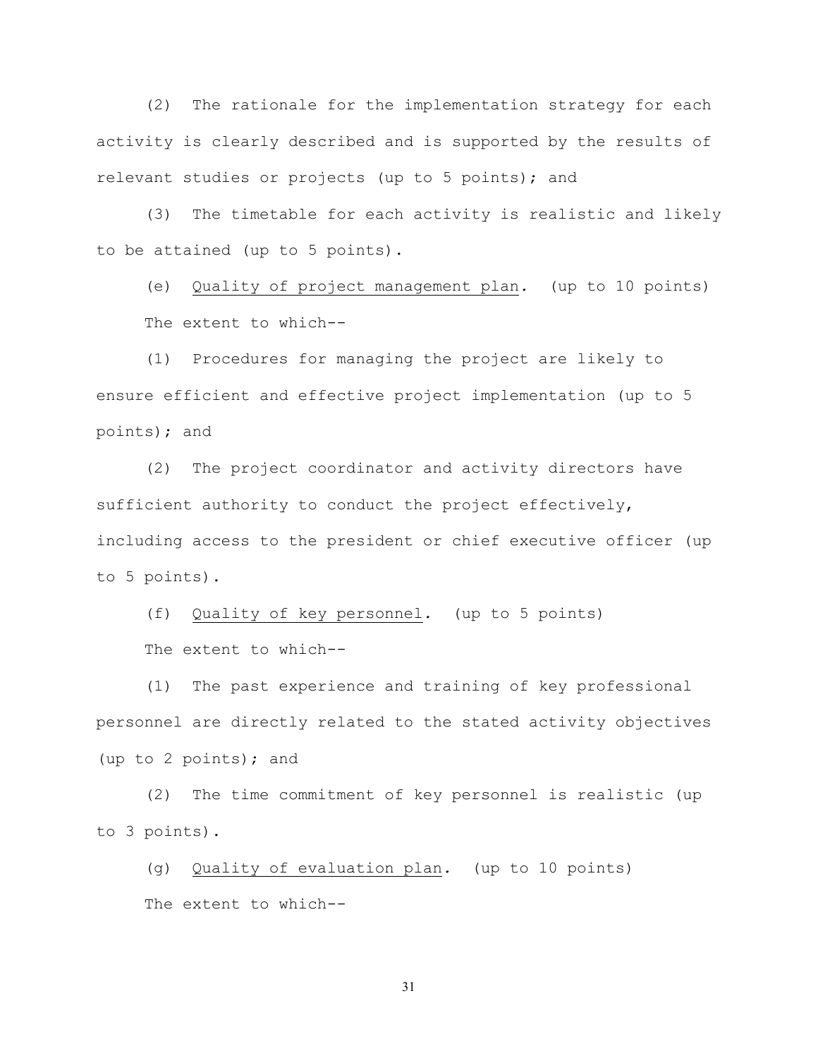(2) The rationale for the implementation strategy for each activity is clearly described and is supported by the results of relevant studies or projects (up to 5 points); and

(3) The timetable for each activity is realistic and likely to be attained (up to 5 points).

(e) Quality of project management plan. (up to 10 points)

The extent to which--

(1) Procedures for managing the project are likely to ensure efficient and effective project implementation (up to 5 points); and

(2) The project coordinator and activity directors have sufficient authority to conduct the project effectively, including access to the president or chief executive officer (up to 5 points).

(f) Quality of key personnel. (up to 5 points)

The extent to which--

(1) The past experience and training of key professional personnel are directly related to the stated activity objectives (up to 2 points); and

(2) The time commitment of key personnel is realistic (up to 3 points).

(g) Quality of evaluation plan. (up to 10 points)

The extent to which--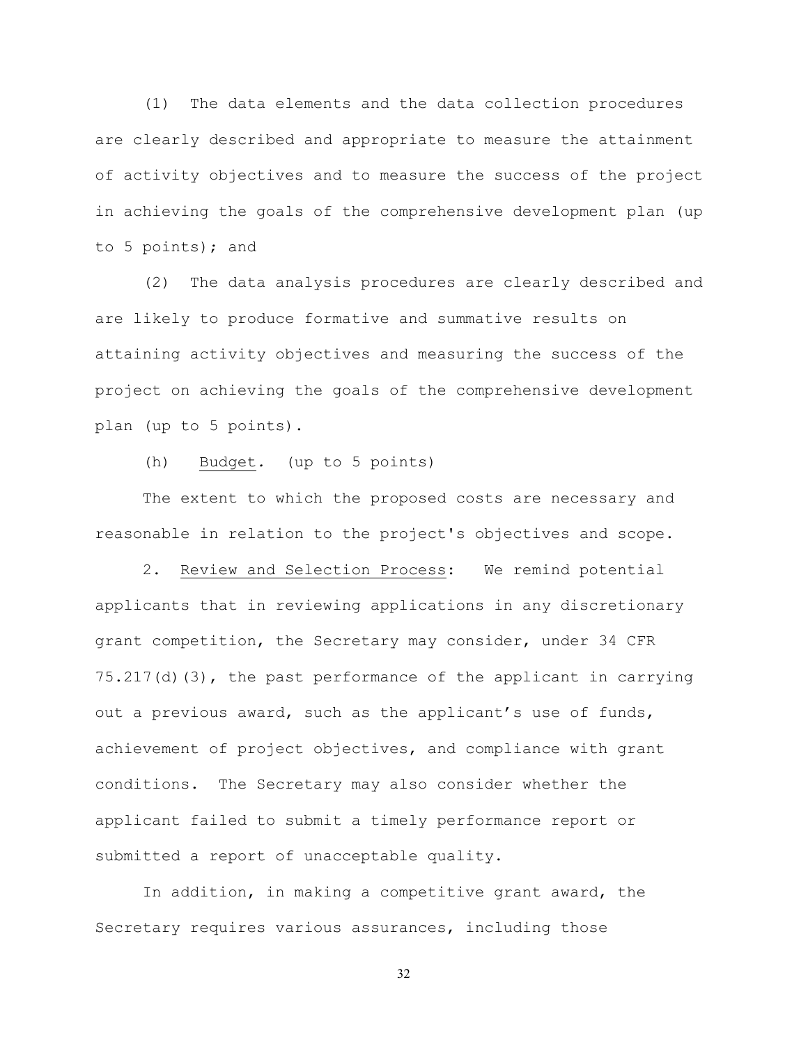(1) The data elements and the data collection procedures are clearly described and appropriate to measure the attainment of activity objectives and to measure the success of the project in achieving the goals of the comprehensive development plan (up to 5 points); and

(2) The data analysis procedures are clearly described and are likely to produce formative and summative results on attaining activity objectives and measuring the success of the project on achieving the goals of the comprehensive development plan (up to 5 points).

(h) Budget. (up to 5 points)

The extent to which the proposed costs are necessary and reasonable in relation to the project's objectives and scope.

2. Review and Selection Process: We remind potential applicants that in reviewing applications in any discretionary grant competition, the Secretary may consider, under 34 CFR 75.217(d)(3), the past performance of the applicant in carrying out a previous award, such as the applicant's use of funds, achievement of project objectives, and compliance with grant conditions. The Secretary may also consider whether the applicant failed to submit a timely performance report or submitted a report of unacceptable quality.

In addition, in making a competitive grant award, the Secretary requires various assurances, including those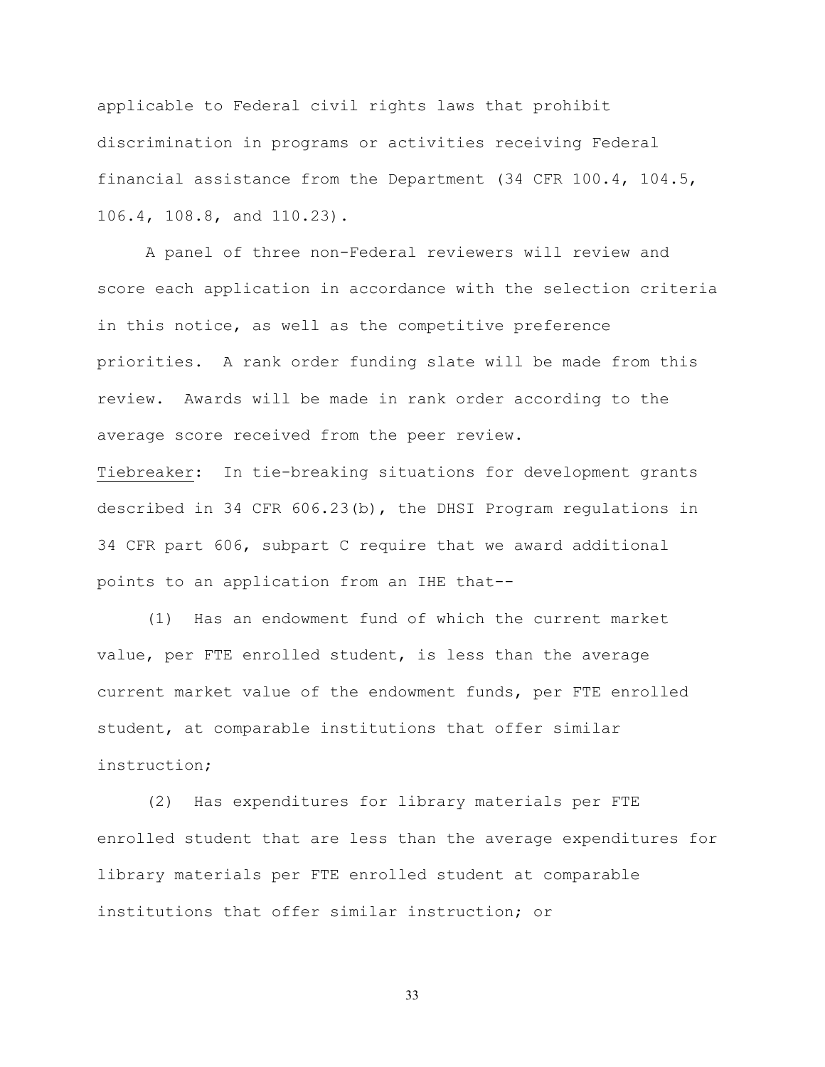applicable to Federal civil rights laws that prohibit discrimination in programs or activities receiving Federal financial assistance from the Department (34 CFR 100.4, 104.5, 106.4, 108.8, and 110.23).

A panel of three non-Federal reviewers will review and score each application in accordance with the selection criteria in this notice, as well as the competitive preference priorities. A rank order funding slate will be made from this review. Awards will be made in rank order according to the average score received from the peer review.

Tiebreaker: In tie-breaking situations for development grants described in 34 CFR 606.23(b), the DHSI Program regulations in 34 CFR part 606, subpart C require that we award additional points to an application from an IHE that--

(1) Has an endowment fund of which the current market value, per FTE enrolled student, is less than the average current market value of the endowment funds, per FTE enrolled student, at comparable institutions that offer similar instruction;

(2) Has expenditures for library materials per FTE enrolled student that are less than the average expenditures for library materials per FTE enrolled student at comparable institutions that offer similar instruction; or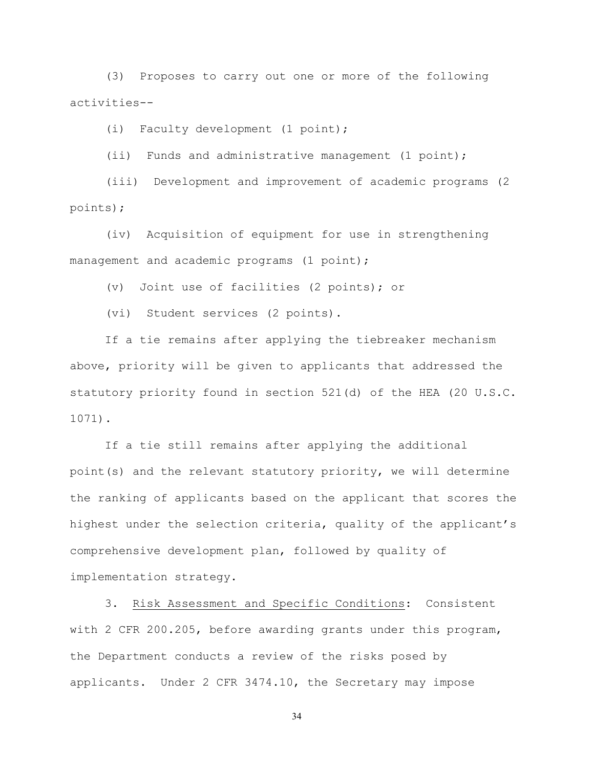(3) Proposes to carry out one or more of the following activities--

(i) Faculty development (1 point);

(ii) Funds and administrative management (1 point);

(iii) Development and improvement of academic programs (2 points);

(iv) Acquisition of equipment for use in strengthening management and academic programs (1 point);

(v) Joint use of facilities (2 points); or

(vi) Student services (2 points).

If a tie remains after applying the tiebreaker mechanism above, priority will be given to applicants that addressed the statutory priority found in section 521(d) of the HEA (20 U.S.C. 1071).

If a tie still remains after applying the additional point(s) and the relevant statutory priority, we will determine the ranking of applicants based on the applicant that scores the highest under the selection criteria, quality of the applicant's comprehensive development plan, followed by quality of implementation strategy.

3. Risk Assessment and Specific Conditions: Consistent with 2 CFR 200.205, before awarding grants under this program, the Department conducts a review of the risks posed by applicants. Under 2 CFR 3474.10, the Secretary may impose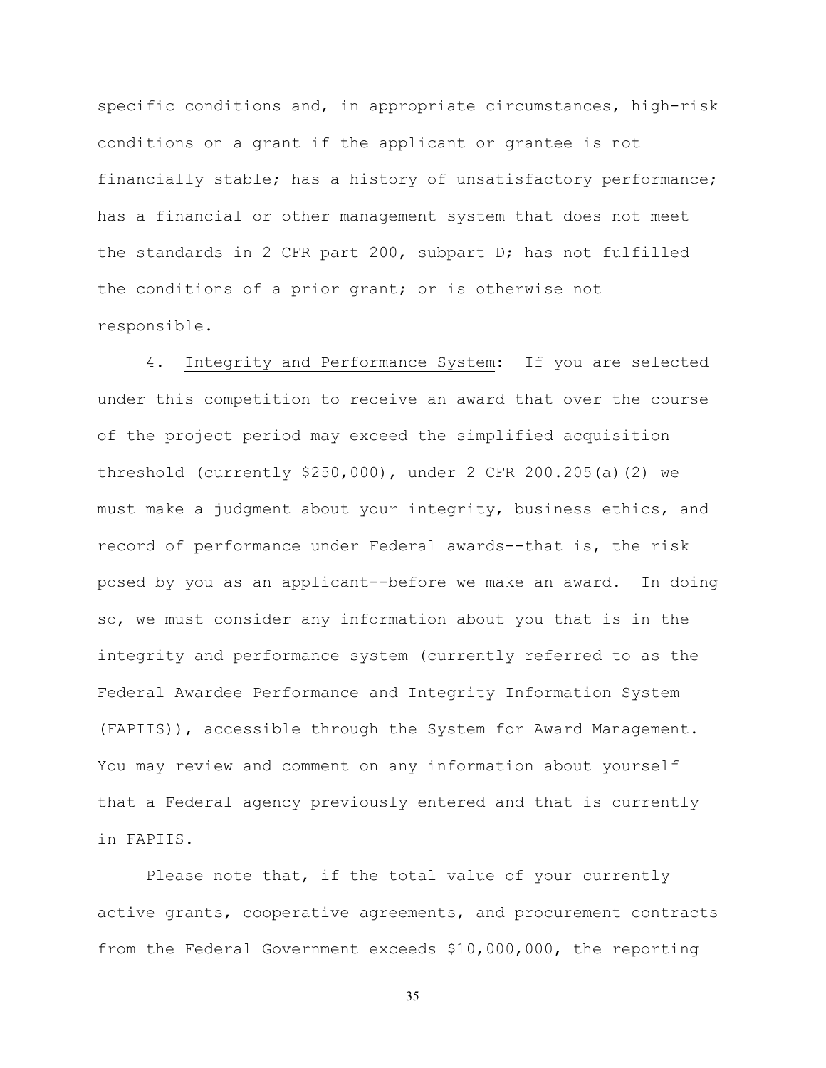specific conditions and, in appropriate circumstances, high-risk conditions on a grant if the applicant or grantee is not financially stable; has a history of unsatisfactory performance; has a financial or other management system that does not meet the standards in 2 CFR part 200, subpart D; has not fulfilled the conditions of a prior grant; or is otherwise not responsible.

4. Integrity and Performance System: If you are selected under this competition to receive an award that over the course of the project period may exceed the simplified acquisition threshold (currently $250,000), under 2 CFR 200.205(a)(2) we must make a judgment about your integrity, business ethics, and record of performance under Federal awards--that is, the risk posed by you as an applicant--before we make an award. In doing so, we must consider any information about you that is in the integrity and performance system (currently referred to as the Federal Awardee Performance and Integrity Information System (FAPIIS)), accessible through the System for Award Management. You may review and comment on any information about yourself that a Federal agency previously entered and that is currently in FAPIIS.

Please note that, if the total value of your currently active grants, cooperative agreements, and procurement contracts from the Federal Government exceeds $10,000,000, the reporting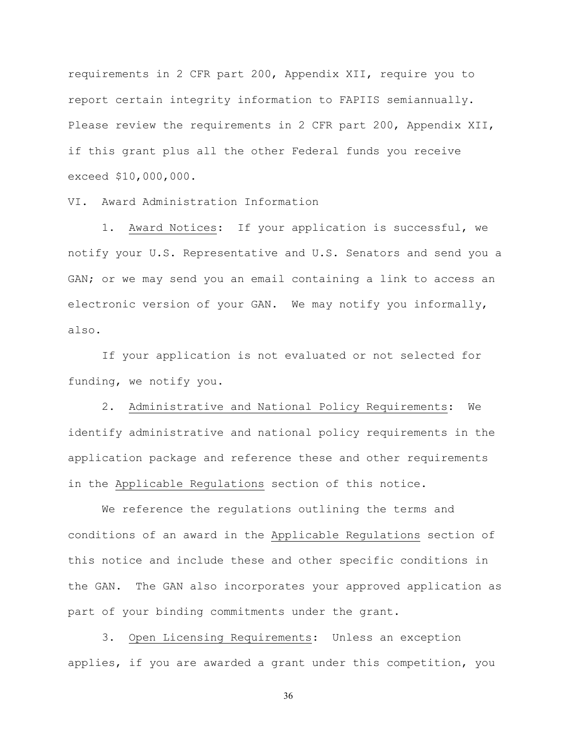requirements in 2 CFR part 200, Appendix XII, require you to report certain integrity information to FAPIIS semiannually. Please review the requirements in 2 CFR part 200, Appendix XII, if this grant plus all the other Federal funds you receive exceed $10,000,000.

VI. Award Administration Information

1. Award Notices: If your application is successful, we notify your U.S. Representative and U.S. Senators and send you a GAN; or we may send you an email containing a link to access an electronic version of your GAN. We may notify you informally, also.

If your application is not evaluated or not selected for funding, we notify you.

2. Administrative and National Policy Requirements: We identify administrative and national policy requirements in the application package and reference these and other requirements in the Applicable Regulations section of this notice.

We reference the regulations outlining the terms and conditions of an award in the Applicable Regulations section of this notice and include these and other specific conditions in the GAN. The GAN also incorporates your approved application as part of your binding commitments under the grant.

3. Open Licensing Requirements: Unless an exception applies, if you are awarded a grant under this competition, you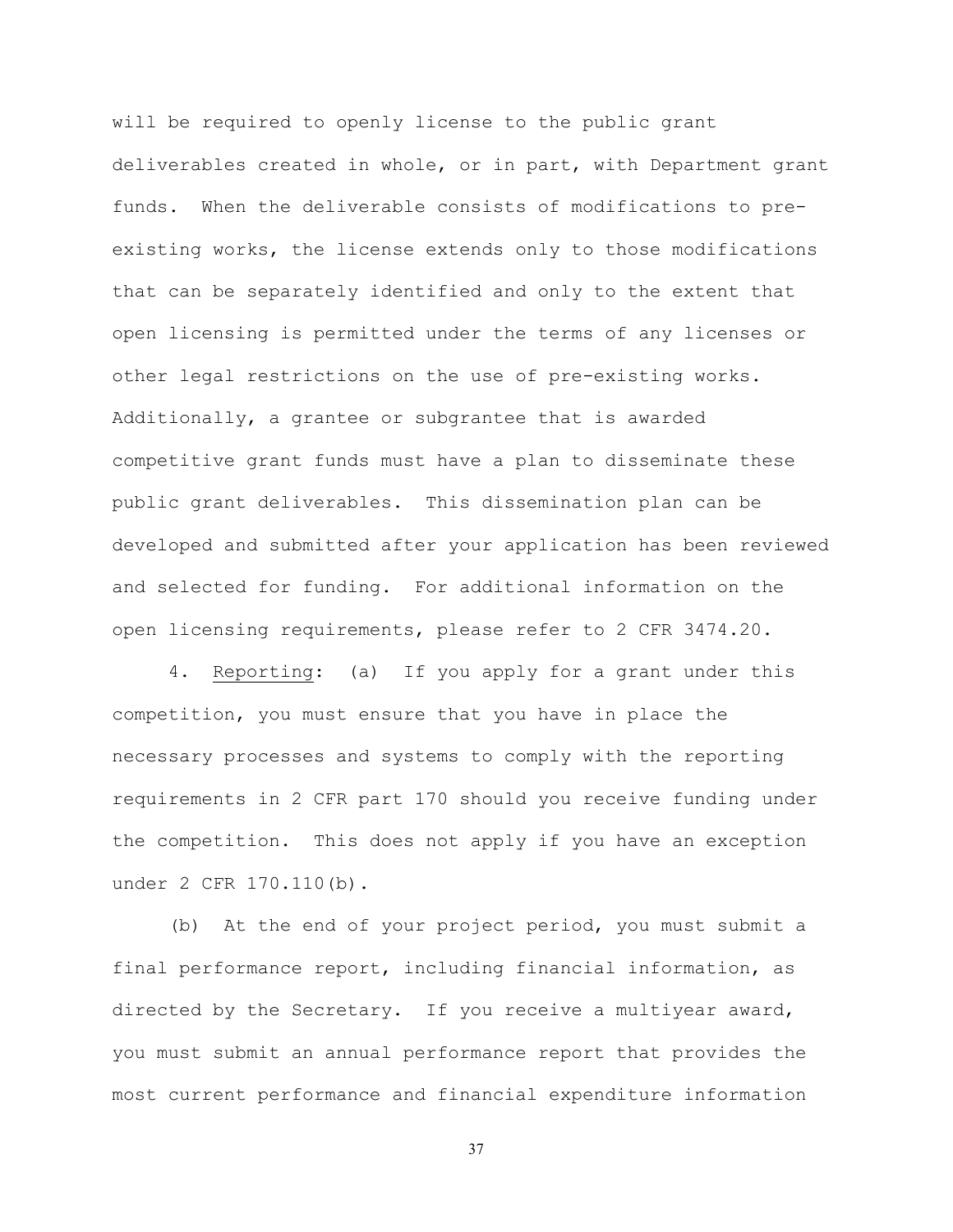will be required to openly license to the public grant deliverables created in whole, or in part, with Department grant funds. When the deliverable consists of modifications to pre-existing works, the license extends only to those modifications that can be separately identified and only to the extent that open licensing is permitted under the terms of any licenses or other legal restrictions on the use of pre-existing works. Additionally, a grantee or subgrantee that is awarded competitive grant funds must have a plan to disseminate these public grant deliverables. This dissemination plan can be developed and submitted after your application has been reviewed and selected for funding. For additional information on the open licensing requirements, please refer to 2 CFR 3474.20.

4. Reporting: (a) If you apply for a grant under this competition, you must ensure that you have in place the necessary processes and systems to comply with the reporting requirements in 2 CFR part 170 should you receive funding under the competition. This does not apply if you have an exception under 2 CFR 170.110(b).

(b) At the end of your project period, you must submit a final performance report, including financial information, as directed by the Secretary. If you receive a multiyear award, you must submit an annual performance report that provides the most current performance and financial expenditure information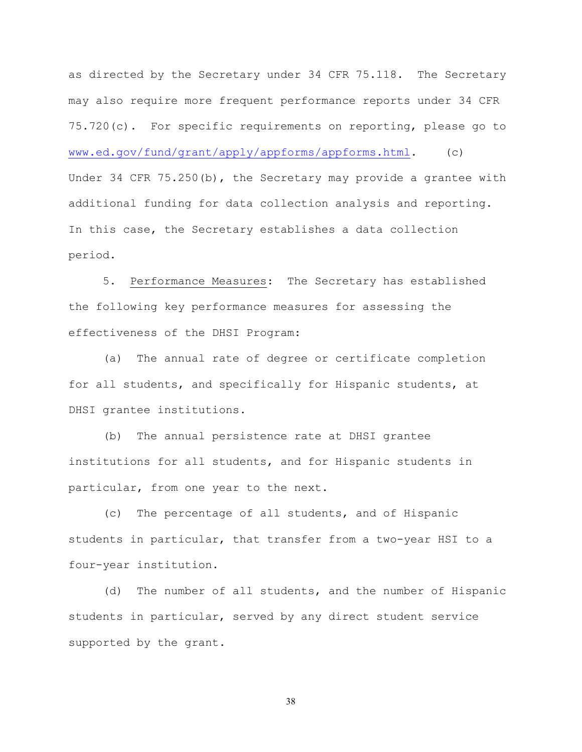as directed by the Secretary under 34 CFR 75.118. The Secretary may also require more frequent performance reports under 34 CFR 75.720(c). For specific requirements on reporting, please go to www.ed.gov/fund/grant/apply/appforms/appforms.html. (c) Under 34 CFR 75.250(b), the Secretary may provide a grantee with additional funding for data collection analysis and reporting. In this case, the Secretary establishes a data collection period.

5. Performance Measures: The Secretary has established the following key performance measures for assessing the effectiveness of the DHSI Program:

(a) The annual rate of degree or certificate completion for all students, and specifically for Hispanic students, at DHSI grantee institutions.

(b) The annual persistence rate at DHSI grantee institutions for all students, and for Hispanic students in particular, from one year to the next.

(c) The percentage of all students, and of Hispanic students in particular, that transfer from a two-year HSI to a four-year institution.

(d) The number of all students, and the number of Hispanic students in particular, served by any direct student service supported by the grant.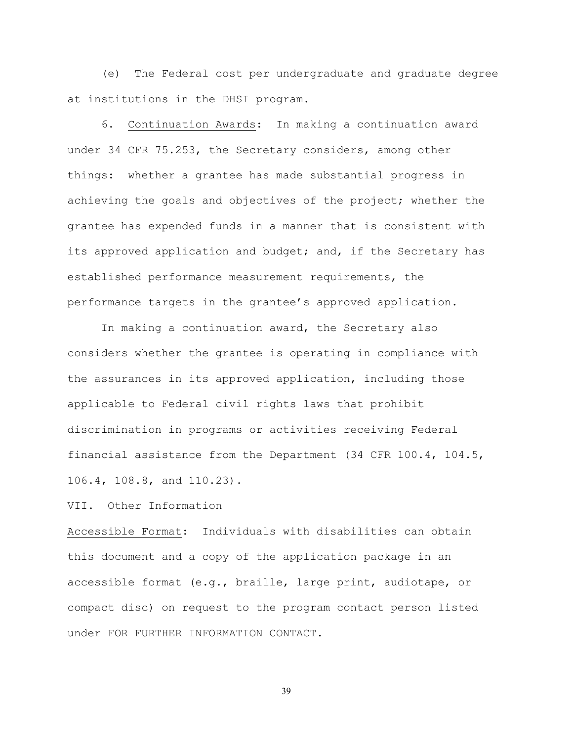(e) The Federal cost per undergraduate and graduate degree at institutions in the DHSI program.

6. Continuation Awards: In making a continuation award under 34 CFR 75.253, the Secretary considers, among other things: whether a grantee has made substantial progress in achieving the goals and objectives of the project; whether the grantee has expended funds in a manner that is consistent with its approved application and budget; and, if the Secretary has established performance measurement requirements, the performance targets in the grantee's approved application.

In making a continuation award, the Secretary also considers whether the grantee is operating in compliance with the assurances in its approved application, including those applicable to Federal civil rights laws that prohibit discrimination in programs or activities receiving Federal financial assistance from the Department (34 CFR 100.4, 104.5, 106.4, 108.8, and 110.23).

VII. Other Information

Accessible Format: Individuals with disabilities can obtain this document and a copy of the application package in an accessible format (e.g., braille, large print, audiotape, or compact disc) on request to the program contact person listed under FOR FURTHER INFORMATION CONTACT.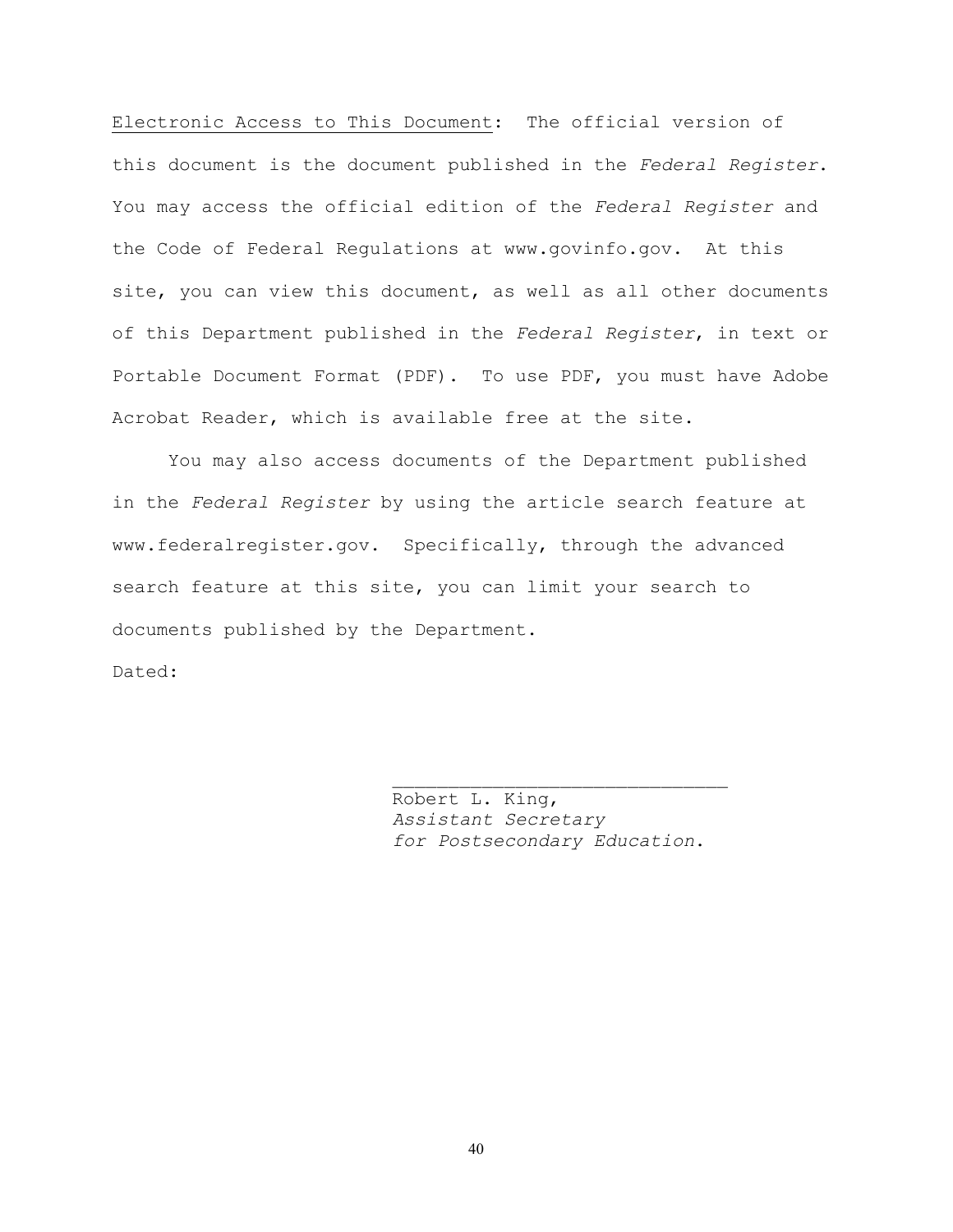<u>Electronic Access to This Document</u>: The official version of this document is the document published in the *Federal Register*. You may access the official edition of the *Federal Register* and the Code of Federal Regulations at www.govinfo.gov. At this site, you can view this document, as well as all other documents of this Department published in the *Federal Register*, in text or Portable Document Format (PDF). To use PDF, you must have Adobe Acrobat Reader, which is available free at the site.

You may also access documents of the Department published in the *Federal Register* by using the article search feature at www.federalregister.gov. Specifically, through the advanced search feature at this site, you can limit your search to documents published by the Department.

Dated:

______________________________

Robert L. King,
*Assistant Secretary*
*for Postsecondary Education*.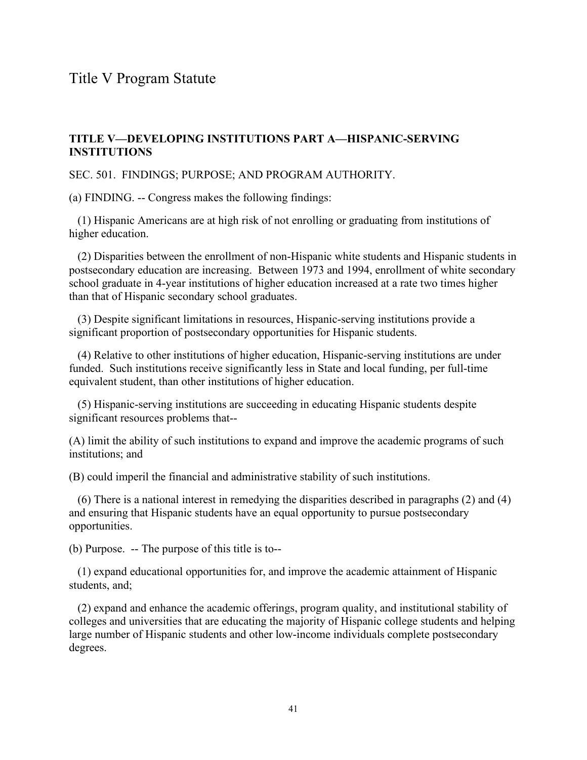# Title V Program Statute

**TITLE V—DEVELOPING INSTITUTIONS PART A—HISPANIC-SERVING INSTITUTIONS**

SEC. 501. FINDINGS; PURPOSE; AND PROGRAM AUTHORITY.

(a) FINDING. -- Congress makes the following findings:

(1) Hispanic Americans are at high risk of not enrolling or graduating from institutions of higher education.

(2) Disparities between the enrollment of non-Hispanic white students and Hispanic students in postsecondary education are increasing. Between 1973 and 1994, enrollment of white secondary school graduate in 4-year institutions of higher education increased at a rate two times higher than that of Hispanic secondary school graduates.

(3) Despite significant limitations in resources, Hispanic-serving institutions provide a significant proportion of postsecondary opportunities for Hispanic students.

(4) Relative to other institutions of higher education, Hispanic-serving institutions are under funded. Such institutions receive significantly less in State and local funding, per full-time equivalent student, than other institutions of higher education.

(5) Hispanic-serving institutions are succeeding in educating Hispanic students despite significant resources problems that--

(A) limit the ability of such institutions to expand and improve the academic programs of such institutions; and

(B) could imperil the financial and administrative stability of such institutions.

(6) There is a national interest in remedying the disparities described in paragraphs (2) and (4) and ensuring that Hispanic students have an equal opportunity to pursue postsecondary opportunities.

(b) Purpose. -- The purpose of this title is to--

(1) expand educational opportunities for, and improve the academic attainment of Hispanic students, and;

(2) expand and enhance the academic offerings, program quality, and institutional stability of colleges and universities that are educating the majority of Hispanic college students and helping large number of Hispanic students and other low-income individuals complete postsecondary degrees.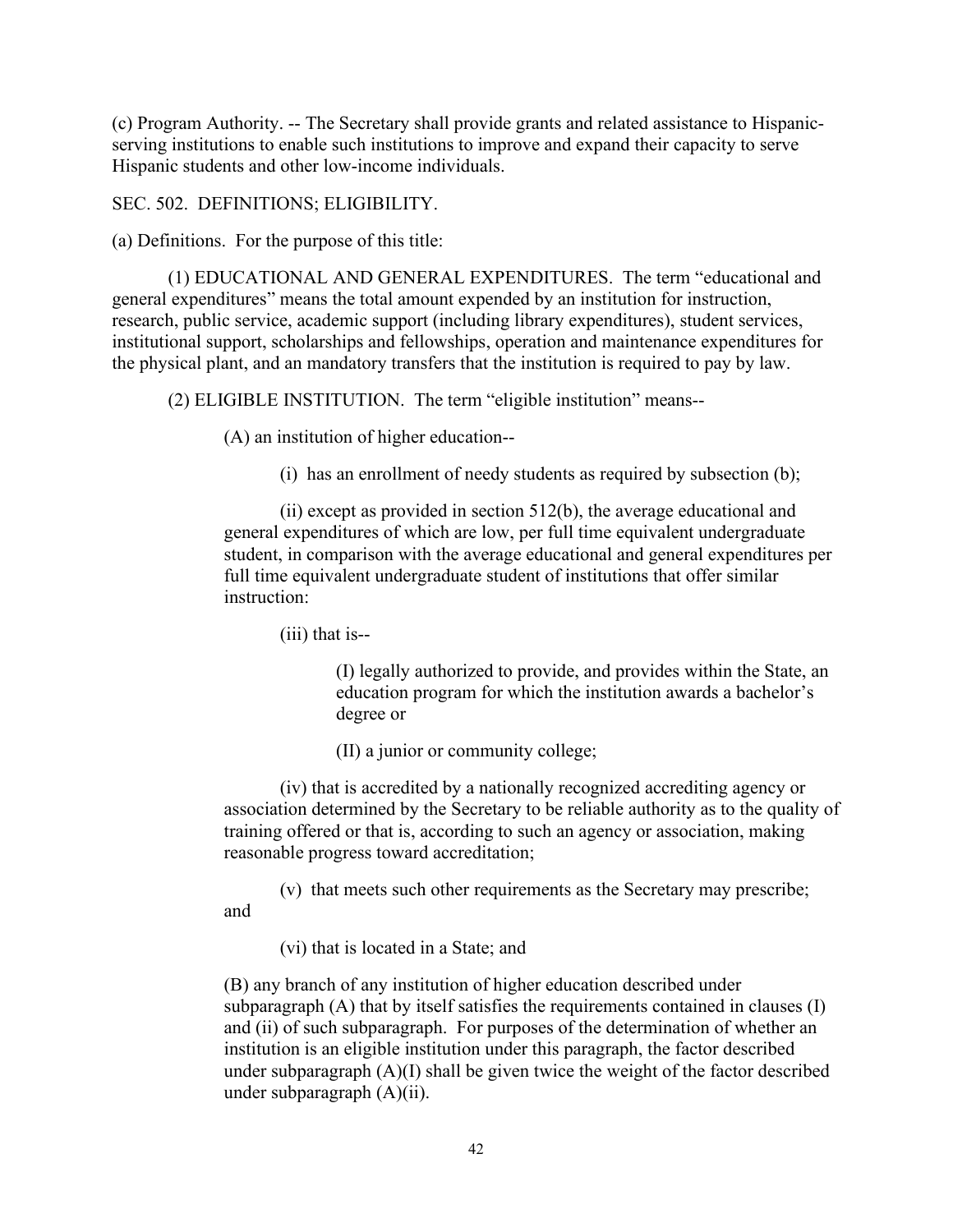(c) Program Authority. -- The Secretary shall provide grants and related assistance to Hispanic-serving institutions to enable such institutions to improve and expand their capacity to serve Hispanic students and other low-income individuals.

SEC. 502. DEFINITIONS; ELIGIBILITY.

(a) Definitions. For the purpose of this title:

(1) EDUCATIONAL AND GENERAL EXPENDITURES. The term "educational and general expenditures" means the total amount expended by an institution for instruction, research, public service, academic support (including library expenditures), student services, institutional support, scholarships and fellowships, operation and maintenance expenditures for the physical plant, and an mandatory transfers that the institution is required to pay by law.

(2) ELIGIBLE INSTITUTION. The term "eligible institution" means--

(A) an institution of higher education--

(i) has an enrollment of needy students as required by subsection (b);

(ii) except as provided in section 512(b), the average educational and general expenditures of which are low, per full time equivalent undergraduate student, in comparison with the average educational and general expenditures per full time equivalent undergraduate student of institutions that offer similar instruction:

(iii) that is--

(I) legally authorized to provide, and provides within the State, an education program for which the institution awards a bachelor's degree or

(II) a junior or community college;

(iv) that is accredited by a nationally recognized accrediting agency or association determined by the Secretary to be reliable authority as to the quality of training offered or that is, according to such an agency or association, making reasonable progress toward accreditation;

(v) that meets such other requirements as the Secretary may prescribe; and

(vi) that is located in a State; and

(B) any branch of any institution of higher education described under subparagraph (A) that by itself satisfies the requirements contained in clauses (I) and (ii) of such subparagraph. For purposes of the determination of whether an institution is an eligible institution under this paragraph, the factor described under subparagraph (A)(I) shall be given twice the weight of the factor described under subparagraph (A)(ii).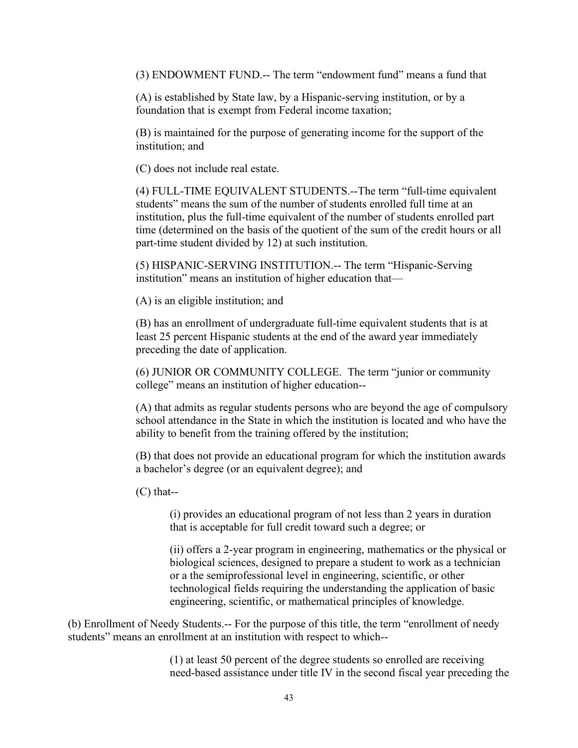(3) ENDOWMENT FUND.-- The term "endowment fund" means a fund that

(A) is established by State law, by a Hispanic-serving institution, or by a foundation that is exempt from Federal income taxation;

(B) is maintained for the purpose of generating income for the support of the institution; and

(C) does not include real estate.

(4) FULL-TIME EQUIVALENT STUDENTS.--The term "full-time equivalent students" means the sum of the number of students enrolled full time at an institution, plus the full-time equivalent of the number of students enrolled part time (determined on the basis of the quotient of the sum of the credit hours or all part-time student divided by 12) at such institution.

(5) HISPANIC-SERVING INSTITUTION.-- The term "Hispanic-Serving institution" means an institution of higher education that—

(A) is an eligible institution; and

(B) has an enrollment of undergraduate full-time equivalent students that is at least 25 percent Hispanic students at the end of the award year immediately preceding the date of application.

(6) JUNIOR OR COMMUNITY COLLEGE. The term "junior or community college" means an institution of higher education--

(A) that admits as regular students persons who are beyond the age of compulsory school attendance in the State in which the institution is located and who have the ability to benefit from the training offered by the institution;

(B) that does not provide an educational program for which the institution awards a bachelor's degree (or an equivalent degree); and

(C) that--

> (i) provides an educational program of not less than 2 years in duration that is acceptable for full credit toward such a degree; or
>
> (ii) offers a 2-year program in engineering, mathematics or the physical or biological sciences, designed to prepare a student to work as a technician or a the semiprofessional level in engineering, scientific, or other technological fields requiring the understanding the application of basic engineering, scientific, or mathematical principles of knowledge.

(b) Enrollment of Needy Students.-- For the purpose of this title, the term "enrollment of needy students" means an enrollment at an institution with respect to which--

> (1) at least 50 percent of the degree students so enrolled are receiving need-based assistance under title IV in the second fiscal year preceding the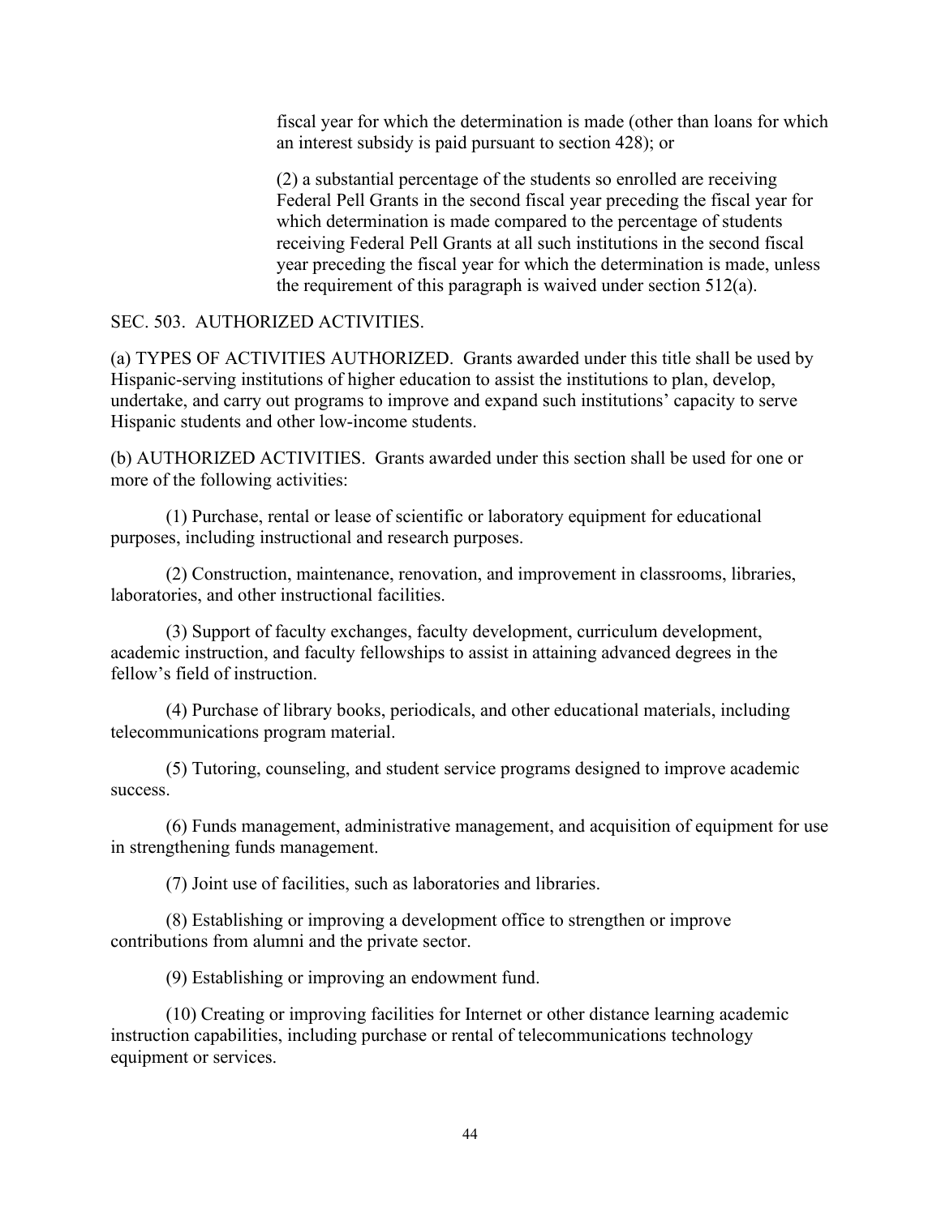fiscal year for which the determination is made (other than loans for which an interest subsidy is paid pursuant to section 428); or

(2) a substantial percentage of the students so enrolled are receiving Federal Pell Grants in the second fiscal year preceding the fiscal year for which determination is made compared to the percentage of students receiving Federal Pell Grants at all such institutions in the second fiscal year preceding the fiscal year for which the determination is made, unless the requirement of this paragraph is waived under section 512(a).

SEC. 503. AUTHORIZED ACTIVITIES.

(a) TYPES OF ACTIVITIES AUTHORIZED. Grants awarded under this title shall be used by Hispanic-serving institutions of higher education to assist the institutions to plan, develop, undertake, and carry out programs to improve and expand such institutions' capacity to serve Hispanic students and other low-income students.

(b) AUTHORIZED ACTIVITIES. Grants awarded under this section shall be used for one or more of the following activities:

(1) Purchase, rental or lease of scientific or laboratory equipment for educational purposes, including instructional and research purposes.

(2) Construction, maintenance, renovation, and improvement in classrooms, libraries, laboratories, and other instructional facilities.

(3) Support of faculty exchanges, faculty development, curriculum development, academic instruction, and faculty fellowships to assist in attaining advanced degrees in the fellow's field of instruction.

(4) Purchase of library books, periodicals, and other educational materials, including telecommunications program material.

(5) Tutoring, counseling, and student service programs designed to improve academic success.

(6) Funds management, administrative management, and acquisition of equipment for use in strengthening funds management.

(7) Joint use of facilities, such as laboratories and libraries.

(8) Establishing or improving a development office to strengthen or improve contributions from alumni and the private sector.

(9) Establishing or improving an endowment fund.

(10) Creating or improving facilities for Internet or other distance learning academic instruction capabilities, including purchase or rental of telecommunications technology equipment or services.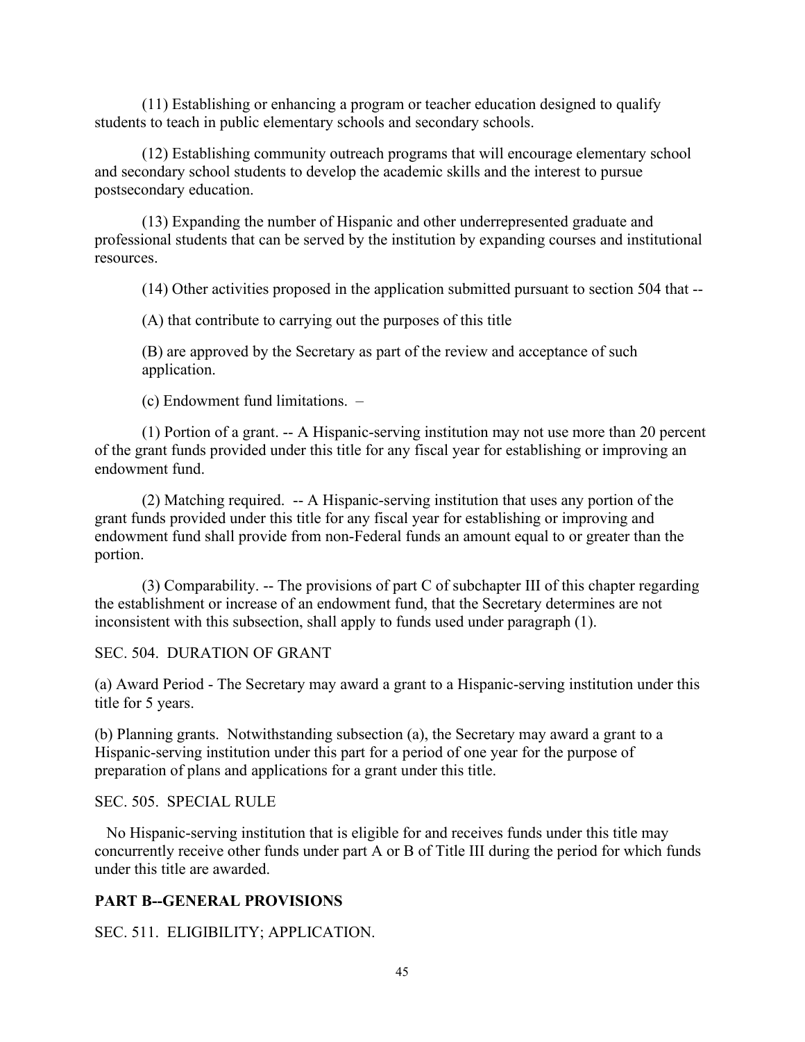(11) Establishing or enhancing a program or teacher education designed to qualify students to teach in public elementary schools and secondary schools.

(12) Establishing community outreach programs that will encourage elementary school and secondary school students to develop the academic skills and the interest to pursue postsecondary education.

(13) Expanding the number of Hispanic and other underrepresented graduate and professional students that can be served by the institution by expanding courses and institutional resources.

(14) Other activities proposed in the application submitted pursuant to section 504 that --

(A) that contribute to carrying out the purposes of this title

(B) are approved by the Secretary as part of the review and acceptance of such application.

(c) Endowment fund limitations. –

(1) Portion of a grant. -- A Hispanic-serving institution may not use more than 20 percent of the grant funds provided under this title for any fiscal year for establishing or improving an endowment fund.

(2) Matching required. -- A Hispanic-serving institution that uses any portion of the grant funds provided under this title for any fiscal year for establishing or improving and endowment fund shall provide from non-Federal funds an amount equal to or greater than the portion.

(3) Comparability. -- The provisions of part C of subchapter III of this chapter regarding the establishment or increase of an endowment fund, that the Secretary determines are not inconsistent with this subsection, shall apply to funds used under paragraph (1).

SEC. 504. DURATION OF GRANT

(a) Award Period - The Secretary may award a grant to a Hispanic-serving institution under this title for 5 years.

(b) Planning grants. Notwithstanding subsection (a), the Secretary may award a grant to a Hispanic-serving institution under this part for a period of one year for the purpose of preparation of plans and applications for a grant under this title.

SEC. 505. SPECIAL RULE

No Hispanic-serving institution that is eligible for and receives funds under this title may concurrently receive other funds under part A or B of Title III during the period for which funds under this title are awarded.

## PART B--GENERAL PROVISIONS

SEC. 511. ELIGIBILITY; APPLICATION.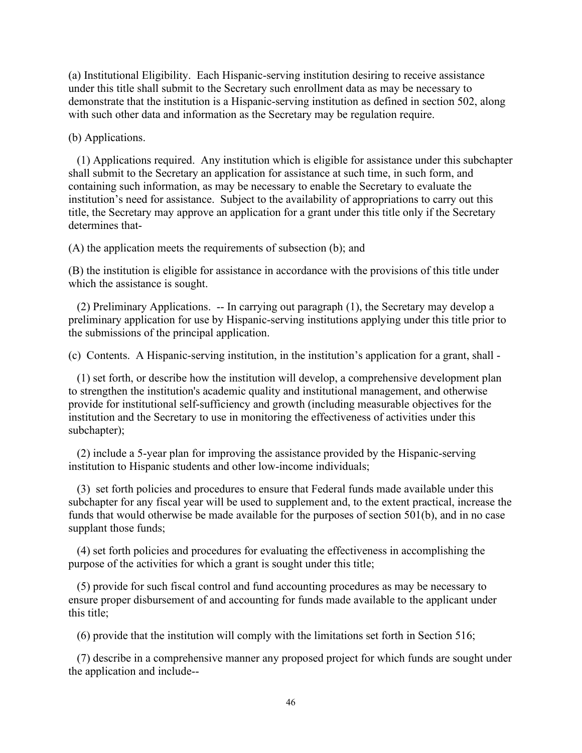(a) Institutional Eligibility. Each Hispanic-serving institution desiring to receive assistance under this title shall submit to the Secretary such enrollment data as may be necessary to demonstrate that the institution is a Hispanic-serving institution as defined in section 502, along with such other data and information as the Secretary may be regulation require.

(b) Applications.

(1) Applications required. Any institution which is eligible for assistance under this subchapter shall submit to the Secretary an application for assistance at such time, in such form, and containing such information, as may be necessary to enable the Secretary to evaluate the institution's need for assistance. Subject to the availability of appropriations to carry out this title, the Secretary may approve an application for a grant under this title only if the Secretary determines that-

(A) the application meets the requirements of subsection (b); and

(B) the institution is eligible for assistance in accordance with the provisions of this title under which the assistance is sought.

(2) Preliminary Applications. -- In carrying out paragraph (1), the Secretary may develop a preliminary application for use by Hispanic-serving institutions applying under this title prior to the submissions of the principal application.

(c) Contents. A Hispanic-serving institution, in the institution's application for a grant, shall -

(1) set forth, or describe how the institution will develop, a comprehensive development plan to strengthen the institution's academic quality and institutional management, and otherwise provide for institutional self-sufficiency and growth (including measurable objectives for the institution and the Secretary to use in monitoring the effectiveness of activities under this subchapter);

(2) include a 5-year plan for improving the assistance provided by the Hispanic-serving institution to Hispanic students and other low-income individuals;

(3) set forth policies and procedures to ensure that Federal funds made available under this subchapter for any fiscal year will be used to supplement and, to the extent practical, increase the funds that would otherwise be made available for the purposes of section 501(b), and in no case supplant those funds;

(4) set forth policies and procedures for evaluating the effectiveness in accomplishing the purpose of the activities for which a grant is sought under this title;

(5) provide for such fiscal control and fund accounting procedures as may be necessary to ensure proper disbursement of and accounting for funds made available to the applicant under this title;

(6) provide that the institution will comply with the limitations set forth in Section 516;

(7) describe in a comprehensive manner any proposed project for which funds are sought under the application and include--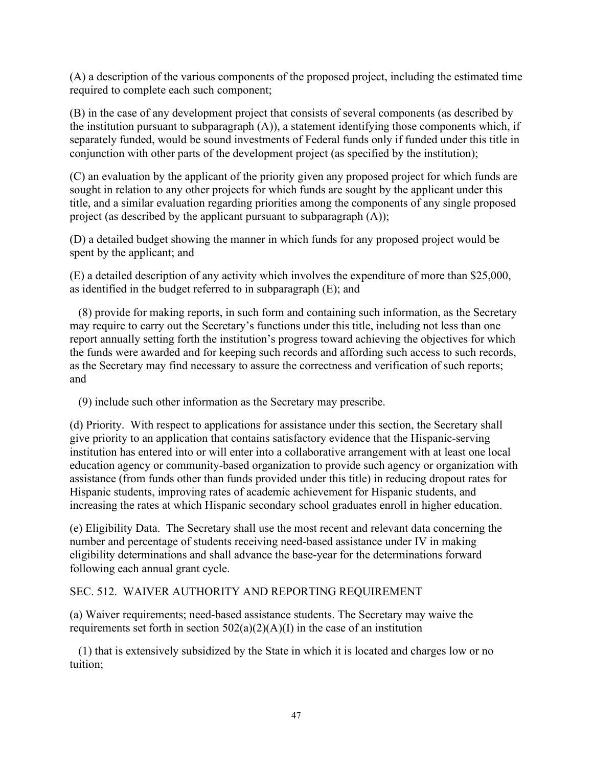(A) a description of the various components of the proposed project, including the estimated time required to complete each such component;

(B) in the case of any development project that consists of several components (as described by the institution pursuant to subparagraph (A)), a statement identifying those components which, if separately funded, would be sound investments of Federal funds only if funded under this title in conjunction with other parts of the development project (as specified by the institution);

(C) an evaluation by the applicant of the priority given any proposed project for which funds are sought in relation to any other projects for which funds are sought by the applicant under this title, and a similar evaluation regarding priorities among the components of any single proposed project (as described by the applicant pursuant to subparagraph (A));

(D) a detailed budget showing the manner in which funds for any proposed project would be spent by the applicant; and

(E) a detailed description of any activity which involves the expenditure of more than $25,000, as identified in the budget referred to in subparagraph (E); and

(8) provide for making reports, in such form and containing such information, as the Secretary may require to carry out the Secretary's functions under this title, including not less than one report annually setting forth the institution's progress toward achieving the objectives for which the funds were awarded and for keeping such records and affording such access to such records, as the Secretary may find necessary to assure the correctness and verification of such reports; and

(9) include such other information as the Secretary may prescribe.

(d) Priority. With respect to applications for assistance under this section, the Secretary shall give priority to an application that contains satisfactory evidence that the Hispanic-serving institution has entered into or will enter into a collaborative arrangement with at least one local education agency or community-based organization to provide such agency or organization with assistance (from funds other than funds provided under this title) in reducing dropout rates for Hispanic students, improving rates of academic achievement for Hispanic students, and increasing the rates at which Hispanic secondary school graduates enroll in higher education.

(e) Eligibility Data. The Secretary shall use the most recent and relevant data concerning the number and percentage of students receiving need-based assistance under IV in making eligibility determinations and shall advance the base-year for the determinations forward following each annual grant cycle.

SEC. 512. WAIVER AUTHORITY AND REPORTING REQUIREMENT

(a) Waiver requirements; need-based assistance students. The Secretary may waive the requirements set forth in section 502(a)(2)(A)(I) in the case of an institution

(1) that is extensively subsidized by the State in which it is located and charges low or no tuition;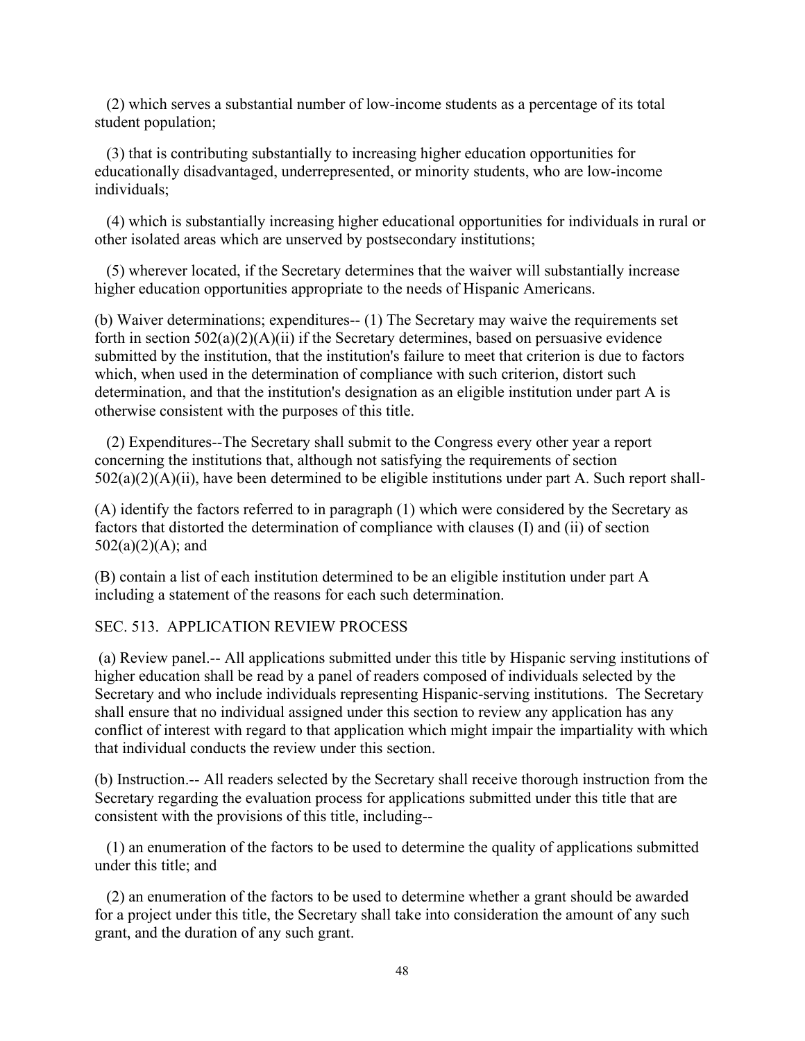(2) which serves a substantial number of low-income students as a percentage of its total student population;

(3) that is contributing substantially to increasing higher education opportunities for educationally disadvantaged, underrepresented, or minority students, who are low-income individuals;

(4) which is substantially increasing higher educational opportunities for individuals in rural or other isolated areas which are unserved by postsecondary institutions;

(5) wherever located, if the Secretary determines that the waiver will substantially increase higher education opportunities appropriate to the needs of Hispanic Americans.

(b) Waiver determinations; expenditures-- (1) The Secretary may waive the requirements set forth in section 502(a)(2)(A)(ii) if the Secretary determines, based on persuasive evidence submitted by the institution, that the institution's failure to meet that criterion is due to factors which, when used in the determination of compliance with such criterion, distort such determination, and that the institution's designation as an eligible institution under part A is otherwise consistent with the purposes of this title.

(2) Expenditures--The Secretary shall submit to the Congress every other year a report concerning the institutions that, although not satisfying the requirements of section 502(a)(2)(A)(ii), have been determined to be eligible institutions under part A. Such report shall-

(A) identify the factors referred to in paragraph (1) which were considered by the Secretary as factors that distorted the determination of compliance with clauses (I) and (ii) of section 502(a)(2)(A); and

(B) contain a list of each institution determined to be an eligible institution under part A including a statement of the reasons for each such determination.

SEC. 513. APPLICATION REVIEW PROCESS

(a) Review panel.-- All applications submitted under this title by Hispanic serving institutions of higher education shall be read by a panel of readers composed of individuals selected by the Secretary and who include individuals representing Hispanic-serving institutions. The Secretary shall ensure that no individual assigned under this section to review any application has any conflict of interest with regard to that application which might impair the impartiality with which that individual conducts the review under this section.

(b) Instruction.-- All readers selected by the Secretary shall receive thorough instruction from the Secretary regarding the evaluation process for applications submitted under this title that are consistent with the provisions of this title, including--

(1) an enumeration of the factors to be used to determine the quality of applications submitted under this title; and

(2) an enumeration of the factors to be used to determine whether a grant should be awarded for a project under this title, the Secretary shall take into consideration the amount of any such grant, and the duration of any such grant.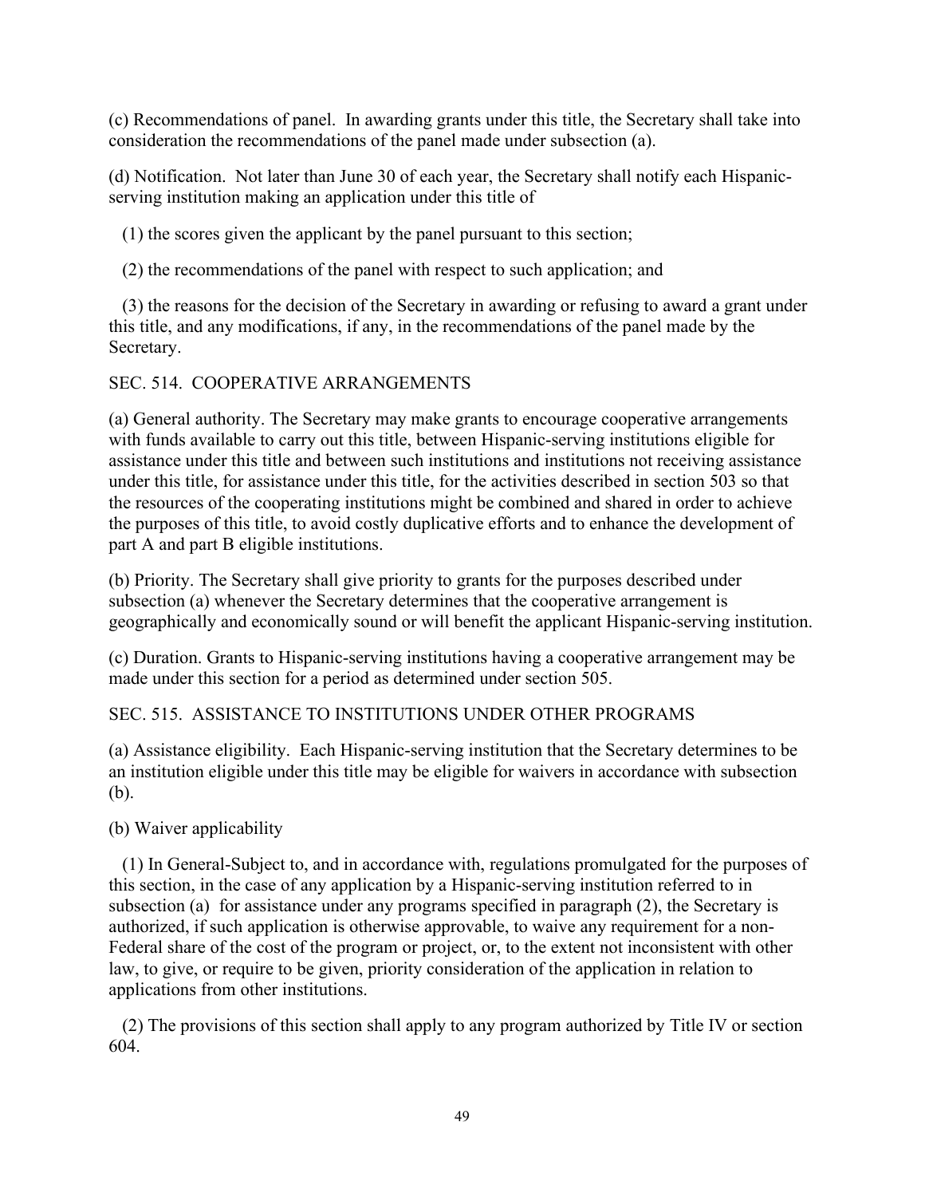(c) Recommendations of panel. In awarding grants under this title, the Secretary shall take into consideration the recommendations of the panel made under subsection (a).

(d) Notification. Not later than June 30 of each year, the Secretary shall notify each Hispanic-serving institution making an application under this title of

(1) the scores given the applicant by the panel pursuant to this section;

(2) the recommendations of the panel with respect to such application; and

(3) the reasons for the decision of the Secretary in awarding or refusing to award a grant under this title, and any modifications, if any, in the recommendations of the panel made by the Secretary.

SEC. 514. COOPERATIVE ARRANGEMENTS

(a) General authority. The Secretary may make grants to encourage cooperative arrangements with funds available to carry out this title, between Hispanic-serving institutions eligible for assistance under this title and between such institutions and institutions not receiving assistance under this title, for assistance under this title, for the activities described in section 503 so that the resources of the cooperating institutions might be combined and shared in order to achieve the purposes of this title, to avoid costly duplicative efforts and to enhance the development of part A and part B eligible institutions.

(b) Priority. The Secretary shall give priority to grants for the purposes described under subsection (a) whenever the Secretary determines that the cooperative arrangement is geographically and economically sound or will benefit the applicant Hispanic-serving institution.

(c) Duration. Grants to Hispanic-serving institutions having a cooperative arrangement may be made under this section for a period as determined under section 505.

SEC. 515. ASSISTANCE TO INSTITUTIONS UNDER OTHER PROGRAMS

(a) Assistance eligibility. Each Hispanic-serving institution that the Secretary determines to be an institution eligible under this title may be eligible for waivers in accordance with subsection (b).

(b) Waiver applicability

(1) In General-Subject to, and in accordance with, regulations promulgated for the purposes of this section, in the case of any application by a Hispanic-serving institution referred to in subsection (a) for assistance under any programs specified in paragraph (2), the Secretary is authorized, if such application is otherwise approvable, to waive any requirement for a non-Federal share of the cost of the program or project, or, to the extent not inconsistent with other law, to give, or require to be given, priority consideration of the application in relation to applications from other institutions.

(2) The provisions of this section shall apply to any program authorized by Title IV or section 604.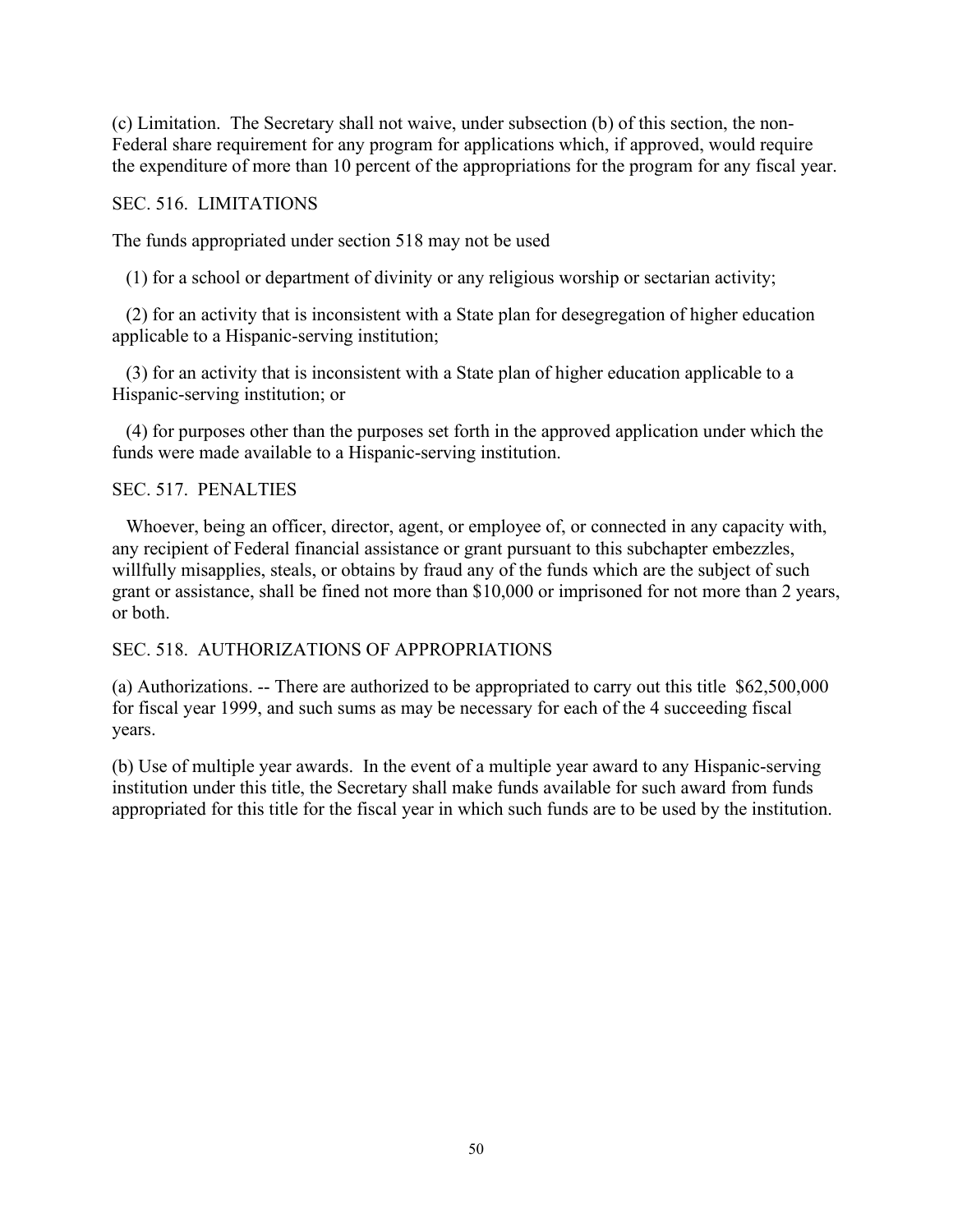(c) Limitation. The Secretary shall not waive, under subsection (b) of this section, the non-Federal share requirement for any program for applications which, if approved, would require the expenditure of more than 10 percent of the appropriations for the program for any fiscal year.

## SEC. 516. LIMITATIONS

The funds appropriated under section 518 may not be used

(1) for a school or department of divinity or any religious worship or sectarian activity;

(2) for an activity that is inconsistent with a State plan for desegregation of higher education applicable to a Hispanic-serving institution;

(3) for an activity that is inconsistent with a State plan of higher education applicable to a Hispanic-serving institution; or

(4) for purposes other than the purposes set forth in the approved application under which the funds were made available to a Hispanic-serving institution.

## SEC. 517. PENALTIES

Whoever, being an officer, director, agent, or employee of, or connected in any capacity with, any recipient of Federal financial assistance or grant pursuant to this subchapter embezzles, willfully misapplies, steals, or obtains by fraud any of the funds which are the subject of such grant or assistance, shall be fined not more than $10,000 or imprisoned for not more than 2 years, or both.

## SEC. 518. AUTHORIZATIONS OF APPROPRIATIONS

(a) Authorizations. -- There are authorized to be appropriated to carry out this title $62,500,000 for fiscal year 1999, and such sums as may be necessary for each of the 4 succeeding fiscal years.

(b) Use of multiple year awards. In the event of a multiple year award to any Hispanic-serving institution under this title, the Secretary shall make funds available for such award from funds appropriated for this title for the fiscal year in which such funds are to be used by the institution.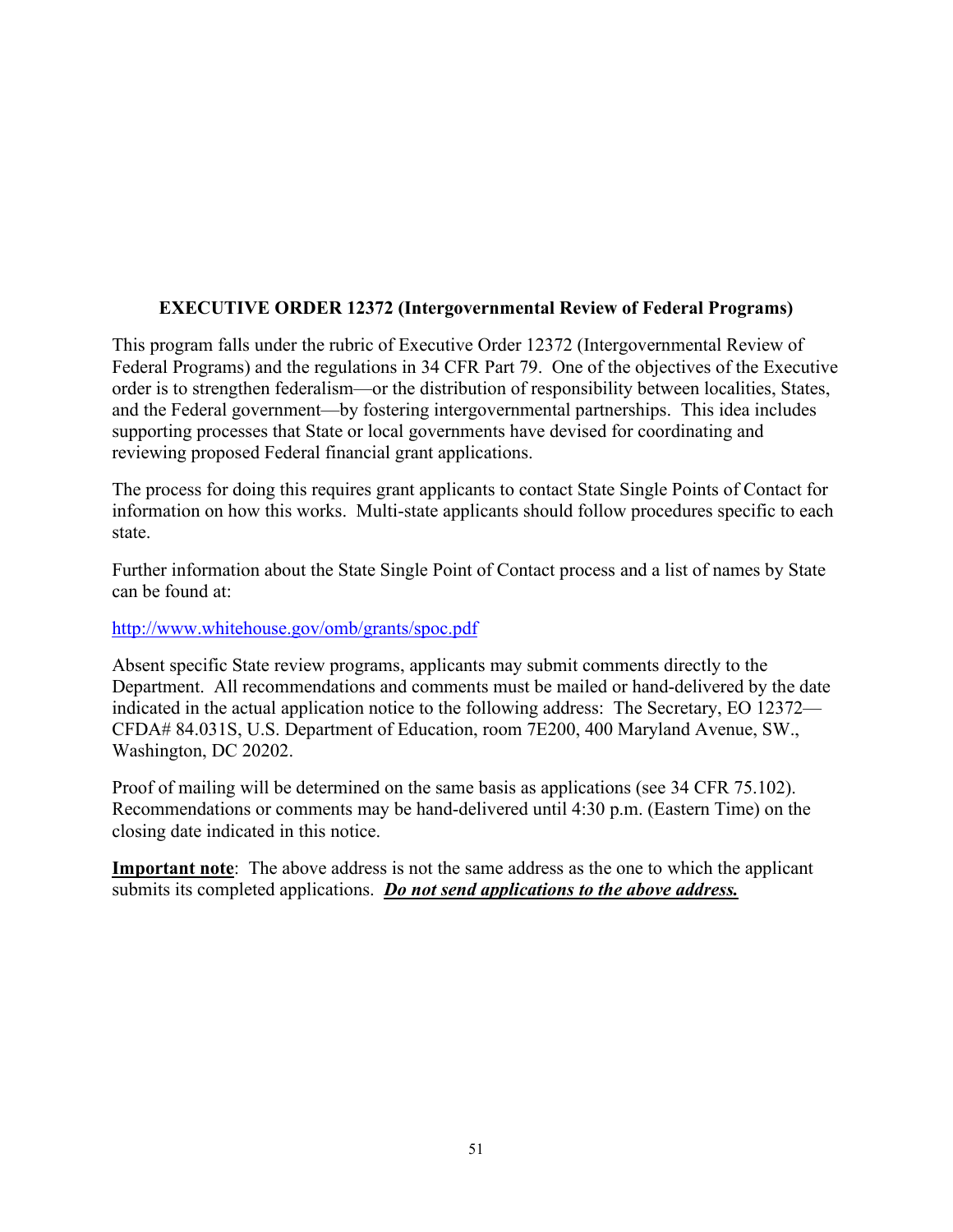## EXECUTIVE ORDER 12372 (Intergovernmental Review of Federal Programs)

This program falls under the rubric of Executive Order 12372 (Intergovernmental Review of Federal Programs) and the regulations in 34 CFR Part 79. One of the objectives of the Executive order is to strengthen federalism—or the distribution of responsibility between localities, States, and the Federal government—by fostering intergovernmental partnerships. This idea includes supporting processes that State or local governments have devised for coordinating and reviewing proposed Federal financial grant applications.

The process for doing this requires grant applicants to contact State Single Points of Contact for information on how this works. Multi-state applicants should follow procedures specific to each state.

Further information about the State Single Point of Contact process and a list of names by State can be found at:

http://www.whitehouse.gov/omb/grants/spoc.pdf

Absent specific State review programs, applicants may submit comments directly to the Department. All recommendations and comments must be mailed or hand-delivered by the date indicated in the actual application notice to the following address: The Secretary, EO 12372—CFDA# 84.031S, U.S. Department of Education, room 7E200, 400 Maryland Avenue, SW., Washington, DC 20202.

Proof of mailing will be determined on the same basis as applications (see 34 CFR 75.102). Recommendations or comments may be hand-delivered until 4:30 p.m. (Eastern Time) on the closing date indicated in this notice.

**Important note**: The above address is not the same address as the one to which the applicant submits its completed applications. ***Do not send applications to the above address.***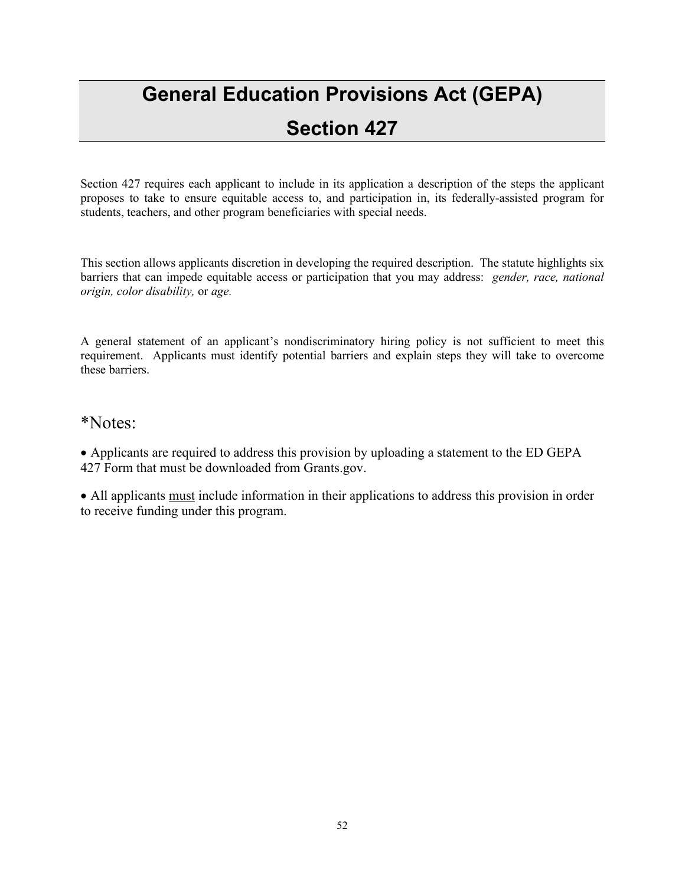# General Education Provisions Act (GEPA)

# Section 427

Section 427 requires each applicant to include in its application a description of the steps the applicant proposes to take to ensure equitable access to, and participation in, its federally-assisted program for students, teachers, and other program beneficiaries with special needs.

This section allows applicants discretion in developing the required description. The statute highlights six barriers that can impede equitable access or participation that you may address: *gender, race, national origin, color disability,* or *age.*

A general statement of an applicant's nondiscriminatory hiring policy is not sufficient to meet this requirement. Applicants must identify potential barriers and explain steps they will take to overcome these barriers.

## *Notes:

- Applicants are required to address this provision by uploading a statement to the ED GEPA 427 Form that must be downloaded from Grants.gov.
- All applicants <u>must</u> include information in their applications to address this provision in order to receive funding under this program.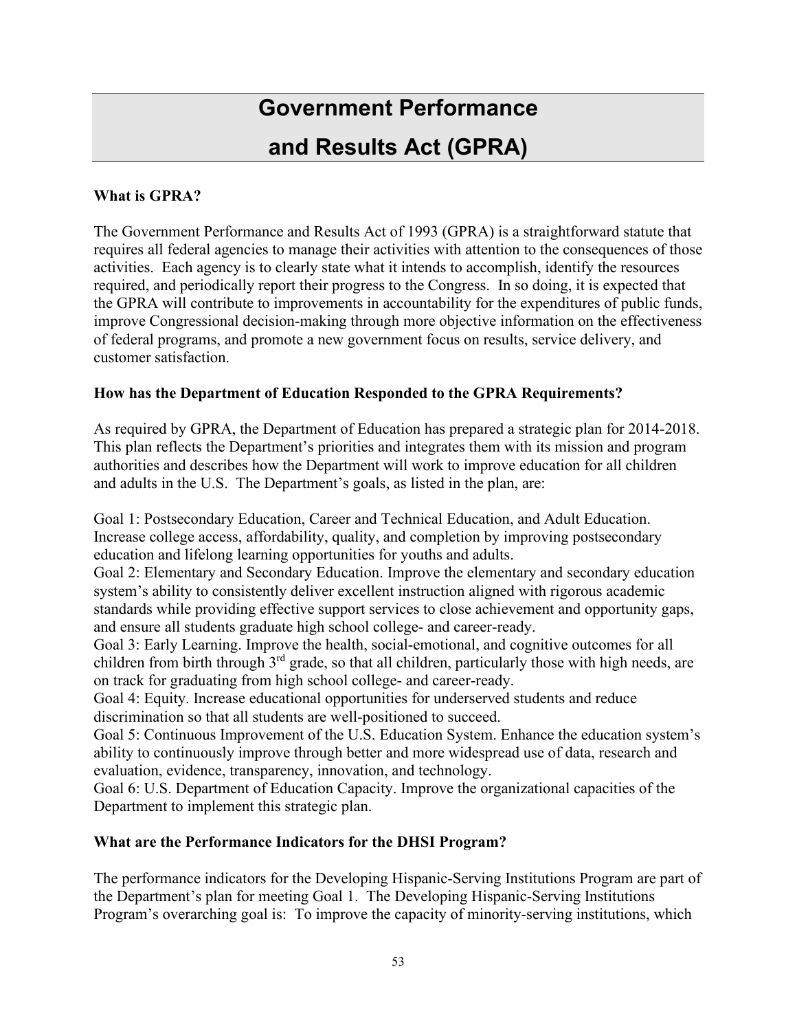# Government Performance and Results Act (GPRA)

**What is GPRA?**

The Government Performance and Results Act of 1993 (GPRA) is a straightforward statute that requires all federal agencies to manage their activities with attention to the consequences of those activities. Each agency is to clearly state what it intends to accomplish, identify the resources required, and periodically report their progress to the Congress. In so doing, it is expected that the GPRA will contribute to improvements in accountability for the expenditures of public funds, improve Congressional decision-making through more objective information on the effectiveness of federal programs, and promote a new government focus on results, service delivery, and customer satisfaction.

**How has the Department of Education Responded to the GPRA Requirements?**

As required by GPRA, the Department of Education has prepared a strategic plan for 2014-2018. This plan reflects the Department's priorities and integrates them with its mission and program authorities and describes how the Department will work to improve education for all children and adults in the U.S. The Department's goals, as listed in the plan, are:

Goal 1: Postsecondary Education, Career and Technical Education, and Adult Education. Increase college access, affordability, quality, and completion by improving postsecondary education and lifelong learning opportunities for youths and adults.
Goal 2: Elementary and Secondary Education. Improve the elementary and secondary education system's ability to consistently deliver excellent instruction aligned with rigorous academic standards while providing effective support services to close achievement and opportunity gaps, and ensure all students graduate high school college- and career-ready.
Goal 3: Early Learning. Improve the health, social-emotional, and cognitive outcomes for all children from birth through 3rd grade, so that all children, particularly those with high needs, are on track for graduating from high school college- and career-ready.
Goal 4: Equity. Increase educational opportunities for underserved students and reduce discrimination so that all students are well-positioned to succeed.
Goal 5: Continuous Improvement of the U.S. Education System. Enhance the education system's ability to continuously improve through better and more widespread use of data, research and evaluation, evidence, transparency, innovation, and technology.
Goal 6: U.S. Department of Education Capacity. Improve the organizational capacities of the Department to implement this strategic plan.

**What are the Performance Indicators for the DHSI Program?**

The performance indicators for the Developing Hispanic-Serving Institutions Program are part of the Department's plan for meeting Goal 1. The Developing Hispanic-Serving Institutions Program's overarching goal is: To improve the capacity of minority-serving institutions, which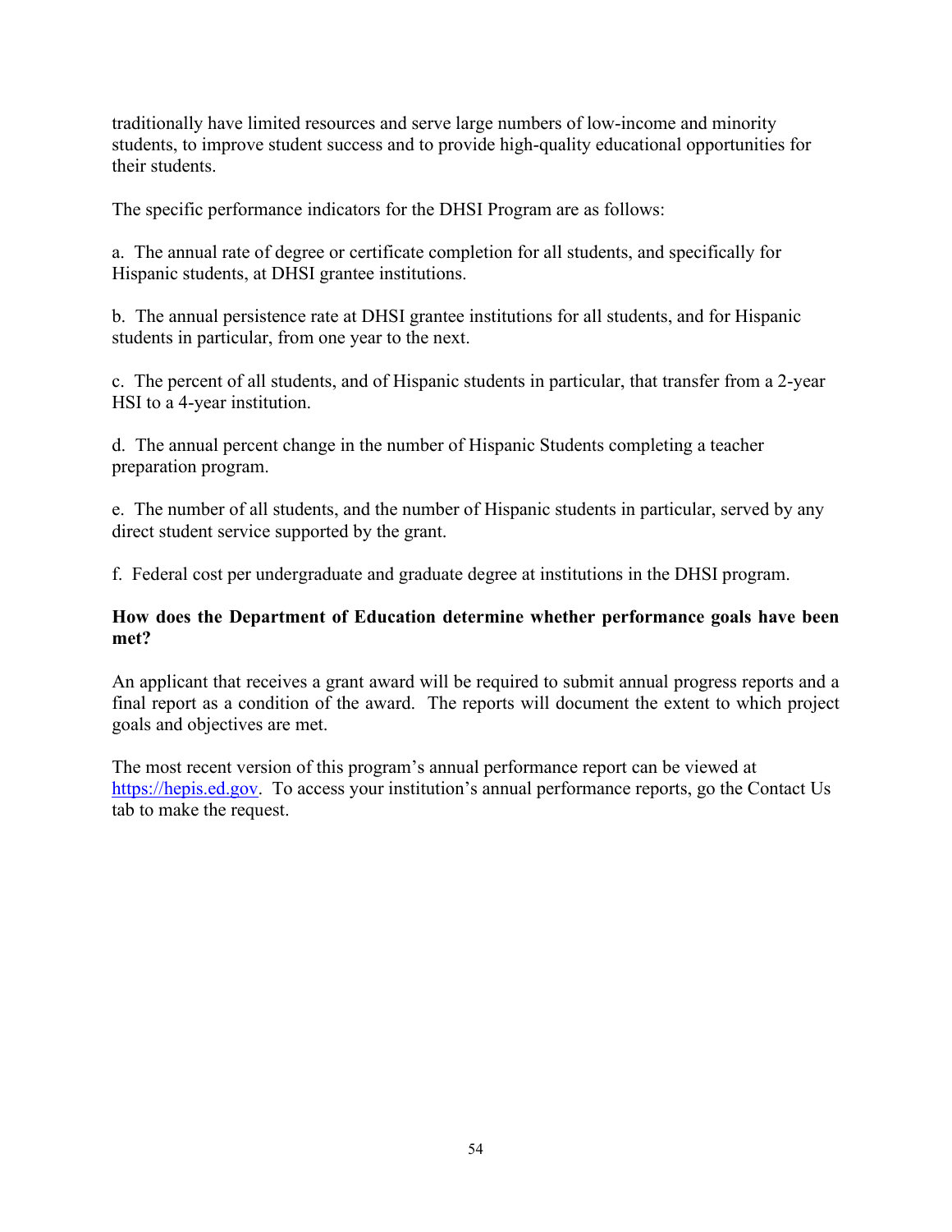traditionally have limited resources and serve large numbers of low-income and minority students, to improve student success and to provide high-quality educational opportunities for their students.

The specific performance indicators for the DHSI Program are as follows:

a. The annual rate of degree or certificate completion for all students, and specifically for Hispanic students, at DHSI grantee institutions.

b. The annual persistence rate at DHSI grantee institutions for all students, and for Hispanic students in particular, from one year to the next.

c. The percent of all students, and of Hispanic students in particular, that transfer from a 2-year HSI to a 4-year institution.

d. The annual percent change in the number of Hispanic Students completing a teacher preparation program.

e. The number of all students, and the number of Hispanic students in particular, served by any direct student service supported by the grant.

f. Federal cost per undergraduate and graduate degree at institutions in the DHSI program.

**How does the Department of Education determine whether performance goals have been met?**

An applicant that receives a grant award will be required to submit annual progress reports and a final report as a condition of the award. The reports will document the extent to which project goals and objectives are met.

The most recent version of this program's annual performance report can be viewed at https://hepis.ed.gov. To access your institution's annual performance reports, go the Contact Us tab to make the request.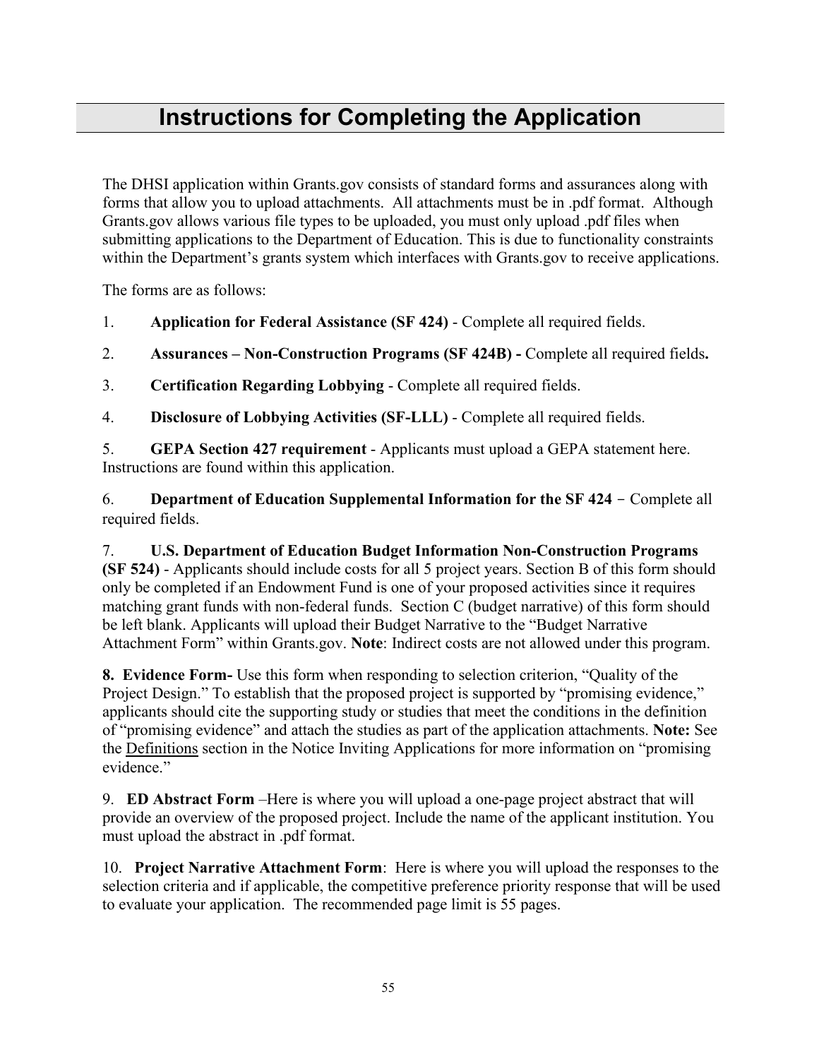# Instructions for Completing the Application

The DHSI application within Grants.gov consists of standard forms and assurances along with forms that allow you to upload attachments. All attachments must be in .pdf format. Although Grants.gov allows various file types to be uploaded, you must only upload .pdf files when submitting applications to the Department of Education. This is due to functionality constraints within the Department's grants system which interfaces with Grants.gov to receive applications.

The forms are as follows:

1. **Application for Federal Assistance (SF 424)** - Complete all required fields.

2. **Assurances – Non-Construction Programs (SF 424B) -** Complete all required fields**.**

3. **Certification Regarding Lobbying** - Complete all required fields.

4. **Disclosure of Lobbying Activities (SF-LLL)** - Complete all required fields.

5. **GEPA Section 427 requirement** - Applicants must upload a GEPA statement here. Instructions are found within this application.

6. **Department of Education Supplemental Information for the SF 424** – Complete all required fields.

7. **U.S. Department of Education Budget Information Non-Construction Programs (SF 524)** - Applicants should include costs for all 5 project years. Section B of this form should only be completed if an Endowment Fund is one of your proposed activities since it requires matching grant funds with non-federal funds. Section C (budget narrative) of this form should be left blank. Applicants will upload their Budget Narrative to the "Budget Narrative Attachment Form" within Grants.gov. **Note**: Indirect costs are not allowed under this program.

**8. Evidence Form-** Use this form when responding to selection criterion, "Quality of the Project Design." To establish that the proposed project is supported by "promising evidence," applicants should cite the supporting study or studies that meet the conditions in the definition of "promising evidence" and attach the studies as part of the application attachments. **Note:** See the Definitions section in the Notice Inviting Applications for more information on "promising evidence."

9. **ED Abstract Form** –Here is where you will upload a one-page project abstract that will provide an overview of the proposed project. Include the name of the applicant institution. You must upload the abstract in .pdf format.

10. **Project Narrative Attachment Form**: Here is where you will upload the responses to the selection criteria and if applicable, the competitive preference priority response that will be used to evaluate your application. The recommended page limit is 55 pages.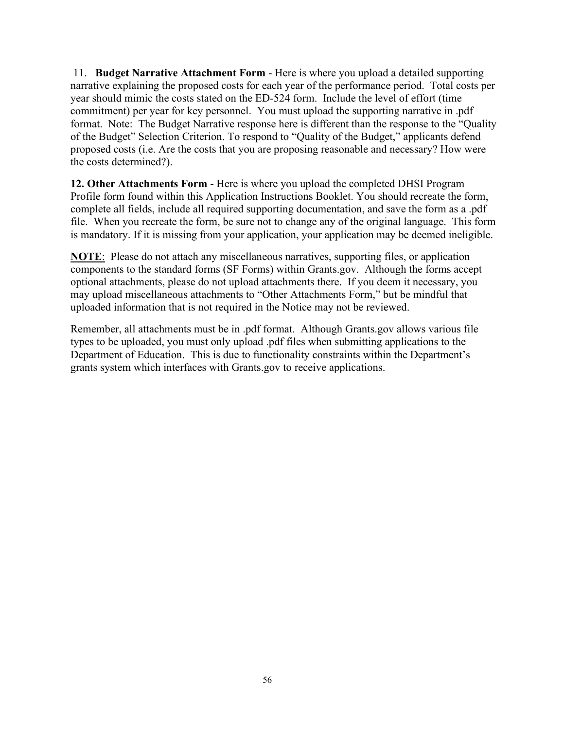11. **Budget Narrative Attachment Form** - Here is where you upload a detailed supporting narrative explaining the proposed costs for each year of the performance period. Total costs per year should mimic the costs stated on the ED-524 form. Include the level of effort (time commitment) per year for key personnel. You must upload the supporting narrative in .pdf format. <u>Note</u>: The Budget Narrative response here is different than the response to the "Quality of the Budget" Selection Criterion. To respond to "Quality of the Budget," applicants defend proposed costs (i.e. Are the costs that you are proposing reasonable and necessary? How were the costs determined?).

**12. Other Attachments Form** - Here is where you upload the completed DHSI Program Profile form found within this Application Instructions Booklet. You should recreate the form, complete all fields, include all required supporting documentation, and save the form as a .pdf file. When you recreate the form, be sure not to change any of the original language. This form is mandatory. If it is missing from your application, your application may be deemed ineligible.

**<u>NOTE</u>**: Please do not attach any miscellaneous narratives, supporting files, or application components to the standard forms (SF Forms) within Grants.gov. Although the forms accept optional attachments, please do not upload attachments there. If you deem it necessary, you may upload miscellaneous attachments to "Other Attachments Form," but be mindful that uploaded information that is not required in the Notice may not be reviewed.

Remember, all attachments must be in .pdf format. Although Grants.gov allows various file types to be uploaded, you must only upload .pdf files when submitting applications to the Department of Education. This is due to functionality constraints within the Department's grants system which interfaces with Grants.gov to receive applications.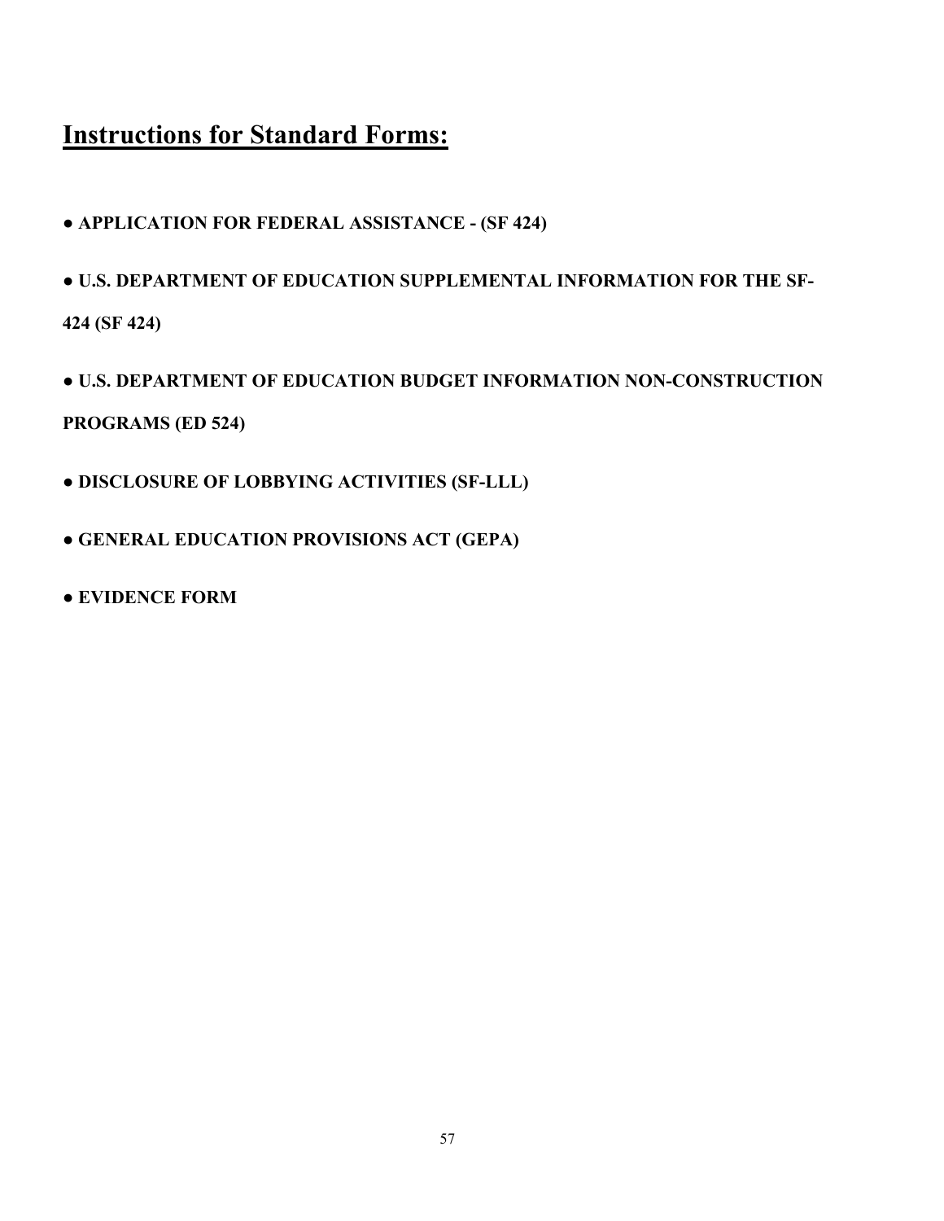# Instructions for Standard Forms:

- **APPLICATION FOR FEDERAL ASSISTANCE - (SF 424)**
- **U.S. DEPARTMENT OF EDUCATION SUPPLEMENTAL INFORMATION FOR THE SF-424 (SF 424)**
- **U.S. DEPARTMENT OF EDUCATION BUDGET INFORMATION NON-CONSTRUCTION PROGRAMS (ED 524)**
- **DISCLOSURE OF LOBBYING ACTIVITIES (SF-LLL)**
- **GENERAL EDUCATION PROVISIONS ACT (GEPA)**
- **EVIDENCE FORM**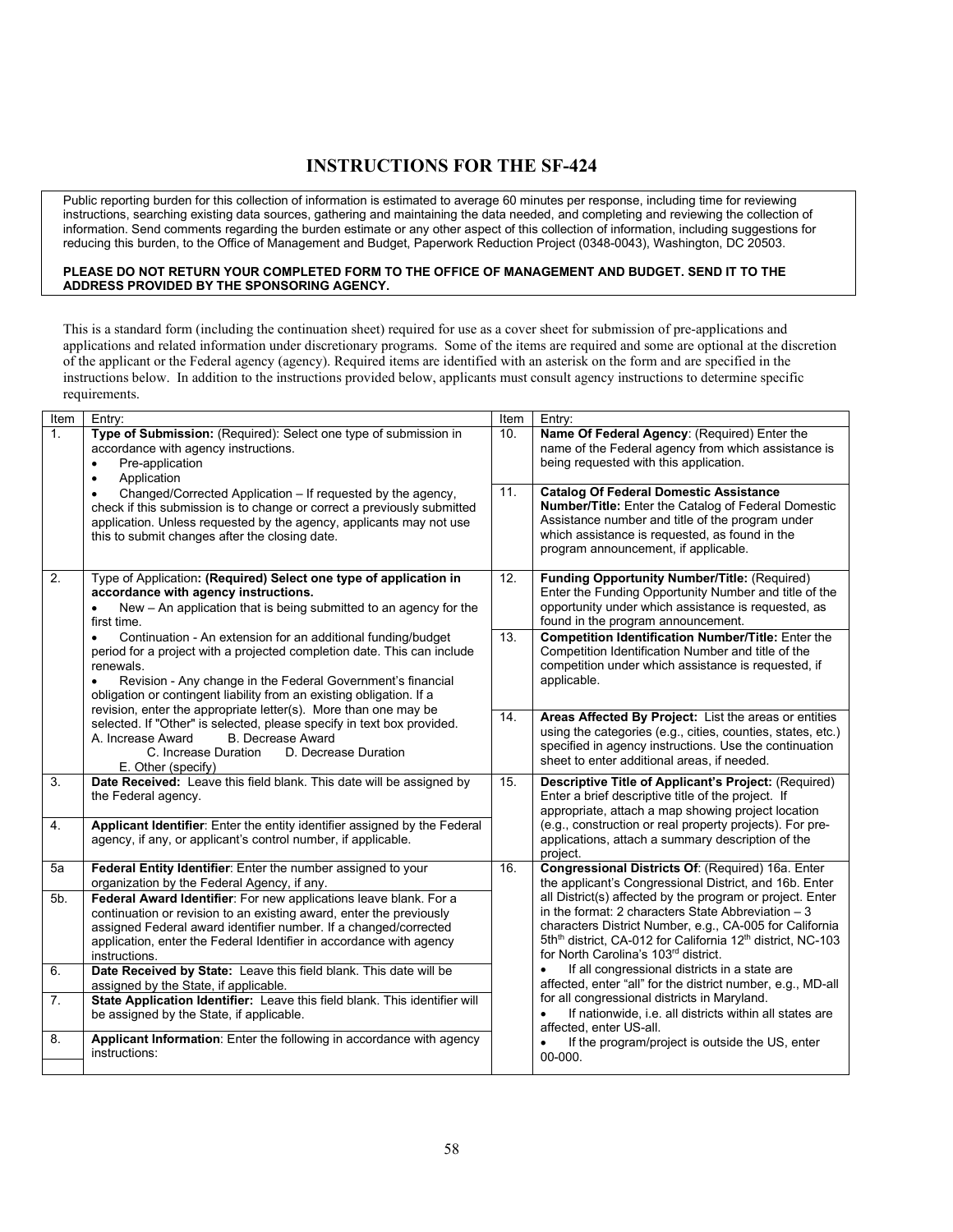# INSTRUCTIONS FOR THE SF-424

Public reporting burden for this collection of information is estimated to average 60 minutes per response, including time for reviewing instructions, searching existing data sources, gathering and maintaining the data needed, and completing and reviewing the collection of information. Send comments regarding the burden estimate or any other aspect of this collection of information, including suggestions for reducing this burden, to the Office of Management and Budget, Paperwork Reduction Project (0348-0043), Washington, DC 20503.

**PLEASE DO NOT RETURN YOUR COMPLETED FORM TO THE OFFICE OF MANAGEMENT AND BUDGET. SEND IT TO THE ADDRESS PROVIDED BY THE SPONSORING AGENCY.**

This is a standard form (including the continuation sheet) required for use as a cover sheet for submission of pre-applications and applications and related information under discretionary programs. Some of the items are required and some are optional at the discretion of the applicant or the Federal agency (agency). Required items are identified with an asterisk on the form and are specified in the instructions below. In addition to the instructions provided below, applicants must consult agency instructions to determine specific requirements.

| Item | Entry: |
|---|---|
| 1. | **Type of Submission:** (Required): Select one type of submission in accordance with agency instructions.<br>• Pre-application<br>• Application<br>• Changed/Corrected Application – If requested by the agency, check if this submission is to change or correct a previously submitted application. Unless requested by the agency, applicants may not use this to submit changes after the closing date. |
| 2. | Type of Application**: (Required) Select one type of application in accordance with agency instructions.**<br>• New – An application that is being submitted to an agency for the first time.<br>• Continuation - An extension for an additional funding/budget period for a project with a projected completion date. This can include renewals.<br>• Revision - Any change in the Federal Government's financial obligation or contingent liability from an existing obligation. If a revision, enter the appropriate letter(s). More than one may be selected. If "Other" is selected, please specify in text box provided.<br>A. Increase Award B. Decrease Award C. Increase Duration D. Decrease Duration E. Other (specify) |
| 3. | **Date Received:** Leave this field blank. This date will be assigned by the Federal agency. |
| 4. | **Applicant Identifier**: Enter the entity identifier assigned by the Federal agency, if any, or applicant's control number, if applicable. |
| 5a | **Federal Entity Identifier**: Enter the number assigned to your organization by the Federal Agency, if any. |
| 5b. | **Federal Award Identifier**: For new applications leave blank. For a continuation or revision to an existing award, enter the previously assigned Federal award identifier number. If a changed/corrected application, enter the Federal Identifier in accordance with agency instructions. |
| 6. | **Date Received by State:** Leave this field blank. This date will be assigned by the State, if applicable. |
| 7. | **State Application Identifier:** Leave this field blank. This identifier will be assigned by the State, if applicable. |
| 8. | **Applicant Information**: Enter the following in accordance with agency instructions: |
| 10. | **Name Of Federal Agency**: (Required) Enter the name of the Federal agency from which assistance is being requested with this application. |
| 11. | **Catalog Of Federal Domestic Assistance Number/Title:** Enter the Catalog of Federal Domestic Assistance number and title of the program under which assistance is requested, as found in the program announcement, if applicable. |
| 12. | **Funding Opportunity Number/Title:** (Required) Enter the Funding Opportunity Number and title of the opportunity under which assistance is requested, as found in the program announcement. |
| 13. | **Competition Identification Number/Title:** Enter the Competition Identification Number and title of the competition under which assistance is requested, if applicable. |
| 14. | **Areas Affected By Project:** List the areas or entities using the categories (e.g., cities, counties, states, etc.) specified in agency instructions. Use the continuation sheet to enter additional areas, if needed. |
| 15. | **Descriptive Title of Applicant's Project:** (Required) Enter a brief descriptive title of the project. If appropriate, attach a map showing project location (e.g., construction or real property projects). For pre-applications, attach a summary description of the project. |
| 16. | **Congressional Districts Of**: (Required) 16a. Enter the applicant's Congressional District, and 16b. Enter all District(s) affected by the program or project. Enter in the format: 2 characters State Abbreviation – 3 characters District Number, e.g., CA-005 for California 5th district, CA-012 for California 12th district, NC-103 for North Carolina's 103rd district.<br>• If all congressional districts in a state are affected, enter "all" for the district number, e.g., MD-all for all congressional districts in Maryland.<br>• If nationwide, i.e. all districts within all states are affected, enter US-all.<br>• If the program/project is outside the US, enter 00-000. |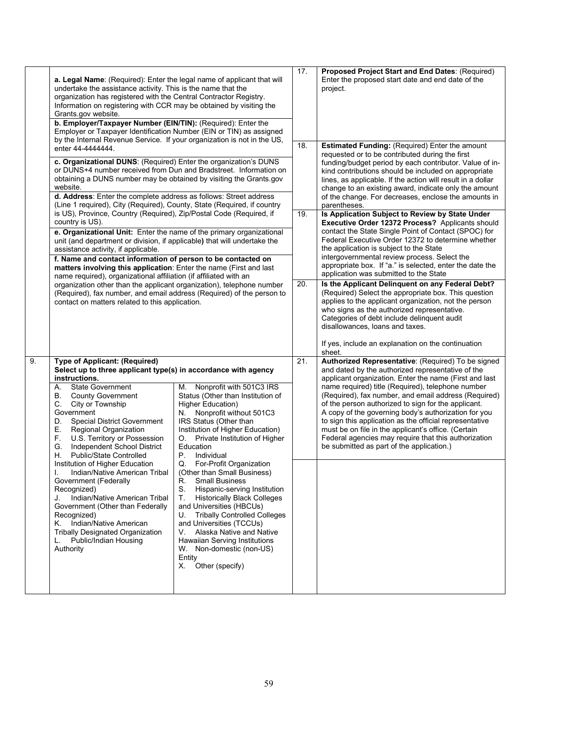| | | | |
|---|---|---|---|
| | **a. Legal Name**: (Required): Enter the legal name of applicant that will undertake the assistance activity. This is the name that the organization has registered with the Central Contractor Registry. Information on registering with CCR may be obtained by visiting the Grants.gov website.<br>**b. Employer/Taxpayer Number (EIN/TIN):** (Required): Enter the Employer or Taxpayer Identification Number (EIN or TIN) as assigned by the Internal Revenue Service. If your organization is not in the US, enter 44-4444444.<br>**c. Organizational DUNS**: (Required) Enter the organization's DUNS or DUNS+4 number received from Dun and Bradstreet. Information on obtaining a DUNS number may be obtained by visiting the Grants.gov website.<br>**d. Address**: Enter the complete address as follows: Street address (Line 1 required), City (Required), County, State (Required, if country is US), Province, Country (Required), Zip/Postal Code (Required, if country is US).<br>**e. Organizational Unit:** Enter the name of the primary organizational unit (and department or division, if applicable) that will undertake the assistance activity, if applicable.<br>**f. Name and contact information of person to be contacted on matters involving this application**: Enter the name (First and last name required), organizational affiliation (if affiliated with an organization other than the applicant organization), telephone number (Required), fax number, and email address (Required) of the person to contact on matters related to this application. | 17. | **Proposed Project Start and End Dates**: (Required) Enter the proposed start date and end date of the project. |
| | | 18. | **Estimated Funding:** (Required) Enter the amount requested or to be contributed during the first funding/budget period by each contributor. Value of in-kind contributions should be included on appropriate lines, as applicable. If the action will result in a dollar change to an existing award, indicate only the amount of the change. For decreases, enclose the amounts in parentheses. |
| | | 19. | **Is Application Subject to Review by State Under Executive Order 12372 Process?** Applicants should contact the State Single Point of Contact (SPOC) for Federal Executive Order 12372 to determine whether the application is subject to the State intergovernmental review process. Select the appropriate box. If "a." is selected, enter the date the application was submitted to the State |
| | | 20. | **Is the Applicant Delinquent on any Federal Debt?** (Required) Select the appropriate box. This question applies to the applicant organization, not the person who signs as the authorized representative. Categories of debt include delinquent audit disallowances, loans and taxes.<br><br>If yes, include an explanation on the continuation sheet. |
| 9. | **Type of Applicant: (Required)**<br>**Select up to three applicant type(s) in accordance with agency instructions.**<br>A. State Government<br>B. County Government<br>C. City or Township Government<br>D. Special District Government<br>E. Regional Organization<br>F. U.S. Territory or Possession<br>G. Independent School District<br>H. Public/State Controlled Institution of Higher Education<br>I. Indian/Native American Tribal Government (Federally Recognized)<br>J. Indian/Native American Tribal Government (Other than Federally Recognized)<br>K. Indian/Native American Tribally Designated Organization<br>L. Public/Indian Housing Authority<br>M. Nonprofit with 501C3 IRS Status (Other than Institution of Higher Education)<br>N. Nonprofit without 501C3 IRS Status (Other than Institution of Higher Education)<br>O. Private Institution of Higher Education<br>P. Individual<br>Q. For-Profit Organization (Other than Small Business)<br>R. Small Business<br>S. Hispanic-serving Institution<br>T. Historically Black Colleges and Universities (HBCUs)<br>U. Tribally Controlled Colleges and Universities (TCCUs)<br>V. Alaska Native and Native Hawaiian Serving Institutions<br>W. Non-domestic (non-US) Entity<br>X. Other (specify) | 21. | **Authorized Representative**: (Required) To be signed and dated by the authorized representative of the applicant organization. Enter the name (First and last name required) title (Required), telephone number (Required), fax number, and email address (Required) of the person authorized to sign for the applicant. A copy of the governing body's authorization for you to sign this application as the official representative must be on file in the applicant's office. (Certain Federal agencies may require that this authorization be submitted as part of the application.) |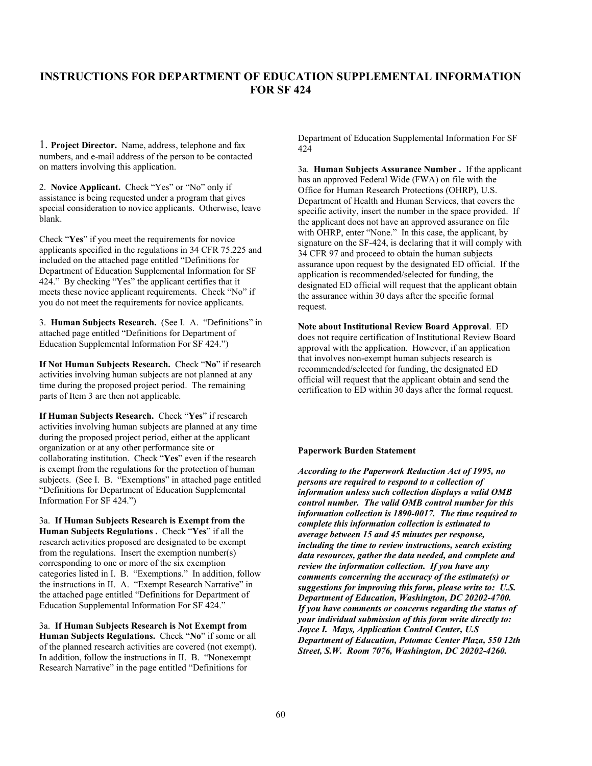# INSTRUCTIONS FOR DEPARTMENT OF EDUCATION SUPPLEMENTAL INFORMATION FOR SF 424

1. **Project Director.** Name, address, telephone and fax numbers, and e-mail address of the person to be contacted on matters involving this application.

2. **Novice Applicant.** Check "Yes" or "No" only if assistance is being requested under a program that gives special consideration to novice applicants. Otherwise, leave blank.

Check "**Yes**" if you meet the requirements for novice applicants specified in the regulations in 34 CFR 75.225 and included on the attached page entitled "Definitions for Department of Education Supplemental Information for SF 424." By checking "Yes" the applicant certifies that it meets these novice applicant requirements. Check "No" if you do not meet the requirements for novice applicants.

3. **Human Subjects Research.** (See I. A. "Definitions" in attached page entitled "Definitions for Department of Education Supplemental Information For SF 424.")

**If Not Human Subjects Research.** Check "**No**" if research activities involving human subjects are not planned at any time during the proposed project period. The remaining parts of Item 3 are then not applicable.

**If Human Subjects Research.** Check "**Yes**" if research activities involving human subjects are planned at any time during the proposed project period, either at the applicant organization or at any other performance site or collaborating institution. Check "**Yes**" even if the research is exempt from the regulations for the protection of human subjects. (See I. B. "Exemptions" in attached page entitled "Definitions for Department of Education Supplemental Information For SF 424.")

3a. **If Human Subjects Research is Exempt from the Human Subjects Regulations .** Check "**Yes**" if all the research activities proposed are designated to be exempt from the regulations. Insert the exemption number(s) corresponding to one or more of the six exemption categories listed in I. B. "Exemptions." In addition, follow the instructions in II. A. "Exempt Research Narrative" in the attached page entitled "Definitions for Department of Education Supplemental Information For SF 424."

3a. **If Human Subjects Research is Not Exempt from Human Subjects Regulations.** Check "**No**" if some or all of the planned research activities are covered (not exempt). In addition, follow the instructions in II. B. "Nonexempt Research Narrative" in the page entitled "Definitions for Department of Education Supplemental Information For SF 424

3a. **Human Subjects Assurance Number .** If the applicant has an approved Federal Wide (FWA) on file with the Office for Human Research Protections (OHRP), U.S. Department of Health and Human Services, that covers the specific activity, insert the number in the space provided. If the applicant does not have an approved assurance on file with OHRP, enter "None." In this case, the applicant, by signature on the SF-424, is declaring that it will comply with 34 CFR 97 and proceed to obtain the human subjects assurance upon request by the designated ED official. If the application is recommended/selected for funding, the designated ED official will request that the applicant obtain the assurance within 30 days after the specific formal request.

**Note about Institutional Review Board Approval**. ED does not require certification of Institutional Review Board approval with the application. However, if an application that involves non-exempt human subjects research is recommended/selected for funding, the designated ED official will request that the applicant obtain and send the certification to ED within 30 days after the formal request.

**Paperwork Burden Statement**

***According to the Paperwork Reduction Act of 1995, no persons are required to respond to a collection of information unless such collection displays a valid OMB control number. The valid OMB control number for this information collection is 1890-0017. The time required to complete this information collection is estimated to average between 15 and 45 minutes per response, including the time to review instructions, search existing data resources, gather the data needed, and complete and review the information collection. If you have any comments concerning the accuracy of the estimate(s) or suggestions for improving this form, please write to: U.S. Department of Education, Washington, DC 20202-4700. If you have comments or concerns regarding the status of your individual submission of this form write directly to: Joyce I. Mays, Application Control Center, U.S Department of Education, Potomac Center Plaza, 550 12th Street, S.W. Room 7076, Washington, DC 20202-4260.***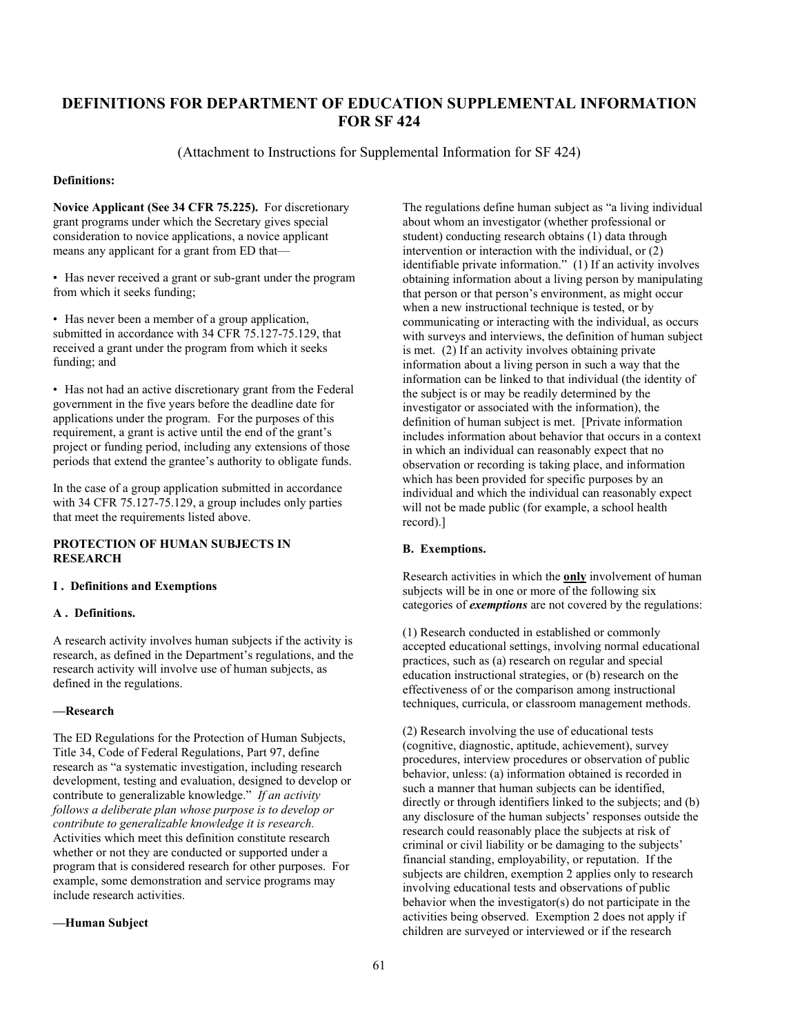# DEFINITIONS FOR DEPARTMENT OF EDUCATION SUPPLEMENTAL INFORMATION FOR SF 424

(Attachment to Instructions for Supplemental Information for SF 424)

**Definitions:**

**Novice Applicant (See 34 CFR 75.225).** For discretionary grant programs under which the Secretary gives special consideration to novice applications, a novice applicant means any applicant for a grant from ED that—

- Has never received a grant or sub-grant under the program from which it seeks funding;
- Has never been a member of a group application, submitted in accordance with 34 CFR 75.127-75.129, that received a grant under the program from which it seeks funding; and
- Has not had an active discretionary grant from the Federal government in the five years before the deadline date for applications under the program. For the purposes of this requirement, a grant is active until the end of the grant's project or funding period, including any extensions of those periods that extend the grantee's authority to obligate funds.

In the case of a group application submitted in accordance with 34 CFR 75.127-75.129, a group includes only parties that meet the requirements listed above.

## PROTECTION OF HUMAN SUBJECTS IN RESEARCH

### I . Definitions and Exemptions

#### A . Definitions.

A research activity involves human subjects if the activity is research, as defined in the Department's regulations, and the research activity will involve use of human subjects, as defined in the regulations.

**—Research**

The ED Regulations for the Protection of Human Subjects, Title 34, Code of Federal Regulations, Part 97, define research as "a systematic investigation, including research development, testing and evaluation, designed to develop or contribute to generalizable knowledge." *If an activity follows a deliberate plan whose purpose is to develop or contribute to generalizable knowledge it is research.* Activities which meet this definition constitute research whether or not they are conducted or supported under a program that is considered research for other purposes. For example, some demonstration and service programs may include research activities.

**—Human Subject**

The regulations define human subject as "a living individual about whom an investigator (whether professional or student) conducting research obtains (1) data through intervention or interaction with the individual, or (2) identifiable private information." (1) If an activity involves obtaining information about a living person by manipulating that person or that person's environment, as might occur when a new instructional technique is tested, or by communicating or interacting with the individual, as occurs with surveys and interviews, the definition of human subject is met. (2) If an activity involves obtaining private information about a living person in such a way that the information can be linked to that individual (the identity of the subject is or may be readily determined by the investigator or associated with the information), the definition of human subject is met. [Private information includes information about behavior that occurs in a context in which an individual can reasonably expect that no observation or recording is taking place, and information which has been provided for specific purposes by an individual and which the individual can reasonably expect will not be made public (for example, a school health record).]

#### B. Exemptions.

Research activities in which the **only** involvement of human subjects will be in one or more of the following six categories of ***exemptions*** are not covered by the regulations:

(1) Research conducted in established or commonly accepted educational settings, involving normal educational practices, such as (a) research on regular and special education instructional strategies, or (b) research on the effectiveness of or the comparison among instructional techniques, curricula, or classroom management methods.

(2) Research involving the use of educational tests (cognitive, diagnostic, aptitude, achievement), survey procedures, interview procedures or observation of public behavior, unless: (a) information obtained is recorded in such a manner that human subjects can be identified, directly or through identifiers linked to the subjects; and (b) any disclosure of the human subjects' responses outside the research could reasonably place the subjects at risk of criminal or civil liability or be damaging to the subjects' financial standing, employability, or reputation. If the subjects are children, exemption 2 applies only to research involving educational tests and observations of public behavior when the investigator(s) do not participate in the activities being observed. Exemption 2 does not apply if children are surveyed or interviewed or if the research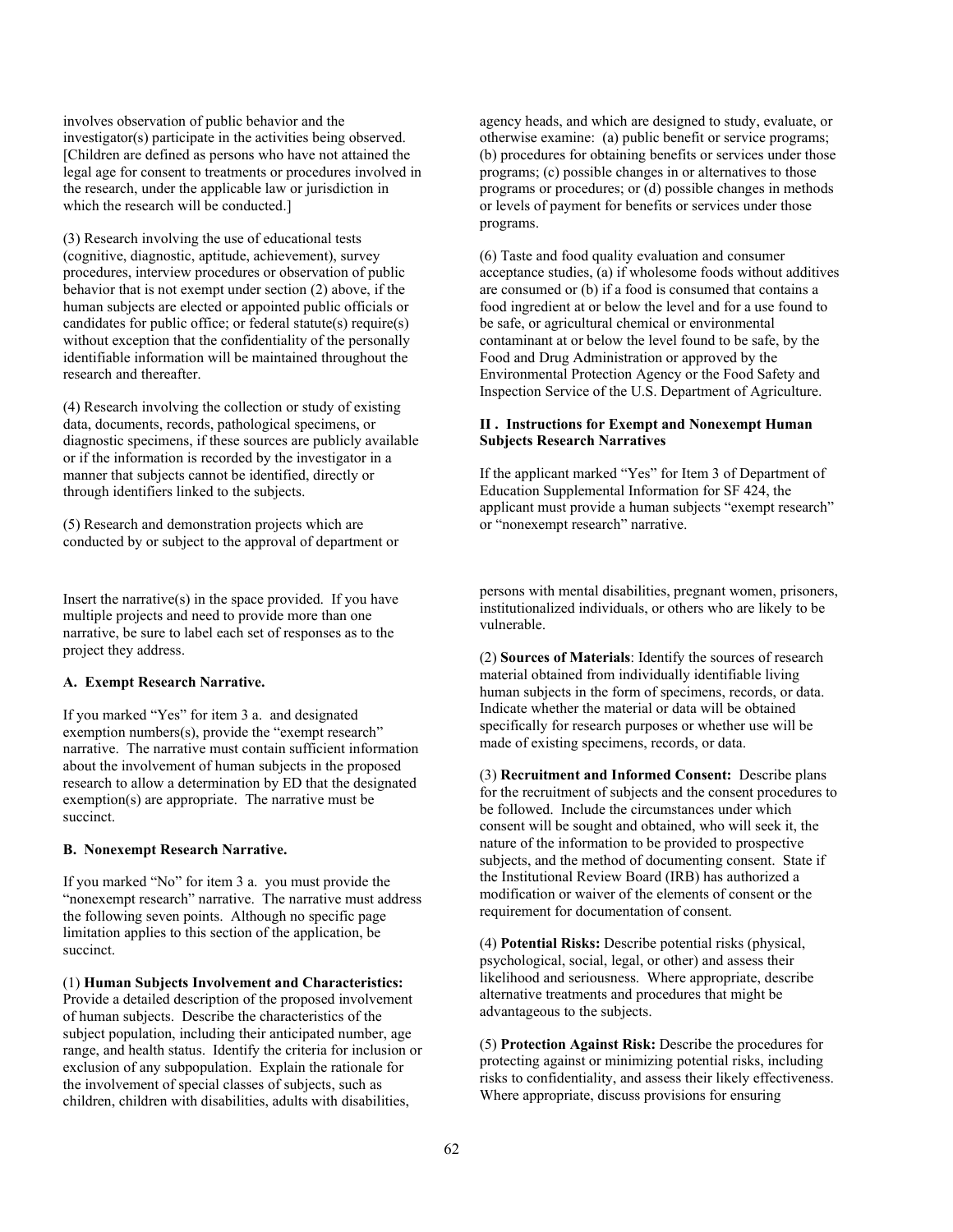involves observation of public behavior and the investigator(s) participate in the activities being observed. [Children are defined as persons who have not attained the legal age for consent to treatments or procedures involved in the research, under the applicable law or jurisdiction in which the research will be conducted.]

(3) Research involving the use of educational tests (cognitive, diagnostic, aptitude, achievement), survey procedures, interview procedures or observation of public behavior that is not exempt under section (2) above, if the human subjects are elected or appointed public officials or candidates for public office; or federal statute(s) require(s) without exception that the confidentiality of the personally identifiable information will be maintained throughout the research and thereafter.

(4) Research involving the collection or study of existing data, documents, records, pathological specimens, or diagnostic specimens, if these sources are publicly available or if the information is recorded by the investigator in a manner that subjects cannot be identified, directly or through identifiers linked to the subjects.

(5) Research and demonstration projects which are conducted by or subject to the approval of department or agency heads, and which are designed to study, evaluate, or otherwise examine: (a) public benefit or service programs; (b) procedures for obtaining benefits or services under those programs; (c) possible changes in or alternatives to those programs or procedures; or (d) possible changes in methods or levels of payment for benefits or services under those programs.

(6) Taste and food quality evaluation and consumer acceptance studies, (a) if wholesome foods without additives are consumed or (b) if a food is consumed that contains a food ingredient at or below the level and for a use found to be safe, or agricultural chemical or environmental contaminant at or below the level found to be safe, by the Food and Drug Administration or approved by the Environmental Protection Agency or the Food Safety and Inspection Service of the U.S. Department of Agriculture.

**II . Instructions for Exempt and Nonexempt Human Subjects Research Narratives**

If the applicant marked "Yes" for Item 3 of Department of Education Supplemental Information for SF 424, the applicant must provide a human subjects "exempt research" or "nonexempt research" narrative.

Insert the narrative(s) in the space provided. If you have multiple projects and need to provide more than one narrative, be sure to label each set of responses as to the project they address.

**A. Exempt Research Narrative.**

If you marked "Yes" for item 3 a. and designated exemption numbers(s), provide the "exempt research" narrative. The narrative must contain sufficient information about the involvement of human subjects in the proposed research to allow a determination by ED that the designated exemption(s) are appropriate. The narrative must be succinct.

**B. Nonexempt Research Narrative.**

If you marked "No" for item 3 a. you must provide the "nonexempt research" narrative. The narrative must address the following seven points. Although no specific page limitation applies to this section of the application, be succinct.

(1) **Human Subjects Involvement and Characteristics:** Provide a detailed description of the proposed involvement of human subjects. Describe the characteristics of the subject population, including their anticipated number, age range, and health status. Identify the criteria for inclusion or exclusion of any subpopulation. Explain the rationale for the involvement of special classes of subjects, such as children, children with disabilities, adults with disabilities, persons with mental disabilities, pregnant women, prisoners, institutionalized individuals, or others who are likely to be vulnerable.

(2) **Sources of Materials**: Identify the sources of research material obtained from individually identifiable living human subjects in the form of specimens, records, or data. Indicate whether the material or data will be obtained specifically for research purposes or whether use will be made of existing specimens, records, or data.

(3) **Recruitment and Informed Consent:** Describe plans for the recruitment of subjects and the consent procedures to be followed. Include the circumstances under which consent will be sought and obtained, who will seek it, the nature of the information to be provided to prospective subjects, and the method of documenting consent. State if the Institutional Review Board (IRB) has authorized a modification or waiver of the elements of consent or the requirement for documentation of consent.

(4) **Potential Risks:** Describe potential risks (physical, psychological, social, legal, or other) and assess their likelihood and seriousness. Where appropriate, describe alternative treatments and procedures that might be advantageous to the subjects.

(5) **Protection Against Risk:** Describe the procedures for protecting against or minimizing potential risks, including risks to confidentiality, and assess their likely effectiveness. Where appropriate, discuss provisions for ensuring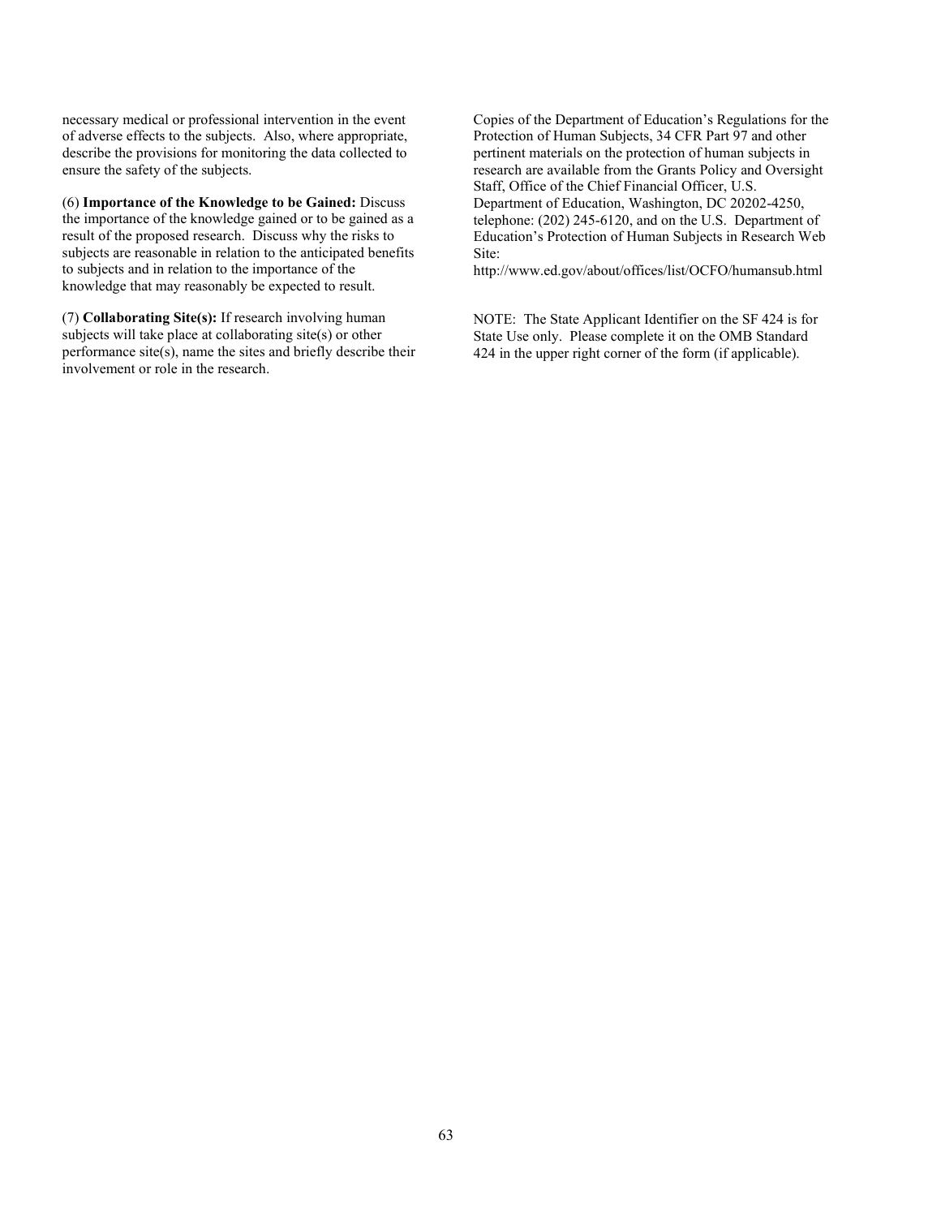necessary medical or professional intervention in the event of adverse effects to the subjects. Also, where appropriate, describe the provisions for monitoring the data collected to ensure the safety of the subjects.

(6) **Importance of the Knowledge to be Gained:** Discuss the importance of the knowledge gained or to be gained as a result of the proposed research. Discuss why the risks to subjects are reasonable in relation to the anticipated benefits to subjects and in relation to the importance of the knowledge that may reasonably be expected to result.

(7) **Collaborating Site(s):** If research involving human subjects will take place at collaborating site(s) or other performance site(s), name the sites and briefly describe their involvement or role in the research.

Copies of the Department of Education's Regulations for the Protection of Human Subjects, 34 CFR Part 97 and other pertinent materials on the protection of human subjects in research are available from the Grants Policy and Oversight Staff, Office of the Chief Financial Officer, U.S. Department of Education, Washington, DC 20202-4250, telephone: (202) 245-6120, and on the U.S. Department of Education's Protection of Human Subjects in Research Web Site:
http://www.ed.gov/about/offices/list/OCFO/humansub.html

NOTE: The State Applicant Identifier on the SF 424 is for State Use only. Please complete it on the OMB Standard 424 in the upper right corner of the form (if applicable).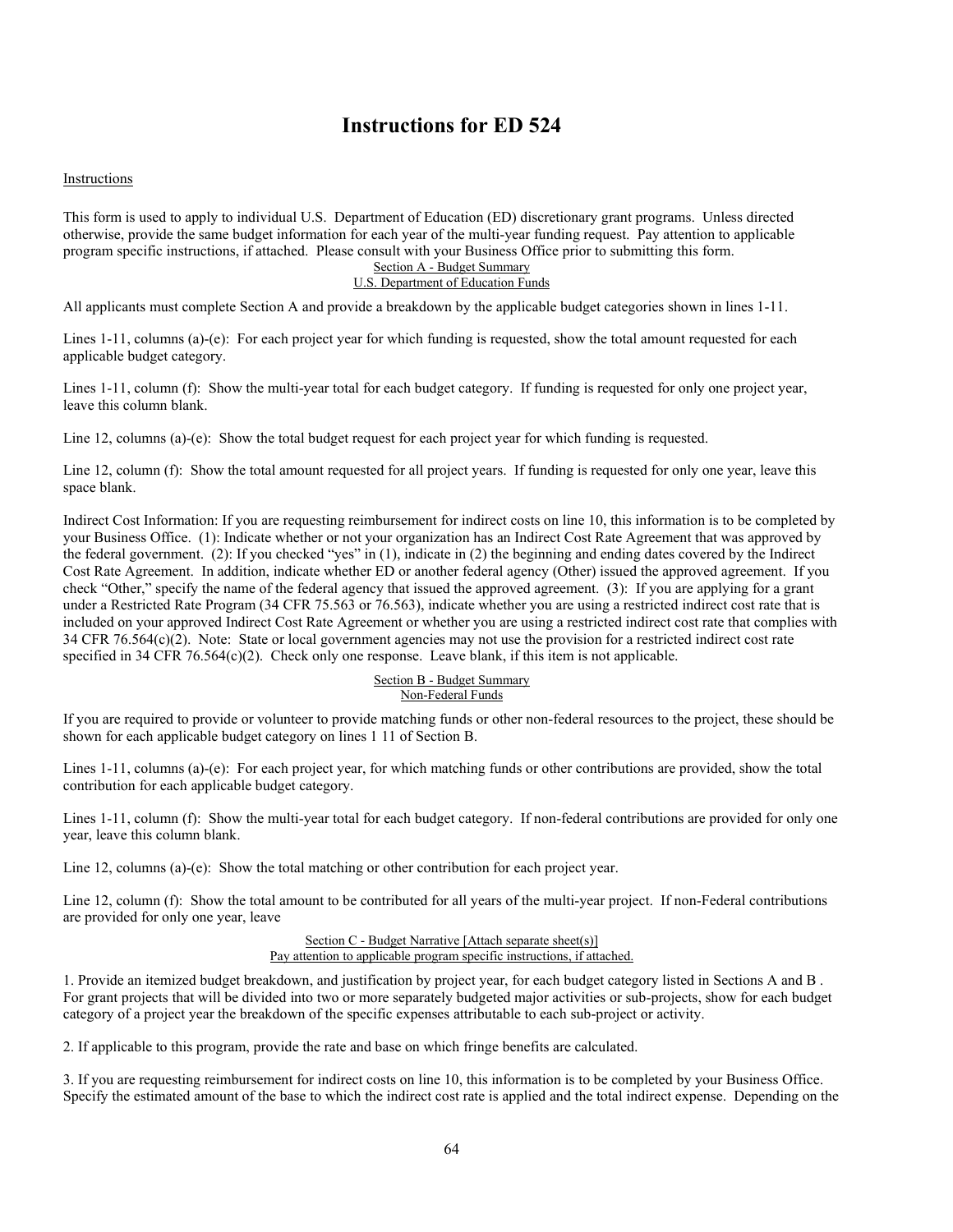# Instructions for ED 524

Instructions

This form is used to apply to individual U.S. Department of Education (ED) discretionary grant programs. Unless directed otherwise, provide the same budget information for each year of the multi-year funding request. Pay attention to applicable program specific instructions, if attached. Please consult with your Business Office prior to submitting this form.

Section A - Budget Summary
U.S. Department of Education Funds

All applicants must complete Section A and provide a breakdown by the applicable budget categories shown in lines 1-11.

Lines 1-11, columns (a)-(e): For each project year for which funding is requested, show the total amount requested for each applicable budget category.

Lines 1-11, column (f): Show the multi-year total for each budget category. If funding is requested for only one project year, leave this column blank.

Line 12, columns (a)-(e): Show the total budget request for each project year for which funding is requested.

Line 12, column (f): Show the total amount requested for all project years. If funding is requested for only one year, leave this space blank.

Indirect Cost Information: If you are requesting reimbursement for indirect costs on line 10, this information is to be completed by your Business Office. (1): Indicate whether or not your organization has an Indirect Cost Rate Agreement that was approved by the federal government. (2): If you checked "yes" in (1), indicate in (2) the beginning and ending dates covered by the Indirect Cost Rate Agreement. In addition, indicate whether ED or another federal agency (Other) issued the approved agreement. If you check "Other," specify the name of the federal agency that issued the approved agreement. (3): If you are applying for a grant under a Restricted Rate Program (34 CFR 75.563 or 76.563), indicate whether you are using a restricted indirect cost rate that is included on your approved Indirect Cost Rate Agreement or whether you are using a restricted indirect cost rate that complies with 34 CFR 76.564(c)(2). Note: State or local government agencies may not use the provision for a restricted indirect cost rate specified in 34 CFR 76.564(c)(2). Check only one response. Leave blank, if this item is not applicable.

Section B - Budget Summary
Non-Federal Funds

If you are required to provide or volunteer to provide matching funds or other non-federal resources to the project, these should be shown for each applicable budget category on lines 1 11 of Section B.

Lines 1-11, columns (a)-(e): For each project year, for which matching funds or other contributions are provided, show the total contribution for each applicable budget category.

Lines 1-11, column (f): Show the multi-year total for each budget category. If non-federal contributions are provided for only one year, leave this column blank.

Line 12, columns (a)-(e): Show the total matching or other contribution for each project year.

Line 12, column (f): Show the total amount to be contributed for all years of the multi-year project. If non-Federal contributions are provided for only one year, leave

Section C - Budget Narrative [Attach separate sheet(s)]
Pay attention to applicable program specific instructions, if attached.

1. Provide an itemized budget breakdown, and justification by project year, for each budget category listed in Sections A and B . For grant projects that will be divided into two or more separately budgeted major activities or sub-projects, show for each budget category of a project year the breakdown of the specific expenses attributable to each sub-project or activity.

2. If applicable to this program, provide the rate and base on which fringe benefits are calculated.

3. If you are requesting reimbursement for indirect costs on line 10, this information is to be completed by your Business Office. Specify the estimated amount of the base to which the indirect cost rate is applied and the total indirect expense. Depending on the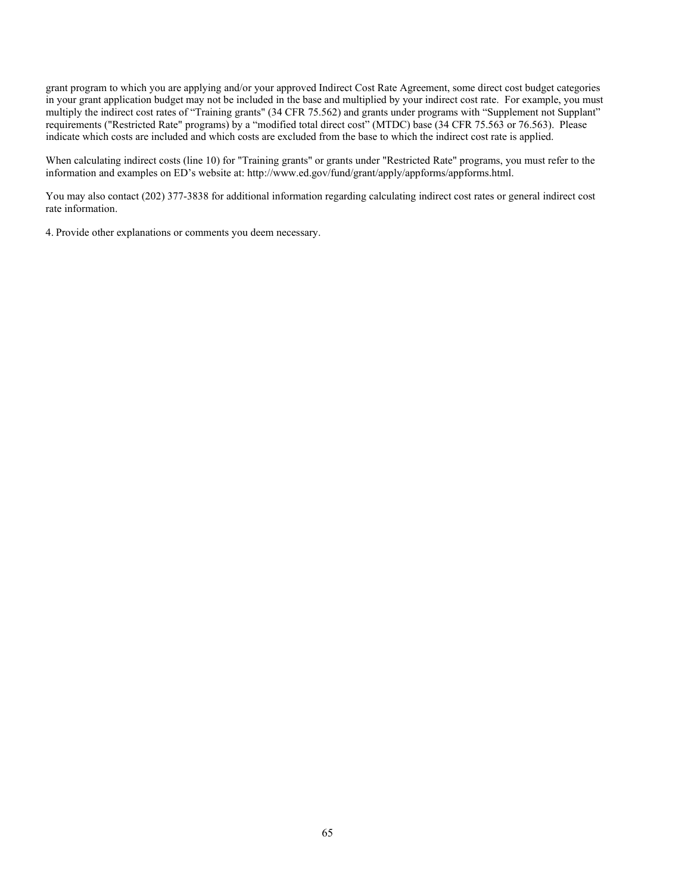grant program to which you are applying and/or your approved Indirect Cost Rate Agreement, some direct cost budget categories in your grant application budget may not be included in the base and multiplied by your indirect cost rate. For example, you must multiply the indirect cost rates of “Training grants" (34 CFR 75.562) and grants under programs with “Supplement not Supplant” requirements ("Restricted Rate" programs) by a “modified total direct cost” (MTDC) base (34 CFR 75.563 or 76.563). Please indicate which costs are included and which costs are excluded from the base to which the indirect cost rate is applied.

When calculating indirect costs (line 10) for "Training grants" or grants under "Restricted Rate" programs, you must refer to the information and examples on ED’s website at: http://www.ed.gov/fund/grant/apply/appforms/appforms.html.

You may also contact (202) 377-3838 for additional information regarding calculating indirect cost rates or general indirect cost rate information.

4. Provide other explanations or comments you deem necessary.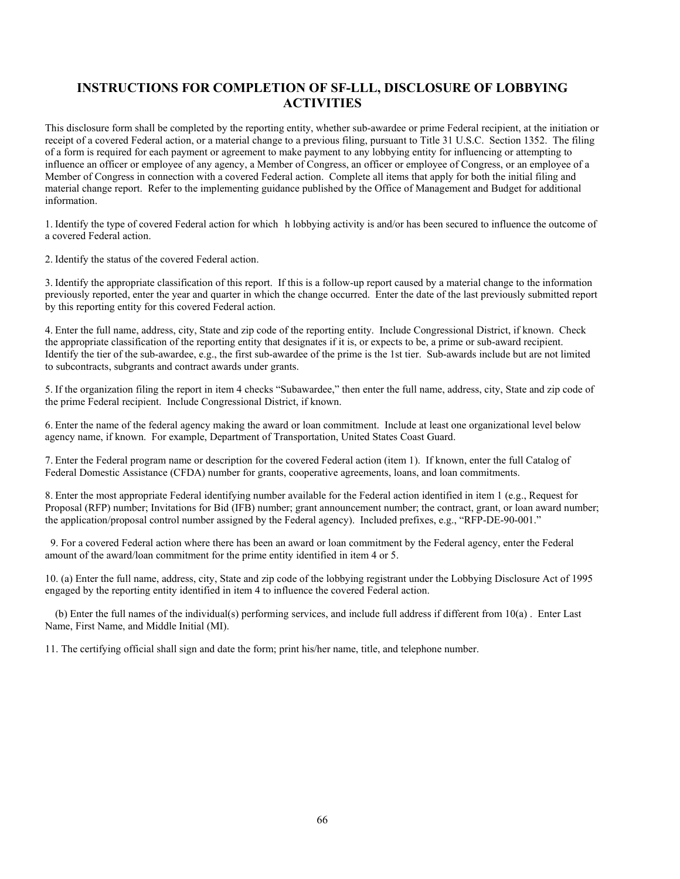## INSTRUCTIONS FOR COMPLETION OF SF-LLL, DISCLOSURE OF LOBBYING ACTIVITIES

This disclosure form shall be completed by the reporting entity, whether sub-awardee or prime Federal recipient, at the initiation or receipt of a covered Federal action, or a material change to a previous filing, pursuant to Title 31 U.S.C. Section 1352. The filing of a form is required for each payment or agreement to make payment to any lobbying entity for influencing or attempting to influence an officer or employee of any agency, a Member of Congress, an officer or employee of Congress, or an employee of a Member of Congress in connection with a covered Federal action. Complete all items that apply for both the initial filing and material change report. Refer to the implementing guidance published by the Office of Management and Budget for additional information.

1. Identify the type of covered Federal action for which h lobbying activity is and/or has been secured to influence the outcome of a covered Federal action.

2. Identify the status of the covered Federal action.

3. Identify the appropriate classification of this report. If this is a follow-up report caused by a material change to the information previously reported, enter the year and quarter in which the change occurred. Enter the date of the last previously submitted report by this reporting entity for this covered Federal action.

4. Enter the full name, address, city, State and zip code of the reporting entity. Include Congressional District, if known. Check the appropriate classification of the reporting entity that designates if it is, or expects to be, a prime or sub-award recipient. Identify the tier of the sub-awardee, e.g., the first sub-awardee of the prime is the 1st tier. Sub-awards include but are not limited to subcontracts, subgrants and contract awards under grants.

5. If the organization filing the report in item 4 checks "Subawardee," then enter the full name, address, city, State and zip code of the prime Federal recipient. Include Congressional District, if known.

6. Enter the name of the federal agency making the award or loan commitment. Include at least one organizational level below agency name, if known. For example, Department of Transportation, United States Coast Guard.

7. Enter the Federal program name or description for the covered Federal action (item 1). If known, enter the full Catalog of Federal Domestic Assistance (CFDA) number for grants, cooperative agreements, loans, and loan commitments.

8. Enter the most appropriate Federal identifying number available for the Federal action identified in item 1 (e.g., Request for Proposal (RFP) number; Invitations for Bid (IFB) number; grant announcement number; the contract, grant, or loan award number; the application/proposal control number assigned by the Federal agency). Included prefixes, e.g., "RFP-DE-90-001."

9. For a covered Federal action where there has been an award or loan commitment by the Federal agency, enter the Federal amount of the award/loan commitment for the prime entity identified in item 4 or 5.

10. (a) Enter the full name, address, city, State and zip code of the lobbying registrant under the Lobbying Disclosure Act of 1995 engaged by the reporting entity identified in item 4 to influence the covered Federal action.

(b) Enter the full names of the individual(s) performing services, and include full address if different from 10(a) . Enter Last Name, First Name, and Middle Initial (MI).

11. The certifying official shall sign and date the form; print his/her name, title, and telephone number.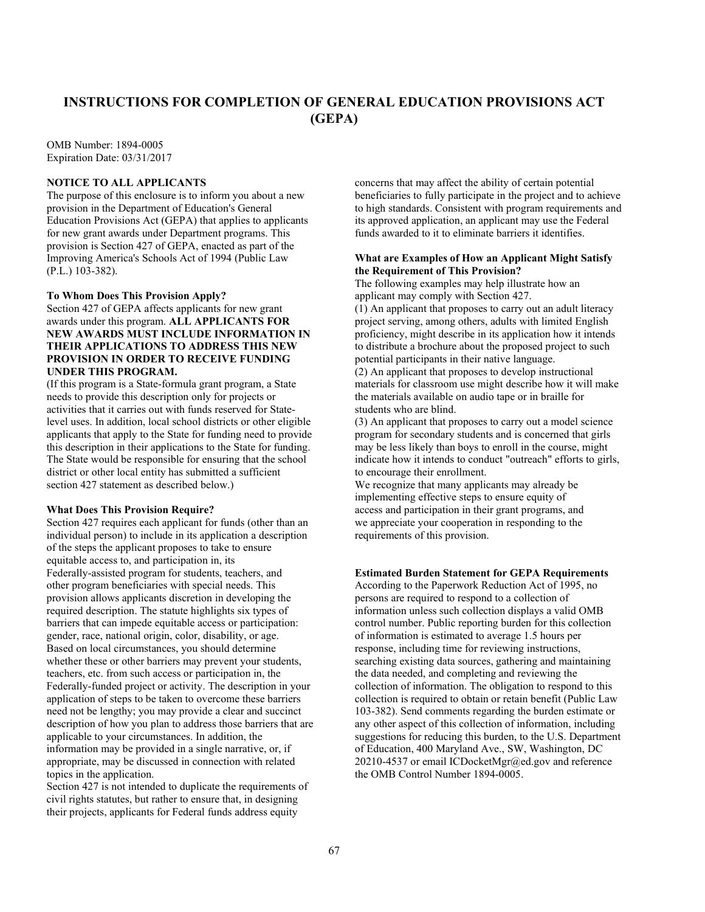# INSTRUCTIONS FOR COMPLETION OF GENERAL EDUCATION PROVISIONS ACT (GEPA)

OMB Number: 1894-0005
Expiration Date: 03/31/2017

**NOTICE TO ALL APPLICANTS**

The purpose of this enclosure is to inform you about a new provision in the Department of Education's General Education Provisions Act (GEPA) that applies to applicants for new grant awards under Department programs. This provision is Section 427 of GEPA, enacted as part of the Improving America's Schools Act of 1994 (Public Law (P.L.) 103-382).

**To Whom Does This Provision Apply?**

Section 427 of GEPA affects applicants for new grant awards under this program. **ALL APPLICANTS FOR NEW AWARDS MUST INCLUDE INFORMATION IN THEIR APPLICATIONS TO ADDRESS THIS NEW PROVISION IN ORDER TO RECEIVE FUNDING UNDER THIS PROGRAM.**

(If this program is a State-formula grant program, a State needs to provide this description only for projects or activities that it carries out with funds reserved for State-level uses. In addition, local school districts or other eligible applicants that apply to the State for funding need to provide this description in their applications to the State for funding. The State would be responsible for ensuring that the school district or other local entity has submitted a sufficient section 427 statement as described below.)

**What Does This Provision Require?**

Section 427 requires each applicant for funds (other than an individual person) to include in its application a description of the steps the applicant proposes to take to ensure equitable access to, and participation in, its Federally-assisted program for students, teachers, and other program beneficiaries with special needs. This provision allows applicants discretion in developing the required description. The statute highlights six types of barriers that can impede equitable access or participation: gender, race, national origin, color, disability, or age. Based on local circumstances, you should determine whether these or other barriers may prevent your students, teachers, etc. from such access or participation in, the Federally-funded project or activity. The description in your application of steps to be taken to overcome these barriers need not be lengthy; you may provide a clear and succinct description of how you plan to address those barriers that are applicable to your circumstances. In addition, the information may be provided in a single narrative, or, if appropriate, may be discussed in connection with related topics in the application.

Section 427 is not intended to duplicate the requirements of civil rights statutes, but rather to ensure that, in designing their projects, applicants for Federal funds address equity concerns that may affect the ability of certain potential beneficiaries to fully participate in the project and to achieve to high standards. Consistent with program requirements and its approved application, an applicant may use the Federal funds awarded to it to eliminate barriers it identifies.

**What are Examples of How an Applicant Might Satisfy the Requirement of This Provision?**

The following examples may help illustrate how an applicant may comply with Section 427.

(1) An applicant that proposes to carry out an adult literacy project serving, among others, adults with limited English proficiency, might describe in its application how it intends to distribute a brochure about the proposed project to such potential participants in their native language.

(2) An applicant that proposes to develop instructional materials for classroom use might describe how it will make the materials available on audio tape or in braille for students who are blind.

(3) An applicant that proposes to carry out a model science program for secondary students and is concerned that girls may be less likely than boys to enroll in the course, might indicate how it intends to conduct "outreach" efforts to girls, to encourage their enrollment.

We recognize that many applicants may already be implementing effective steps to ensure equity of access and participation in their grant programs, and we appreciate your cooperation in responding to the requirements of this provision.

**Estimated Burden Statement for GEPA Requirements**

According to the Paperwork Reduction Act of 1995, no persons are required to respond to a collection of information unless such collection displays a valid OMB control number. Public reporting burden for this collection of information is estimated to average 1.5 hours per response, including time for reviewing instructions, searching existing data sources, gathering and maintaining the data needed, and completing and reviewing the collection of information. The obligation to respond to this collection is required to obtain or retain benefit (Public Law 103-382). Send comments regarding the burden estimate or any other aspect of this collection of information, including suggestions for reducing this burden, to the U.S. Department of Education, 400 Maryland Ave., SW, Washington, DC 20210-4537 or email ICDocketMgr@ed.gov and reference the OMB Control Number 1894-0005.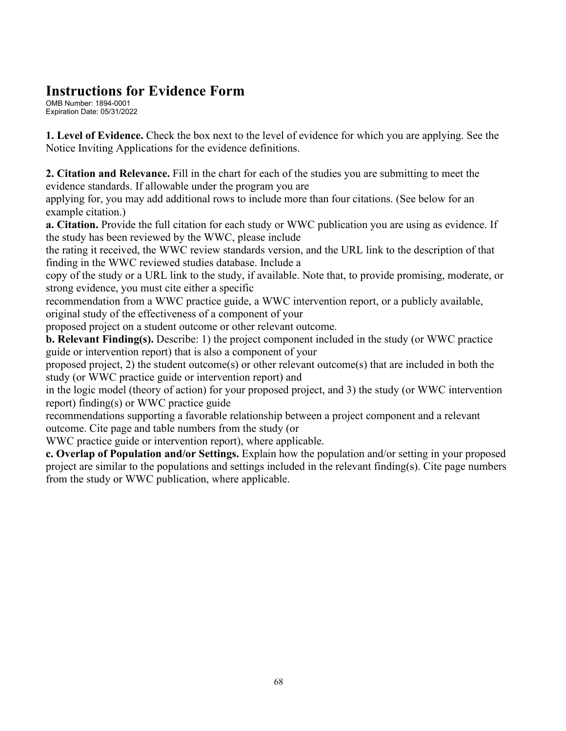# Instructions for Evidence Form

OMB Number: 1894-0001
Expiration Date: 05/31/2022

**1. Level of Evidence.** Check the box next to the level of evidence for which you are applying. See the Notice Inviting Applications for the evidence definitions.

**2. Citation and Relevance.** Fill in the chart for each of the studies you are submitting to meet the evidence standards. If allowable under the program you are applying for, you may add additional rows to include more than four citations. (See below for an example citation.)

**a. Citation.** Provide the full citation for each study or WWC publication you are using as evidence. If the study has been reviewed by the WWC, please include the rating it received, the WWC review standards version, and the URL link to the description of that finding in the WWC reviewed studies database. Include a copy of the study or a URL link to the study, if available. Note that, to provide promising, moderate, or strong evidence, you must cite either a specific recommendation from a WWC practice guide, a WWC intervention report, or a publicly available, original study of the effectiveness of a component of your proposed project on a student outcome or other relevant outcome.

**b. Relevant Finding(s).** Describe: 1) the project component included in the study (or WWC practice guide or intervention report) that is also a component of your proposed project, 2) the student outcome(s) or other relevant outcome(s) that are included in both the study (or WWC practice guide or intervention report) and in the logic model (theory of action) for your proposed project, and 3) the study (or WWC intervention report) finding(s) or WWC practice guide recommendations supporting a favorable relationship between a project component and a relevant outcome. Cite page and table numbers from the study (or WWC practice guide or intervention report), where applicable.

**c. Overlap of Population and/or Settings.** Explain how the population and/or setting in your proposed project are similar to the populations and settings included in the relevant finding(s). Cite page numbers from the study or WWC publication, where applicable.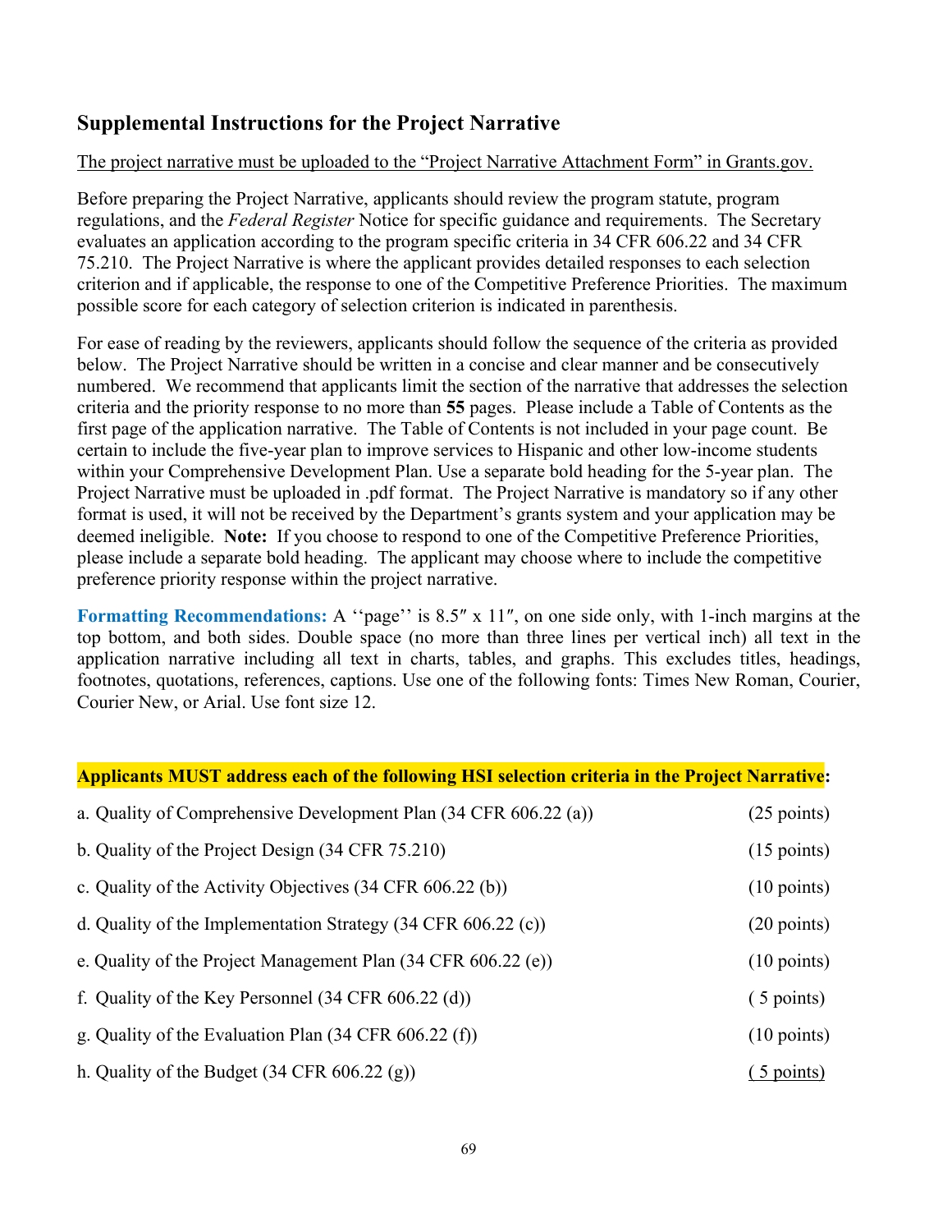## Supplemental Instructions for the Project Narrative

The project narrative must be uploaded to the "Project Narrative Attachment Form" in Grants.gov.

Before preparing the Project Narrative, applicants should review the program statute, program regulations, and the *Federal Register* Notice for specific guidance and requirements. The Secretary evaluates an application according to the program specific criteria in 34 CFR 606.22 and 34 CFR 75.210. The Project Narrative is where the applicant provides detailed responses to each selection criterion and if applicable, the response to one of the Competitive Preference Priorities. The maximum possible score for each category of selection criterion is indicated in parenthesis.

For ease of reading by the reviewers, applicants should follow the sequence of the criteria as provided below. The Project Narrative should be written in a concise and clear manner and be consecutively numbered. We recommend that applicants limit the section of the narrative that addresses the selection criteria and the priority response to no more than **55** pages. Please include a Table of Contents as the first page of the application narrative. The Table of Contents is not included in your page count. Be certain to include the five-year plan to improve services to Hispanic and other low-income students within your Comprehensive Development Plan. Use a separate bold heading for the 5-year plan. The Project Narrative must be uploaded in .pdf format. The Project Narrative is mandatory so if any other format is used, it will not be received by the Department's grants system and your application may be deemed ineligible. **Note:** If you choose to respond to one of the Competitive Preference Priorities, please include a separate bold heading. The applicant may choose where to include the competitive preference priority response within the project narrative.

**Formatting Recommendations:** A ''page'' is 8.5″ x 11″, on one side only, with 1-inch margins at the top bottom, and both sides. Double space (no more than three lines per vertical inch) all text in the application narrative including all text in charts, tables, and graphs. This excludes titles, headings, footnotes, quotations, references, captions. Use one of the following fonts: Times New Roman, Courier, Courier New, or Arial. Use font size 12.

**Applicants MUST address each of the following HSI selection criteria in the Project Narrative:**

| | |
|---|---|
| a. Quality of Comprehensive Development Plan (34 CFR 606.22 (a)) | (25 points) |
| b. Quality of the Project Design (34 CFR 75.210) | (15 points) |
| c. Quality of the Activity Objectives (34 CFR 606.22 (b)) | (10 points) |
| d. Quality of the Implementation Strategy (34 CFR 606.22 (c)) | (20 points) |
| e. Quality of the Project Management Plan (34 CFR 606.22 (e)) | (10 points) |
| f. Quality of the Key Personnel (34 CFR 606.22 (d)) | ( 5 points) |
| g. Quality of the Evaluation Plan (34 CFR 606.22 (f)) | (10 points) |
| h. Quality of the Budget (34 CFR 606.22 (g)) | ( 5 points) |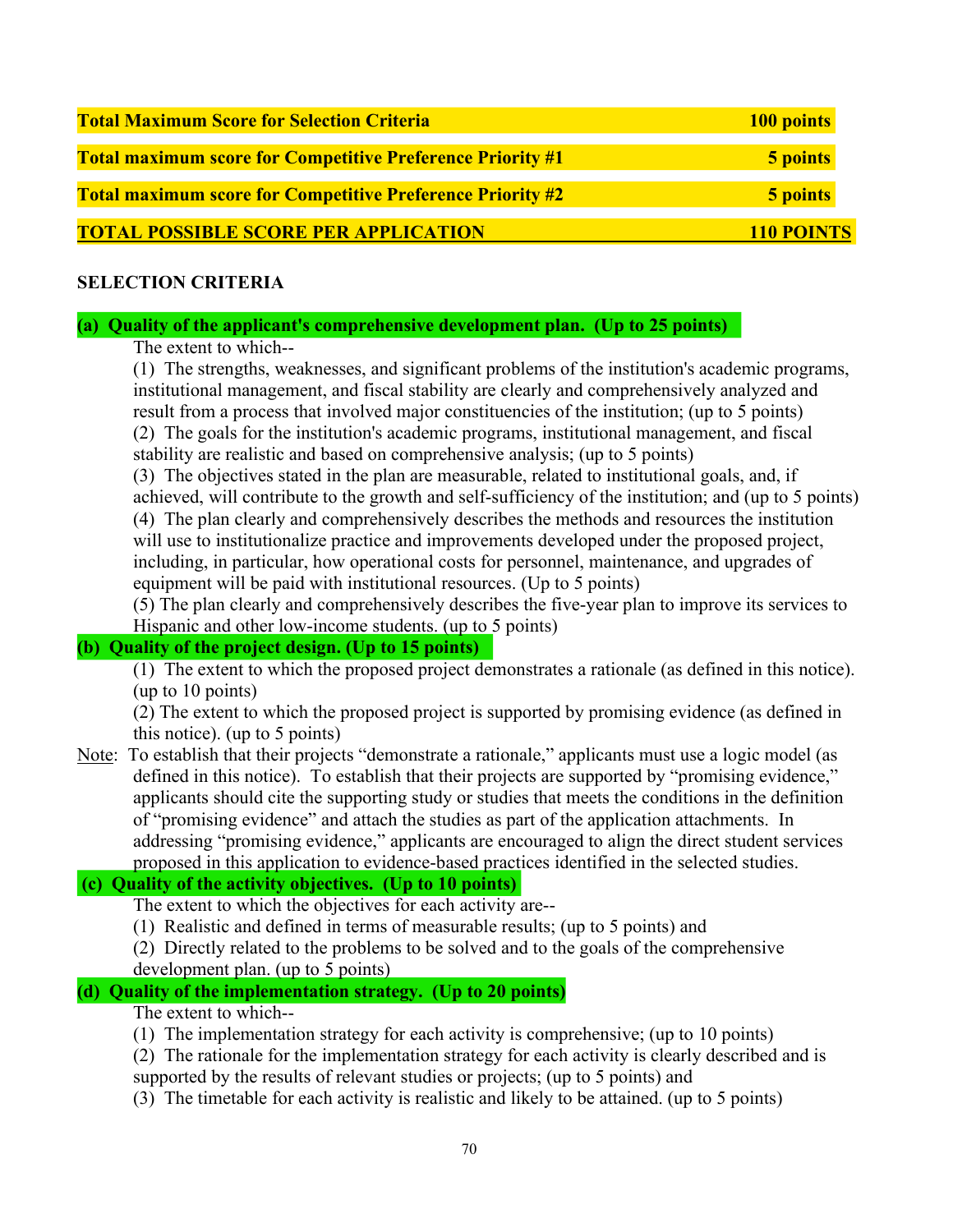| | |
|---|---|
| **Total Maximum Score for Selection Criteria** | **100 points** |
| **Total maximum score for Competitive Preference Priority #1** | **5 points** |
| **Total maximum score for Competitive Preference Priority #2** | **5 points** |
| **TOTAL POSSIBLE SCORE PER APPLICATION** | **110 POINTS** |

**SELECTION CRITERIA**

**(a) Quality of the applicant's comprehensive development plan. (Up to 25 points)**

The extent to which--

(1) The strengths, weaknesses, and significant problems of the institution's academic programs, institutional management, and fiscal stability are clearly and comprehensively analyzed and result from a process that involved major constituencies of the institution; (up to 5 points)

(2) The goals for the institution's academic programs, institutional management, and fiscal stability are realistic and based on comprehensive analysis; (up to 5 points)

(3) The objectives stated in the plan are measurable, related to institutional goals, and, if achieved, will contribute to the growth and self-sufficiency of the institution; and (up to 5 points)

(4) The plan clearly and comprehensively describes the methods and resources the institution will use to institutionalize practice and improvements developed under the proposed project, including, in particular, how operational costs for personnel, maintenance, and upgrades of equipment will be paid with institutional resources. (Up to 5 points)

(5) The plan clearly and comprehensively describes the five-year plan to improve its services to Hispanic and other low-income students. (up to 5 points)

**(b) Quality of the project design. (Up to 15 points)**

(1) The extent to which the proposed project demonstrates a rationale (as defined in this notice). (up to 10 points)

(2) The extent to which the proposed project is supported by promising evidence (as defined in this notice). (up to 5 points)

Note: To establish that their projects "demonstrate a rationale," applicants must use a logic model (as defined in this notice). To establish that their projects are supported by "promising evidence," applicants should cite the supporting study or studies that meets the conditions in the definition of "promising evidence" and attach the studies as part of the application attachments. In addressing "promising evidence," applicants are encouraged to align the direct student services proposed in this application to evidence-based practices identified in the selected studies.

**(c) Quality of the activity objectives. (Up to 10 points)**

The extent to which the objectives for each activity are--

(1) Realistic and defined in terms of measurable results; (up to 5 points) and

(2) Directly related to the problems to be solved and to the goals of the comprehensive development plan. (up to 5 points)

**(d) Quality of the implementation strategy. (Up to 20 points)**

The extent to which--

(1) The implementation strategy for each activity is comprehensive; (up to 10 points)

(2) The rationale for the implementation strategy for each activity is clearly described and is supported by the results of relevant studies or projects; (up to 5 points) and

(3) The timetable for each activity is realistic and likely to be attained. (up to 5 points)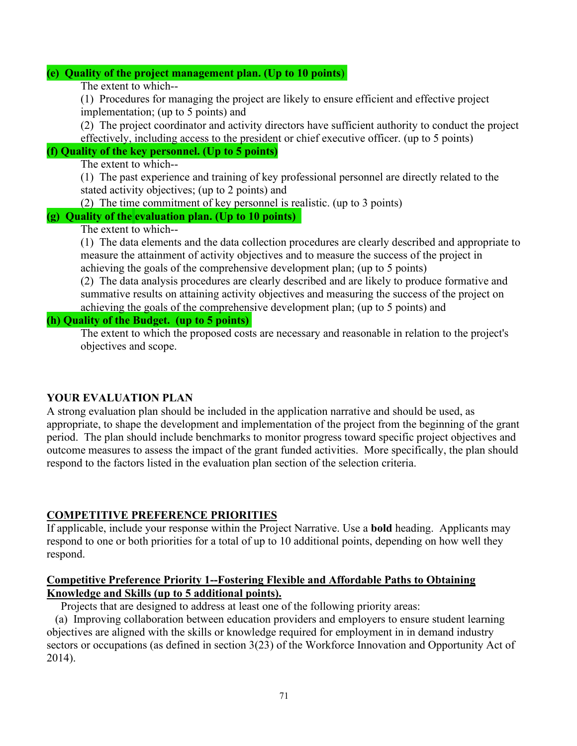**(e) Quality of the project management plan. (Up to 10 points)**

The extent to which--

(1) Procedures for managing the project are likely to ensure efficient and effective project implementation; (up to 5 points) and

(2) The project coordinator and activity directors have sufficient authority to conduct the project effectively, including access to the president or chief executive officer. (up to 5 points)

**(f) Quality of the key personnel. (Up to 5 points)**

The extent to which--

(1) The past experience and training of key professional personnel are directly related to the stated activity objectives; (up to 2 points) and

(2) The time commitment of key personnel is realistic. (up to 3 points)

**(g) Quality of the evaluation plan. (Up to 10 points)**

The extent to which--

(1) The data elements and the data collection procedures are clearly described and appropriate to measure the attainment of activity objectives and to measure the success of the project in achieving the goals of the comprehensive development plan; (up to 5 points)

(2) The data analysis procedures are clearly described and are likely to produce formative and summative results on attaining activity objectives and measuring the success of the project on achieving the goals of the comprehensive development plan; (up to 5 points) and

**(h) Quality of the Budget. (up to 5 points)**

The extent to which the proposed costs are necessary and reasonable in relation to the project's objectives and scope.

**YOUR EVALUATION PLAN**

A strong evaluation plan should be included in the application narrative and should be used, as appropriate, to shape the development and implementation of the project from the beginning of the grant period. The plan should include benchmarks to monitor progress toward specific project objectives and outcome measures to assess the impact of the grant funded activities. More specifically, the plan should respond to the factors listed in the evaluation plan section of the selection criteria.

**COMPETITIVE PREFERENCE PRIORITIES**

If applicable, include your response within the Project Narrative. Use a **bold** heading. Applicants may respond to one or both priorities for a total of up to 10 additional points, depending on how well they respond.

**Competitive Preference Priority 1--Fostering Flexible and Affordable Paths to Obtaining Knowledge and Skills (up to 5 additional points).**

Projects that are designed to address at least one of the following priority areas:

(a) Improving collaboration between education providers and employers to ensure student learning objectives are aligned with the skills or knowledge required for employment in in demand industry sectors or occupations (as defined in section 3(23) of the Workforce Innovation and Opportunity Act of 2014).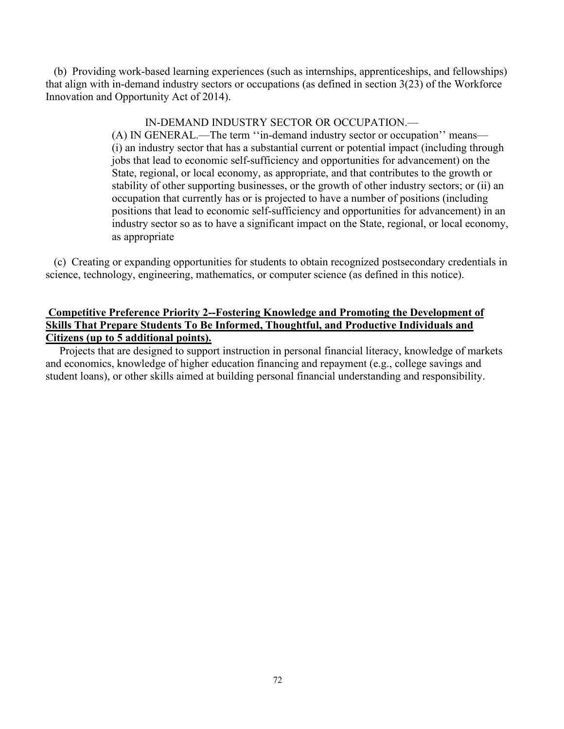(b) Providing work-based learning experiences (such as internships, apprenticeships, and fellowships) that align with in-demand industry sectors or occupations (as defined in section 3(23) of the Workforce Innovation and Opportunity Act of 2014).

> IN-DEMAND INDUSTRY SECTOR OR OCCUPATION.—
>
> (A) IN GENERAL.—The term ''in-demand industry sector or occupation'' means— (i) an industry sector that has a substantial current or potential impact (including through jobs that lead to economic self-sufficiency and opportunities for advancement) on the State, regional, or local economy, as appropriate, and that contributes to the growth or stability of other supporting businesses, or the growth of other industry sectors; or (ii) an occupation that currently has or is projected to have a number of positions (including positions that lead to economic self-sufficiency and opportunities for advancement) in an industry sector so as to have a significant impact on the State, regional, or local economy, as appropriate

(c) Creating or expanding opportunities for students to obtain recognized postsecondary credentials in science, technology, engineering, mathematics, or computer science (as defined in this notice).

**Competitive Preference Priority 2--Fostering Knowledge and Promoting the Development of Skills That Prepare Students To Be Informed, Thoughtful, and Productive Individuals and Citizens (up to 5 additional points).**

Projects that are designed to support instruction in personal financial literacy, knowledge of markets and economics, knowledge of higher education financing and repayment (e.g., college savings and student loans), or other skills aimed at building personal financial understanding and responsibility.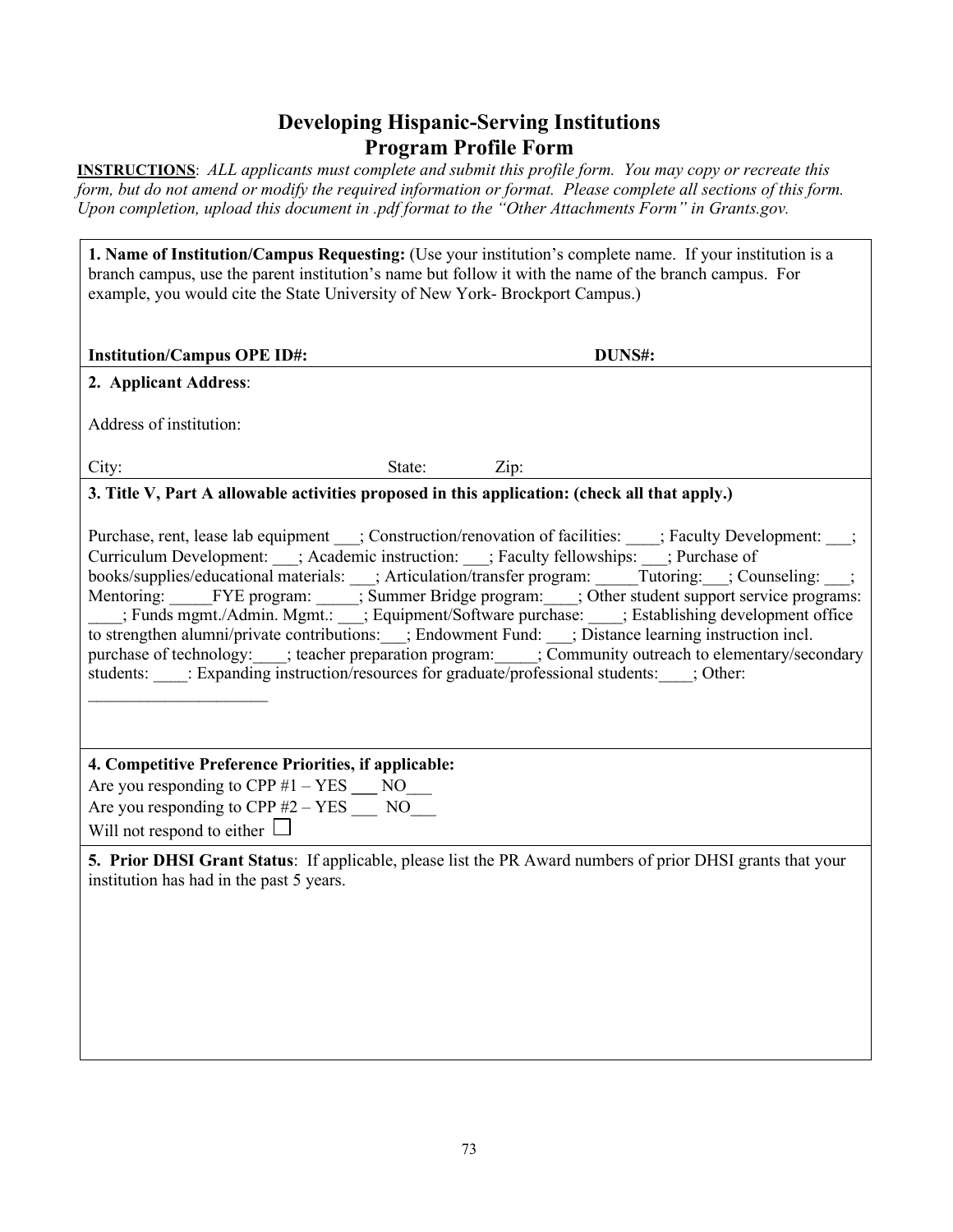# Developing Hispanic-Serving Institutions
# Program Profile Form

**INSTRUCTIONS**: *ALL applicants must complete and submit this profile form. You may copy or recreate this form, but do not amend or modify the required information or format. Please complete all sections of this form. Upon completion, upload this document in .pdf format to the "Other Attachments Form" in Grants.gov.*

**1. Name of Institution/Campus Requesting:** (Use your institution's complete name. If your institution is a branch campus, use the parent institution's name but follow it with the name of the branch campus. For example, you would cite the State University of New York- Brockport Campus.)

**Institution/Campus OPE ID#:** **DUNS#:**

**2. Applicant Address**:

Address of institution:

City: State: Zip:

**3. Title V, Part A allowable activities proposed in this application: (check all that apply.)**

Purchase, rent, lease lab equipment ___; Construction/renovation of facilities: ____; Faculty Development: ___; Curriculum Development: ___; Academic instruction: ___; Faculty fellowships: ___; Purchase of books/supplies/educational materials: ___; Articulation/transfer program: _____Tutoring:___; Counseling: ___; Mentoring: _____FYE program: _____; Summer Bridge program:____; Other student support service programs: ____; Funds mgmt./Admin. Mgmt.: ___; Equipment/Software purchase: ____; Establishing development office to strengthen alumni/private contributions:___; Endowment Fund: ___; Distance learning instruction incl. purchase of technology:____; teacher preparation program:_____; Community outreach to elementary/secondary students: ____: Expanding instruction/resources for graduate/professional students:____; Other: ______________________

**4. Competitive Preference Priorities, if applicable:**

Are you responding to CPP #1 – YES ___ NO___

Are you responding to CPP #2 – YES ___ NO___

Will not respond to either ☐

**5. Prior DHSI Grant Status**: If applicable, please list the PR Award numbers of prior DHSI grants that your institution has had in the past 5 years.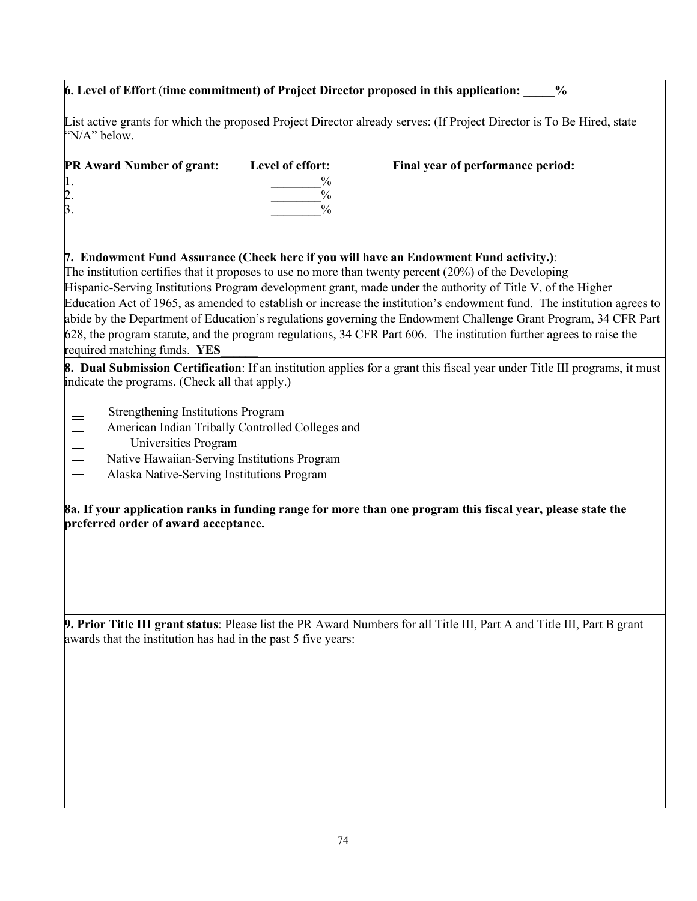**6. Level of Effort** (**time commitment) of Project Director proposed in this application: _____%**

List active grants for which the proposed Project Director already serves: (If Project Director is To Be Hired, state "N/A" below.

| PR Award Number of grant: | Level of effort: | Final year of performance period: |
|---|---|---|
| 1. | ________% | |
| 2. | ________% | |
| 3. | ________% | |

**7. Endowment Fund Assurance (Check here if you will have an Endowment Fund activity.)**:
The institution certifies that it proposes to use no more than twenty percent (20%) of the Developing Hispanic-Serving Institutions Program development grant, made under the authority of Title V, of the Higher Education Act of 1965, as amended to establish or increase the institution's endowment fund. The institution agrees to abide by the Department of Education's regulations governing the Endowment Challenge Grant Program, 34 CFR Part 628, the program statute, and the program regulations, 34 CFR Part 606. The institution further agrees to raise the required matching funds. **YES**______

**8. Dual Submission Certification**: If an institution applies for a grant this fiscal year under Title III programs, it must indicate the programs. (Check all that apply.)

- ☐ Strengthening Institutions Program
- ☐ American Indian Tribally Controlled Colleges and Universities Program
- ☐ Native Hawaiian-Serving Institutions Program
- ☐ Alaska Native-Serving Institutions Program

**8a. If your application ranks in funding range for more than one program this fiscal year, please state the preferred order of award acceptance.**

**9. Prior Title III grant status**: Please list the PR Award Numbers for all Title III, Part A and Title III, Part B grant awards that the institution has had in the past 5 five years: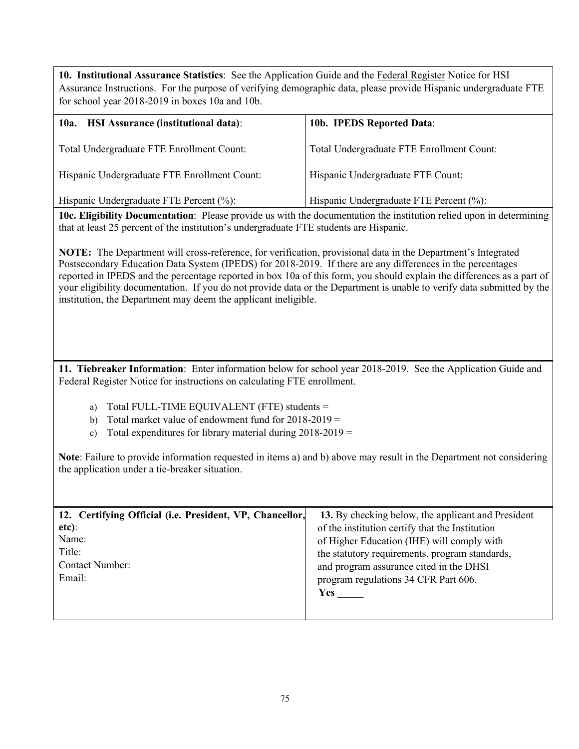**10. Institutional Assurance Statistics**: See the Application Guide and the Federal Register Notice for HSI Assurance Instructions. For the purpose of verifying demographic data, please provide Hispanic undergraduate FTE for school year 2018-2019 in boxes 10a and 10b.

| **10a. HSI Assurance (institutional data)**: | **10b. IPEDS Reported Data**: |
|---|---|
| Total Undergraduate FTE Enrollment Count: | Total Undergraduate FTE Enrollment Count: |
| Hispanic Undergraduate FTE Enrollment Count: | Hispanic Undergraduate FTE Count: |
| Hispanic Undergraduate FTE Percent (%): | Hispanic Undergraduate FTE Percent (%): |

**10c. Eligibility Documentation**: Please provide us with the documentation the institution relied upon in determining that at least 25 percent of the institution's undergraduate FTE students are Hispanic.

**NOTE:** The Department will cross-reference, for verification, provisional data in the Department's Integrated Postsecondary Education Data System (IPEDS) for 2018-2019. If there are any differences in the percentages reported in IPEDS and the percentage reported in box 10a of this form, you should explain the differences as a part of your eligibility documentation. If you do not provide data or the Department is unable to verify data submitted by the institution, the Department may deem the applicant ineligible.

**11. Tiebreaker Information**: Enter information below for school year 2018-2019. See the Application Guide and Federal Register Notice for instructions on calculating FTE enrollment.

a) Total FULL-TIME EQUIVALENT (FTE) students =
b) Total market value of endowment fund for 2018-2019 =
c) Total expenditures for library material during 2018-2019 =

**Note**: Failure to provide information requested in items a) and b) above may result in the Department not considering the application under a tie-breaker situation.

| **12. Certifying Official (i.e. President, VP, Chancellor, etc)**: | **13.** By checking below, the applicant and President of the institution certify that the Institution of Higher Education (IHE) will comply with the statutory requirements, program standards, and program assurance cited in the DHSI program regulations 34 CFR Part 606. |
|---|---|
| Name:<br>Title:<br>Contact Number:<br>Email: | **Yes _____** |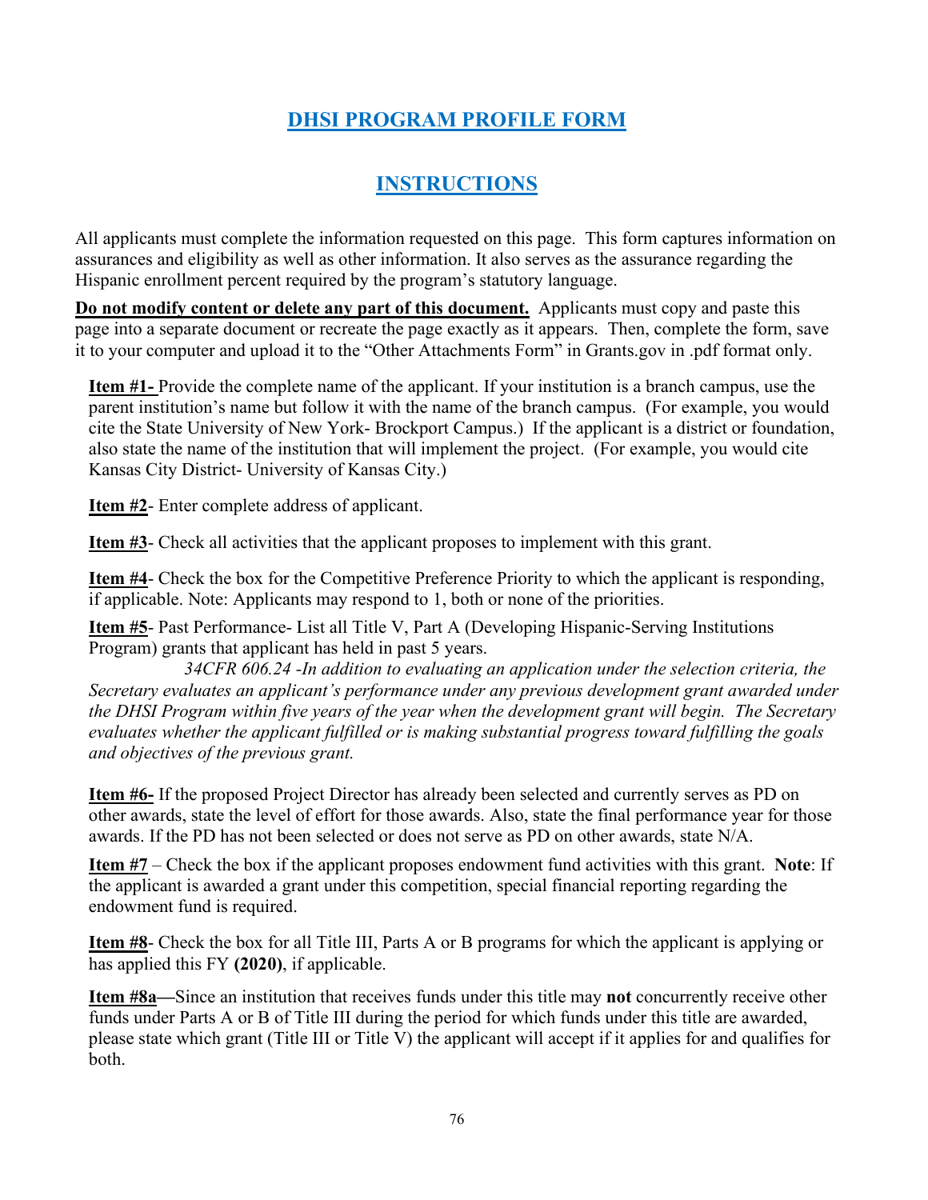## DHSI PROGRAM PROFILE FORM

## INSTRUCTIONS

All applicants must complete the information requested on this page. This form captures information on assurances and eligibility as well as other information. It also serves as the assurance regarding the Hispanic enrollment percent required by the program's statutory language.

**Do not modify content or delete any part of this document.** Applicants must copy and paste this page into a separate document or recreate the page exactly as it appears. Then, complete the form, save it to your computer and upload it to the "Other Attachments Form" in Grants.gov in .pdf format only.

**Item #1-** Provide the complete name of the applicant. If your institution is a branch campus, use the parent institution's name but follow it with the name of the branch campus. (For example, you would cite the State University of New York- Brockport Campus.) If the applicant is a district or foundation, also state the name of the institution that will implement the project. (For example, you would cite Kansas City District- University of Kansas City.)

**Item #2**- Enter complete address of applicant.

**Item #3**- Check all activities that the applicant proposes to implement with this grant.

**Item #4**- Check the box for the Competitive Preference Priority to which the applicant is responding, if applicable. Note: Applicants may respond to 1, both or none of the priorities.

**Item #5**- Past Performance- List all Title V, Part A (Developing Hispanic-Serving Institutions Program) grants that applicant has held in past 5 years.

*34CFR 606.24 -In addition to evaluating an application under the selection criteria, the Secretary evaluates an applicant's performance under any previous development grant awarded under the DHSI Program within five years of the year when the development grant will begin. The Secretary evaluates whether the applicant fulfilled or is making substantial progress toward fulfilling the goals and objectives of the previous grant.*

**Item #6-** If the proposed Project Director has already been selected and currently serves as PD on other awards, state the level of effort for those awards. Also, state the final performance year for those awards. If the PD has not been selected or does not serve as PD on other awards, state N/A.

**Item #7** – Check the box if the applicant proposes endowment fund activities with this grant. **Note**: If the applicant is awarded a grant under this competition, special financial reporting regarding the endowment fund is required.

**Item #8**- Check the box for all Title III, Parts A or B programs for which the applicant is applying or has applied this FY **(2020)**, if applicable.

**Item #8a—**Since an institution that receives funds under this title may **not** concurrently receive other funds under Parts A or B of Title III during the period for which funds under this title are awarded, please state which grant (Title III or Title V) the applicant will accept if it applies for and qualifies for both.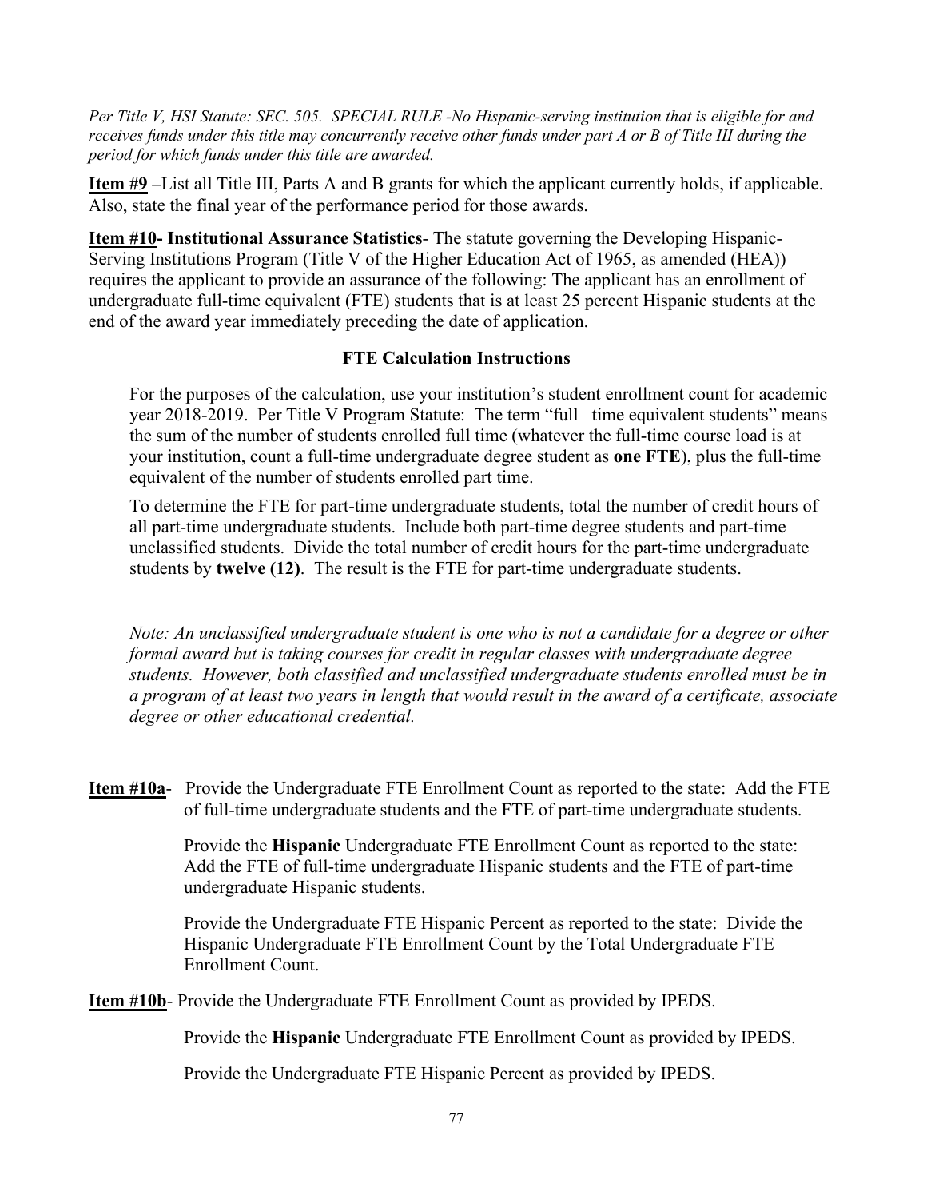*Per Title V, HSI Statute: SEC. 505. SPECIAL RULE -No Hispanic-serving institution that is eligible for and receives funds under this title may concurrently receive other funds under part A or B of Title III during the period for which funds under this title are awarded.*

**Item #9** –List all Title III, Parts A and B grants for which the applicant currently holds, if applicable. Also, state the final year of the performance period for those awards.

**Item #10- Institutional Assurance Statistics**- The statute governing the Developing Hispanic-Serving Institutions Program (Title V of the Higher Education Act of 1965, as amended (HEA)) requires the applicant to provide an assurance of the following: The applicant has an enrollment of undergraduate full-time equivalent (FTE) students that is at least 25 percent Hispanic students at the end of the award year immediately preceding the date of application.

**FTE Calculation Instructions**

For the purposes of the calculation, use your institution's student enrollment count for academic year 2018-2019. Per Title V Program Statute: The term "full –time equivalent students" means the sum of the number of students enrolled full time (whatever the full-time course load is at your institution, count a full-time undergraduate degree student as **one FTE**), plus the full-time equivalent of the number of students enrolled part time.

To determine the FTE for part-time undergraduate students, total the number of credit hours of all part-time undergraduate students. Include both part-time degree students and part-time unclassified students. Divide the total number of credit hours for the part-time undergraduate students by **twelve (12)**. The result is the FTE for part-time undergraduate students.

*Note: An unclassified undergraduate student is one who is not a candidate for a degree or other formal award but is taking courses for credit in regular classes with undergraduate degree students. However, both classified and unclassified undergraduate students enrolled must be in a program of at least two years in length that would result in the award of a certificate, associate degree or other educational credential.*

**Item #10a**- Provide the Undergraduate FTE Enrollment Count as reported to the state: Add the FTE of full-time undergraduate students and the FTE of part-time undergraduate students.

Provide the **Hispanic** Undergraduate FTE Enrollment Count as reported to the state: Add the FTE of full-time undergraduate Hispanic students and the FTE of part-time undergraduate Hispanic students.

Provide the Undergraduate FTE Hispanic Percent as reported to the state: Divide the Hispanic Undergraduate FTE Enrollment Count by the Total Undergraduate FTE Enrollment Count.

**Item #10b**- Provide the Undergraduate FTE Enrollment Count as provided by IPEDS.

Provide the **Hispanic** Undergraduate FTE Enrollment Count as provided by IPEDS.

Provide the Undergraduate FTE Hispanic Percent as provided by IPEDS.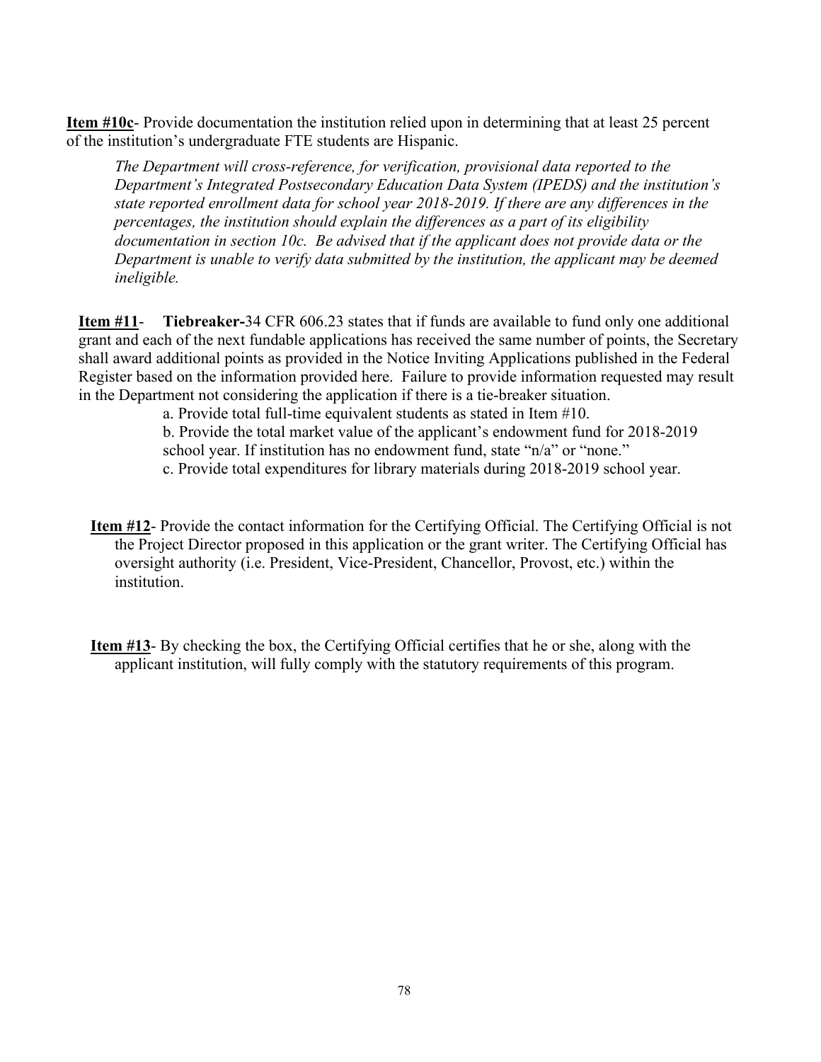**Item #10c**- Provide documentation the institution relied upon in determining that at least 25 percent of the institution's undergraduate FTE students are Hispanic.

> *The Department will cross-reference, for verification, provisional data reported to the Department's Integrated Postsecondary Education Data System (IPEDS) and the institution's state reported enrollment data for school year 2018-2019. If there are any differences in the percentages, the institution should explain the differences as a part of its eligibility documentation in section 10c. Be advised that if the applicant does not provide data or the Department is unable to verify data submitted by the institution, the applicant may be deemed ineligible.*

**Item #11**- **Tiebreaker-**34 CFR 606.23 states that if funds are available to fund only one additional grant and each of the next fundable applications has received the same number of points, the Secretary shall award additional points as provided in the Notice Inviting Applications published in the Federal Register based on the information provided here. Failure to provide information requested may result in the Department not considering the application if there is a tie-breaker situation.

a. Provide total full-time equivalent students as stated in Item #10.

b. Provide the total market value of the applicant's endowment fund for 2018-2019 school year. If institution has no endowment fund, state "n/a" or "none."

c. Provide total expenditures for library materials during 2018-2019 school year.

**Item #12**- Provide the contact information for the Certifying Official. The Certifying Official is not the Project Director proposed in this application or the grant writer. The Certifying Official has oversight authority (i.e. President, Vice-President, Chancellor, Provost, etc.) within the institution.

**Item #13**- By checking the box, the Certifying Official certifies that he or she, along with the applicant institution, will fully comply with the statutory requirements of this program.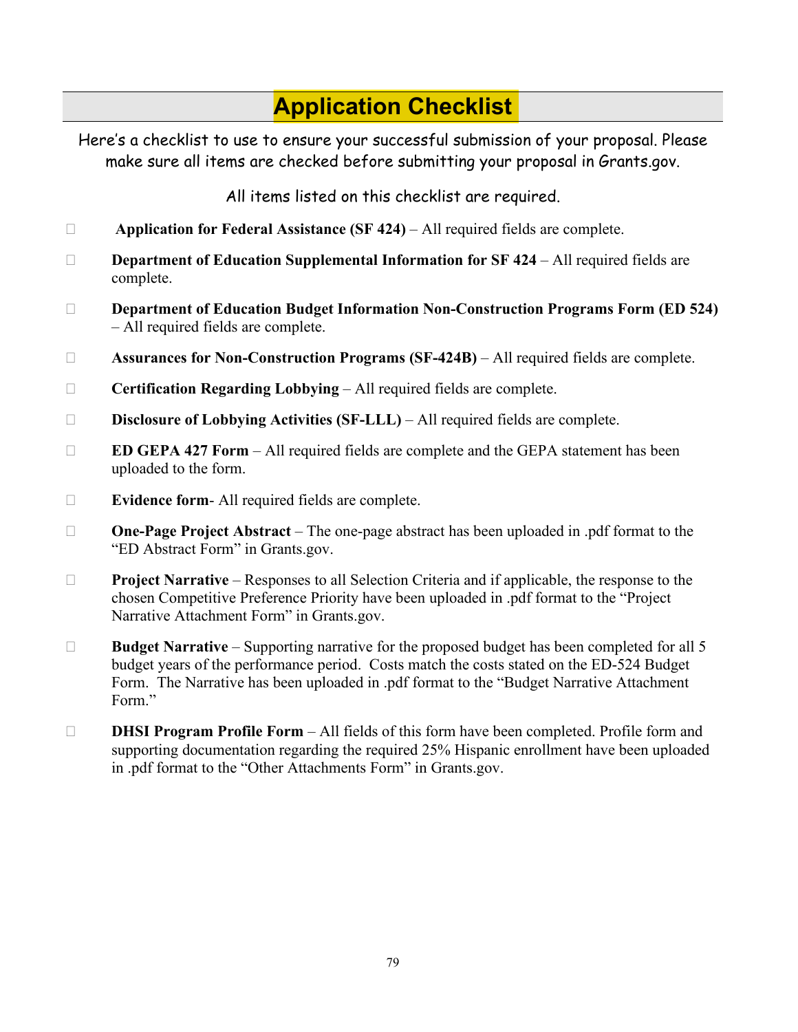# Application Checklist

Here's a checklist to use to ensure your successful submission of your proposal. Please make sure all items are checked before submitting your proposal in Grants.gov.

All items listed on this checklist are required.

- ☐ **Application for Federal Assistance (SF 424)** – All required fields are complete.
- ☐ **Department of Education Supplemental Information for SF 424** – All required fields are complete.
- ☐ **Department of Education Budget Information Non-Construction Programs Form (ED 524)** – All required fields are complete.
- ☐ **Assurances for Non-Construction Programs (SF-424B)** – All required fields are complete.
- ☐ **Certification Regarding Lobbying** – All required fields are complete.
- ☐ **Disclosure of Lobbying Activities (SF-LLL)** – All required fields are complete.
- ☐ **ED GEPA 427 Form** – All required fields are complete and the GEPA statement has been uploaded to the form.
- ☐ **Evidence form**- All required fields are complete.
- ☐ **One-Page Project Abstract** – The one-page abstract has been uploaded in .pdf format to the "ED Abstract Form" in Grants.gov.
- ☐ **Project Narrative** – Responses to all Selection Criteria and if applicable, the response to the chosen Competitive Preference Priority have been uploaded in .pdf format to the "Project Narrative Attachment Form" in Grants.gov.
- ☐ **Budget Narrative** – Supporting narrative for the proposed budget has been completed for all 5 budget years of the performance period. Costs match the costs stated on the ED-524 Budget Form. The Narrative has been uploaded in .pdf format to the "Budget Narrative Attachment Form."
- ☐ **DHSI Program Profile Form** – All fields of this form have been completed. Profile form and supporting documentation regarding the required 25% Hispanic enrollment have been uploaded in .pdf format to the "Other Attachments Form" in Grants.gov.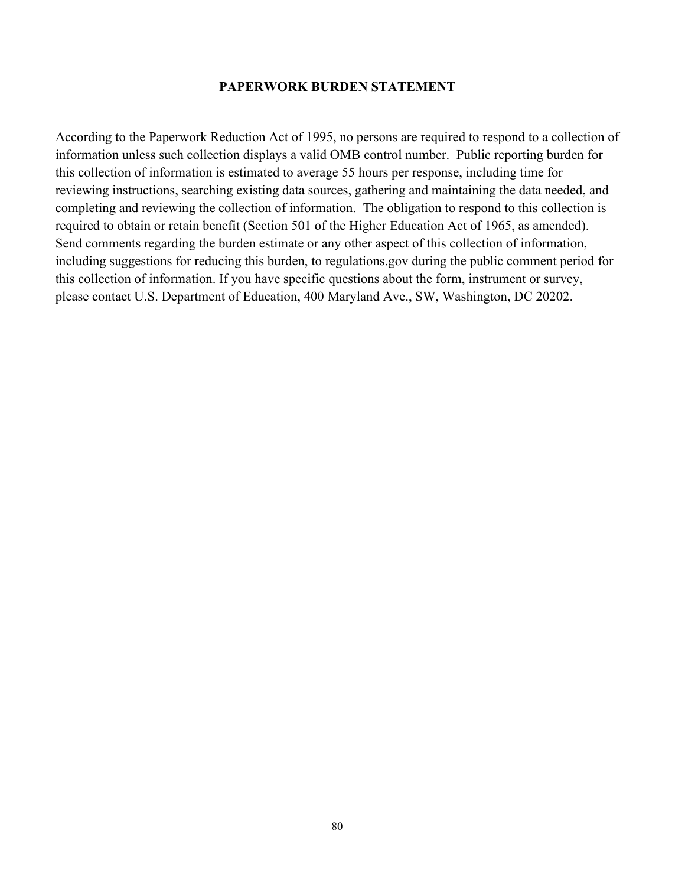## PAPERWORK BURDEN STATEMENT

According to the Paperwork Reduction Act of 1995, no persons are required to respond to a collection of information unless such collection displays a valid OMB control number. Public reporting burden for this collection of information is estimated to average 55 hours per response, including time for reviewing instructions, searching existing data sources, gathering and maintaining the data needed, and completing and reviewing the collection of information. The obligation to respond to this collection is required to obtain or retain benefit (Section 501 of the Higher Education Act of 1965, as amended). Send comments regarding the burden estimate or any other aspect of this collection of information, including suggestions for reducing this burden, to regulations.gov during the public comment period for this collection of information. If you have specific questions about the form, instrument or survey, please contact U.S. Department of Education, 400 Maryland Ave., SW, Washington, DC 20202.